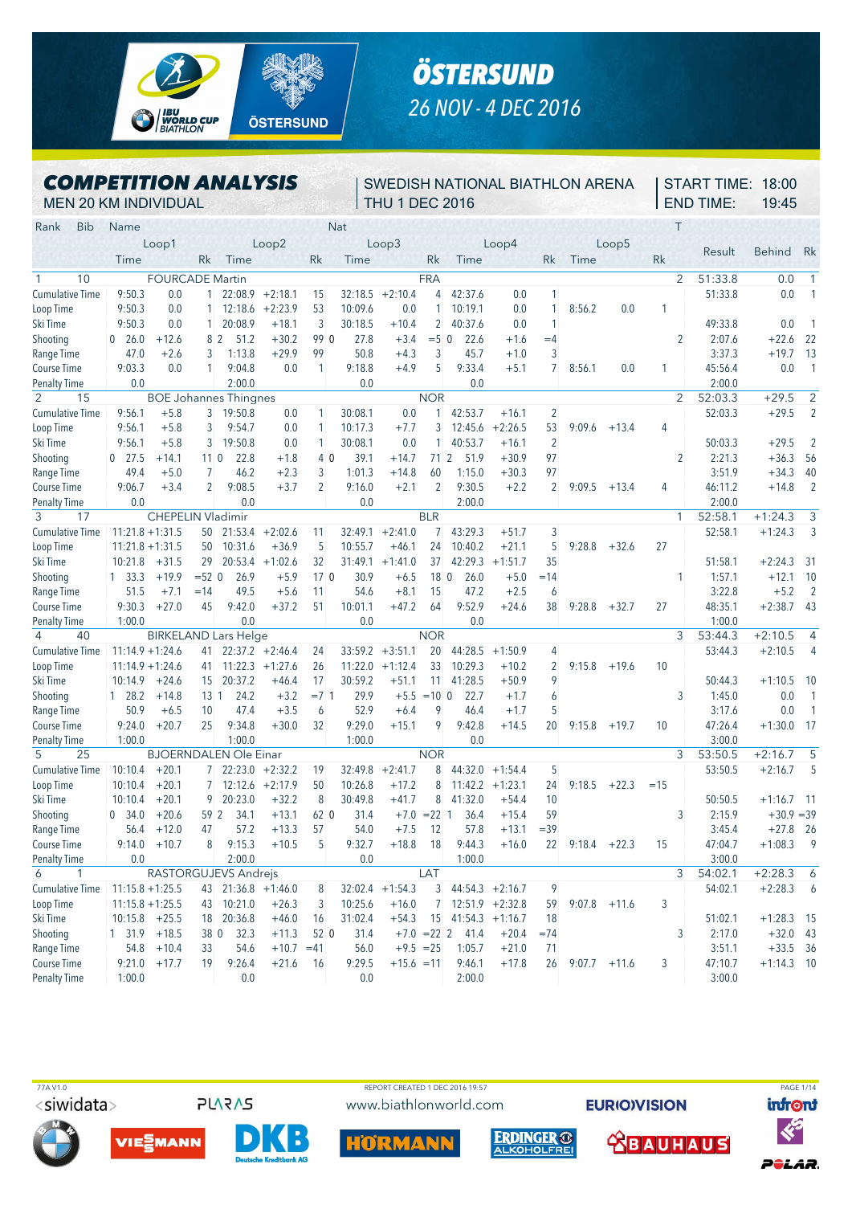# ÖSTERSUND

## 26 NOV - 4 DEC 2016

## COMPETITION ANALYSIS

MEN 20 KM INDIVIDUAL

SWEDISH NATIONAL BIATHLON ARENA
THU 1 DEC 2016

START TIME: 18:00
END TIME: 19:45

| Rank | Bib | Name | | | | | | Nat | | | | | | | | T | | | |
|---|---|---|---|---|---|---|---|---|---|---|---|---|---|---|---|---|---|---|---|
| | Loop1 | | | Loop2 | | | Loop3 | | | Loop4 | | | Loop5 | | | | Result | Behind | Rk |
| | Time | | Rk | Time | | Rk | Time | | Rk | Time | | Rk | Time | | Rk | | | | |
| 1 | 10 | FOURCADE Martin | | | | | | FRA | | | | | | | | 2 | 51:33.8 | 0.0 | 1 |
| Cumulative Time | 9:50.3 | 0.0 | 1 | 22:08.9 | +2:18.1 | 15 | 32:18.5 | +2:10.4 | 4 | 42:37.6 | 0.0 | 1 | | | | | 51:33.8 | 0.0 | 1 |
| Loop Time | 9:50.3 | 0.0 | 1 | 12:18.6 | +2:23.9 | 53 | 10:09.6 | 0.0 | 1 | 10:19.1 | 0.0 | 1 | 8:56.2 | 0.0 | 1 | | | | |
| Ski Time | 9:50.3 | 0.0 | 1 | 20:08.9 | +18.1 | 3 | 30:18.5 | +10.4 | 2 | 40:37.6 | 0.0 | 1 | | | | | 49:33.8 | 0.0 | 1 |
| Shooting | 0 26.0 | +12.6 | 8 | 2 51.2 | +30.2 | 99 | 0 27.8 | +3.4 | =5 | 0 22.6 | +1.6 | =4 | | | | 2 | 2:07.6 | +22.6 | 22 |
| Range Time | 47.0 | +2.6 | 3 | 1:13.8 | +29.9 | 99 | 50.8 | +4.3 | 3 | 45.7 | +1.0 | 3 | | | | | 3:37.3 | +19.7 | 13 |
| Course Time | 9:03.3 | 0.0 | 1 | 9:04.8 | 0.0 | 1 | 9:18.8 | +4.9 | 5 | 9:33.4 | +5.1 | 7 | 8:56.1 | 0.0 | 1 | | 45:56.4 | 0.0 | 1 |
| Penalty Time | 0.0 | | | 2:00.0 | | | 0.0 | | | 0.0 | | | | | | | 2:00.0 | | |
| 2 | 15 | BOE Johannes Thingnes | | | | | | NOR | | | | | | | | 2 | 52:03.3 | +29.5 | 2 |
| Cumulative Time | 9:56.1 | +5.8 | 3 | 19:50.8 | 0.0 | 1 | 30:08.1 | 0.0 | 1 | 42:53.7 | +16.1 | 2 | | | | | 52:03.3 | +29.5 | 2 |
| Loop Time | 9:56.1 | +5.8 | 3 | 9:54.7 | 0.0 | 1 | 10:17.3 | +7.7 | 3 | 12:45.6 | +2:26.5 | 53 | 9:09.6 | +13.4 | 4 | | | | |
| Ski Time | 9:56.1 | +5.8 | 3 | 19:50.8 | 0.0 | 1 | 30:08.1 | 0.0 | 1 | 40:53.7 | +16.1 | 2 | | | | | 50:03.3 | +29.5 | 2 |
| Shooting | 0 27.5 | +14.1 | 11 | 0 22.8 | +1.8 | 4 | 0 39.1 | +14.7 | 71 | 2 51.9 | +30.9 | 97 | | | | 2 | 2:21.3 | +36.3 | 56 |
| Range Time | 49.4 | +5.0 | 7 | 46.2 | +2.3 | 3 | 1:01.3 | +14.8 | 60 | 1:15.0 | +30.3 | 97 | | | | | 3:51.9 | +34.3 | 40 |
| Course Time | 9:06.7 | +3.4 | 2 | 9:08.5 | +3.7 | 2 | 9:16.0 | +2.1 | 2 | 9:30.5 | +2.2 | 2 | 9:09.5 | +13.4 | 4 | | 46:11.2 | +14.8 | 2 |
| Penalty Time | 0.0 | | | 0.0 | | | 0.0 | | | 2:00.0 | | | | | | | 2:00.0 | | |
| 3 | 17 | CHEPELIN Vladimir | | | | | | BLR | | | | | | | | 1 | 52:58.1 | +1:24.3 | 3 |
| Cumulative Time | 11:21.8 | +1:31.5 | 50 | 21:53.4 | +2:02.6 | 11 | 32:49.1 | +2:41.0 | 7 | 43:29.3 | +51.7 | 3 | | | | | 52:58.1 | +1:24.3 | 3 |
| Loop Time | 11:21.8 | +1:31.5 | 50 | 10:31.6 | +36.9 | 5 | 10:55.7 | +46.1 | 24 | 10:40.2 | +21.1 | 5 | 9:28.8 | +32.6 | 27 | | | | |
| Ski Time | 10:21.8 | +31.5 | 29 | 20:53.4 | +1:02.6 | 32 | 31:49.1 | +1:41.0 | 37 | 42:29.3 | +1:51.7 | 35 | | | | | 51:58.1 | +2:24.3 | 31 |
| Shooting | 1 33.3 | +19.9 | =52 | 0 26.9 | +5.9 | 17 | 0 30.9 | +6.5 | 18 | 0 26.0 | +5.0 | =14 | | | | 1 | 1:57.1 | +12.1 | 10 |
| Range Time | 51.5 | +7.1 | =14 | 49.5 | +5.6 | 11 | 54.6 | +8.1 | 15 | 47.2 | +2.5 | 6 | | | | | 3:22.8 | +5.2 | 2 |
| Course Time | 9:30.3 | +27.0 | 45 | 9:42.0 | +37.2 | 51 | 10:01.1 | +47.2 | 64 | 9:52.9 | +24.6 | 38 | 9:28.8 | +32.7 | 27 | | 48:35.1 | +2:38.7 | 43 |
| Penalty Time | 1:00.0 | | | 0.0 | | | 0.0 | | | 0.0 | | | | | | | 1:00.0 | | |
| 4 | 40 | BIRKELAND Lars Helge | | | | | | NOR | | | | | | | | 3 | 53:44.3 | +2:10.5 | 4 |
| Cumulative Time | 11:14.9 | +1:24.6 | 41 | 22:37.2 | +2:46.4 | 24 | 33:59.2 | +3:51.1 | 20 | 44:28.5 | +1:50.9 | 4 | | | | | 53:44.3 | +2:10.5 | 4 |
| Loop Time | 11:14.9 | +1:24.6 | 41 | 11:22.3 | +1:27.6 | 26 | 11:22.0 | +1:12.4 | 33 | 10:29.3 | +10.2 | 2 | 9:15.8 | +19.6 | 10 | | | | |
| Ski Time | 10:14.9 | +24.6 | 15 | 20:37.2 | +46.4 | 17 | 30:59.2 | +51.1 | 11 | 41:28.5 | +50.9 | 9 | | | | | 50:44.3 | +1:10.5 | 10 |
| Shooting | 1 28.2 | +14.8 | 13 | 1 24.2 | +3.2 | =7 | 1 29.9 | +5.5 | =10 | 0 22.7 | +1.7 | 6 | | | | 3 | 1:45.0 | 0.0 | 1 |
| Range Time | 50.9 | +6.5 | 10 | 47.4 | +3.5 | 6 | 52.9 | +6.4 | 9 | 46.4 | +1.7 | 5 | | | | | 3:17.6 | 0.0 | 1 |
| Course Time | 9:24.0 | +20.7 | 25 | 9:34.8 | +30.0 | 32 | 9:29.0 | +15.1 | 9 | 9:42.8 | +14.5 | 20 | 9:15.8 | +19.7 | 10 | | 47:26.4 | +1:30.0 | 17 |
| Penalty Time | 1:00.0 | | | 1:00.0 | | | 1:00.0 | | | 0.0 | | | | | | | 3:00.0 | | |
| 5 | 25 | BJOERNDALEN Ole Einar | | | | | | NOR | | | | | | | | 3 | 53:50.5 | +2:16.7 | 5 |
| Cumulative Time | 10:10.4 | +20.1 | 7 | 22:23.0 | +2:32.2 | 19 | 32:49.8 | +2:41.7 | 8 | 44:32.0 | +1:54.4 | 5 | | | | | 53:50.5 | +2:16.7 | 5 |
| Loop Time | 10:10.4 | +20.1 | 7 | 12:12.6 | +2:17.9 | 50 | 10:26.8 | +17.2 | 8 | 11:42.2 | +1:23.1 | 24 | 9:18.5 | +22.3 | =15 | | | | |
| Ski Time | 10:10.4 | +20.1 | 9 | 20:23.0 | +32.2 | 8 | 30:49.8 | +41.7 | 8 | 41:32.0 | +54.4 | 10 | | | | | 50:50.5 | +1:16.7 | 11 |
| Shooting | 0 34.0 | +20.6 | 59 | 2 34.1 | +13.1 | 62 | 0 31.4 | +7.0 | =22 | 1 36.4 | +15.4 | 59 | | | | 3 | 2:15.9 | +30.9 | =39 |
| Range Time | 56.4 | +12.0 | 47 | 57.2 | +13.3 | 57 | 54.0 | +7.5 | 12 | 57.8 | +13.1 | =39 | | | | | 3:45.4 | +27.8 | 26 |
| Course Time | 9:14.0 | +10.7 | 8 | 9:15.3 | +10.5 | 5 | 9:32.7 | +18.8 | 18 | 9:44.3 | +16.0 | 22 | 9:18.4 | +22.3 | 15 | | 47:04.7 | +1:08.3 | 9 |
| Penalty Time | 0.0 | | | 2:00.0 | | | 0.0 | | | 1:00.0 | | | | | | | 3:00.0 | | |
| 6 | 1 | RASTORGUJEVS Andrejs | | | | | | LAT | | | | | | | | 3 | 54:02.1 | +2:28.3 | 6 |
| Cumulative Time | 11:15.8 | +1:25.5 | 43 | 21:36.8 | +1:46.0 | 8 | 32:02.4 | +1:54.3 | 3 | 44:54.3 | +2:16.7 | 9 | | | | | 54:02.1 | +2:28.3 | 6 |
| Loop Time | 11:15.8 | +1:25.5 | 43 | 10:21.0 | +26.3 | 3 | 10:25.6 | +16.0 | 7 | 12:51.9 | +2:32.8 | 59 | 9:07.8 | +11.6 | 3 | | | | |
| Ski Time | 10:15.8 | +25.5 | 18 | 20:36.8 | +46.0 | 16 | 31:02.4 | +54.3 | 15 | 41:54.3 | +1:16.7 | 18 | | | | | 51:02.1 | +1:28.3 | 15 |
| Shooting | 1 31.9 | +18.5 | 38 | 0 32.3 | +11.3 | 52 | 0 31.4 | +7.0 | =22 | 2 41.4 | +20.4 | =74 | | | | 3 | 2:17.0 | +32.0 | 43 |
| Range Time | 54.8 | +10.4 | 33 | 54.6 | +10.7 | =41 | 56.0 | +9.5 | =25 | 1:05.7 | +21.0 | 71 | | | | | 3:51.1 | +33.5 | 36 |
| Course Time | 9:21.0 | +17.7 | 19 | 9:26.4 | +21.6 | 16 | 9:29.5 | +15.6 | =11 | 9:46.1 | +17.8 | 26 | 9:07.7 | +11.6 | 3 | | 47:10.7 | +1:14.3 | 10 |
| Penalty Time | 1:00.0 | | | 0.0 | | | 0.0 | | | 2:00.0 | | | | | | | 3:00.0 | | |

77A V1.0 REPORT CREATED 1 DEC 2016 19:57

www.biathlonworld.com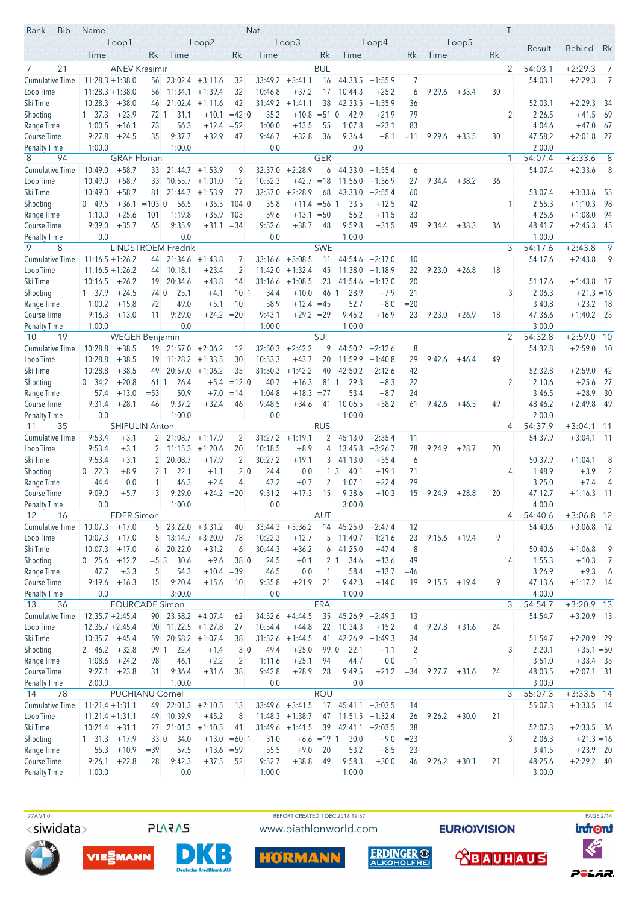| Rank | Bib | Name | | | | | | Nat | | | | | | | | T | Result | Behind | Rk |
|---|---|---|---|---|---|---|---|---|---|---|---|---|---|---|---|---|---|---|---|
| | Loop1 | | | Loop2 | | | Loop3 | | | Loop4 | | | Loop5 | | | | | | |
| | Time | | Rk | Time | | Rk | Time | | Rk | Time | | Rk | Time | | Rk | | | | |
| 7 | 21 | ANEV Krasimir | | | | | | BUL | | | | | | | | 2 | 54:03.1 | +2:29.3 | 7 |
| Cumulative Time | 11:28.3 | +1:38.0 | 56 | 23:02.4 | +3:11.6 | 32 | 33:49.2 | +3:41.1 | 16 | 44:33.5 | +1:55.9 | 7 | | | | | 54:03.1 | +2:29.3 | 7 |
| Loop Time | 11:28.3 | +1:38.0 | 56 | 11:34.1 | +1:39.4 | 32 | 10:46.8 | +37.2 | 17 | 10:44.3 | +25.2 | 6 | 9:29.6 | +33.4 | 30 | | | | |
| Ski Time | 10:28.3 | +38.0 | 46 | 21:02.4 | +1:11.6 | 42 | 31:49.2 | +1:41.1 | 38 | 42:33.5 | +1:55.9 | 36 | | | | | 52:03.1 | +2:29.3 | 34 |
| Shooting | 1 37.3 | +23.9 | 72 1 | 31.1 | +10.1 | =42 0 | 35.2 | +10.8 | =51 0 | 42.9 | +21.9 | 79 | | | | 2 | 2:26.5 | +41.5 | 69 |
| Range Time | 1:00.5 | +16.1 | 73 | 56.3 | +12.4 | =52 | 1:00.0 | +13.5 | 55 | 1:07.8 | +23.1 | 83 | | | | | 4:04.6 | +47.0 | 67 |
| Course Time | 9:27.8 | +24.5 | 35 | 9:37.7 | +32.9 | 47 | 9:46.7 | +32.8 | 36 | 9:36.4 | +8.1 | =11 | 9:29.6 | +33.5 | 30 | | 47:58.2 | +2:01.8 | 27 |
| Penalty Time | 1:00.0 | | | 1:00.0 | | | 0.0 | | | 0.0 | | | | | | | 2:00.0 | | |
| 8 | 94 | GRAF Florian | | | | | | GER | | | | | | | | 1 | 54:07.4 | +2:33.6 | 8 |
| Cumulative Time | 10:49.0 | +58.7 | 33 | 21:44.7 | +1:53.9 | 9 | 32:37.0 | +2:28.9 | 6 | 44:33.0 | +1:55.4 | 6 | | | | | 54:07.4 | +2:33.6 | 8 |
| Loop Time | 10:49.0 | +58.7 | 33 | 10:55.7 | +1:01.0 | 12 | 10:52.3 | +42.7 | =18 | 11:56.0 | +1:36.9 | 27 | 9:34.4 | +38.2 | 36 | | | | |
| Ski Time | 10:49.0 | +58.7 | 81 | 21:44.7 | +1:53.9 | 77 | 32:37.0 | +2:28.9 | 68 | 43:33.0 | +2:55.4 | 60 | | | | | 53:07.4 | +3:33.6 | 55 |
| Shooting | 0 49.5 | +36.1 | =103 0 | 56.5 | +35.5 | 104 0 | 35.8 | +11.4 | =56 1 | 33.5 | +12.5 | 42 | | | | 1 | 2:55.3 | +1:10.3 | 98 |
| Range Time | 1:10.0 | +25.6 | 101 | 1:19.8 | +35.9 | 103 | 59.6 | +13.1 | =50 | 56.2 | +11.5 | 33 | | | | | 4:25.6 | +1:08.0 | 94 |
| Course Time | 9:39.0 | +35.7 | 65 | 9:35.9 | +31.1 | =34 | 9:52.6 | +38.7 | 48 | 9:59.8 | +31.5 | 49 | 9:34.4 | +38.3 | 36 | | 48:41.7 | +2:45.3 | 45 |
| Penalty Time | 0.0 | | | 0.0 | | | 0.0 | | | 1:00.0 | | | | | | | 1:00.0 | | |
| 9 | 8 | LINDSTROEM Fredrik | | | | | | SWE | | | | | | | | 3 | 54:17.6 | +2:43.8 | 9 |
| Cumulative Time | 11:16.5 | +1:26.2 | 44 | 21:34.6 | +1:43.8 | 7 | 33:16.6 | +3:08.5 | 11 | 44:54.6 | +2:17.0 | 10 | | | | | 54:17.6 | +2:43.8 | 9 |
| Loop Time | 11:16.5 | +1:26.2 | 44 | 10:18.1 | +23.4 | 2 | 11:42.0 | +1:32.4 | 45 | 11:38.0 | +1:18.9 | 22 | 9:23.0 | +26.8 | 18 | | | | |
| Ski Time | 10:16.5 | +26.2 | 19 | 20:34.6 | +43.8 | 14 | 31:16.6 | +1:08.5 | 23 | 41:54.6 | +1:17.0 | 20 | | | | | 51:17.6 | +1:43.8 | 17 |
| Shooting | 1 37.9 | +24.5 | 74 0 | 25.1 | +4.1 | 10 1 | 34.4 | +10.0 | 46 1 | 28.9 | +7.9 | 21 | | | | 3 | 2:06.3 | +21.3 | =16 |
| Range Time | 1:00.2 | +15.8 | 72 | 49.0 | +5.1 | 10 | 58.9 | +12.4 | =45 | 52.7 | +8.0 | =20 | | | | | 3:40.8 | +23.2 | 18 |
| Course Time | 9:16.3 | +13.0 | 11 | 9:29.0 | +24.2 | =20 | 9:43.1 | +29.2 | =29 | 9:45.2 | +16.9 | 23 | 9:23.0 | +26.9 | 18 | | 47:36.6 | +1:40.2 | 23 |
| Penalty Time | 1:00.0 | | | 0.0 | | | 1:00.0 | | | 1:00.0 | | | | | | | 3:00.0 | | |
| 10 | 19 | WEGER Benjamin | | | | | | SUI | | | | | | | | 2 | 54:32.8 | +2:59.0 | 10 |
| Cumulative Time | 10:28.8 | +38.5 | 19 | 21:57.0 | +2:06.2 | 12 | 32:50.3 | +2:42.2 | 9 | 44:50.2 | +2:12.6 | 8 | | | | | 54:32.8 | +2:59.0 | 10 |
| Loop Time | 10:28.8 | +38.5 | 19 | 11:28.2 | +1:33.5 | 30 | 10:53.3 | +43.7 | 20 | 11:59.9 | +1:40.8 | 29 | 9:42.6 | +46.4 | 49 | | | | |
| Ski Time | 10:28.8 | +38.5 | 49 | 20:57.0 | +1:06.2 | 35 | 31:50.3 | +1:42.2 | 40 | 42:50.2 | +2:12.6 | 42 | | | | | 52:32.8 | +2:59.0 | 42 |
| Shooting | 0 34.2 | +20.8 | 61 1 | 26.4 | +5.4 | =12 0 | 40.7 | +16.3 | 81 1 | 29.3 | +8.3 | 22 | | | | 2 | 2:10.6 | +25.6 | 27 |
| Range Time | 57.4 | +13.0 | =53 | 50.9 | +7.0 | =14 | 1:04.8 | +18.3 | =77 | 53.4 | +8.7 | 24 | | | | | 3:46.5 | +28.9 | 30 |
| Course Time | 9:31.4 | +28.1 | 46 | 9:37.2 | +32.4 | 46 | 9:48.5 | +34.6 | 41 | 10:06.5 | +38.2 | 61 | 9:42.6 | +46.5 | 49 | | 48:46.2 | +2:49.8 | 49 |
| Penalty Time | 0.0 | | | 1:00.0 | | | 0.0 | | | 1:00.0 | | | | | | | 2:00.0 | | |
| 11 | 35 | SHIPULIN Anton | | | | | | RUS | | | | | | | | 4 | 54:37.9 | +3:04.1 | 11 |
| Cumulative Time | 9:53.4 | +3.1 | 2 | 21:08.7 | +1:17.9 | 2 | 31:27.2 | +1:19.1 | 2 | 45:13.0 | +2:35.4 | 11 | | | | | 54:37.9 | +3:04.1 | 11 |
| Loop Time | 9:53.4 | +3.1 | 2 | 11:15.3 | +1:20.6 | 20 | 10:18.5 | +8.9 | 4 | 13:45.8 | +3:26.7 | 78 | 9:24.9 | +28.7 | 20 | | | | |
| Ski Time | 9:53.4 | +3.1 | 2 | 20:08.7 | +17.9 | 2 | 30:27.2 | +19.1 | 3 | 41:13.0 | +35.4 | 6 | | | | | 50:37.9 | +1:04.1 | 8 |
| Shooting | 0 22.3 | +8.9 | 2 1 | 22.1 | +1.1 | 2 0 | 24.4 | 0.0 | 1 3 | 40.1 | +19.1 | 71 | | | | 4 | 1:48.9 | +3.9 | 2 |
| Range Time | 44.4 | 0.0 | 1 | 46.3 | +2.4 | 4 | 47.2 | +0.7 | 2 | 1:07.1 | +22.4 | 79 | | | | | 3:25.0 | +7.4 | 4 |
| Course Time | 9:09.0 | +5.7 | 3 | 9:29.0 | +24.2 | =20 | 9:31.2 | +17.3 | 15 | 9:38.6 | +10.3 | 15 | 9:24.9 | +28.8 | 20 | | 47:12.7 | +1:16.3 | 11 |
| Penalty Time | 0.0 | | | 1:00.0 | | | 0.0 | | | 3:00.0 | | | | | | | 4:00.0 | | |
| 12 | 16 | EDER Simon | | | | | | AUT | | | | | | | | 4 | 54:40.6 | +3:06.8 | 12 |
| Cumulative Time | 10:07.3 | +17.0 | 5 | 23:22.0 | +3:31.2 | 40 | 33:44.3 | +3:36.2 | 14 | 45:25.0 | +2:47.4 | 12 | | | | | 54:40.6 | +3:06.8 | 12 |
| Loop Time | 10:07.3 | +17.0 | 5 | 13:14.7 | +3:20.0 | 78 | 10:22.3 | +12.7 | 5 | 11:40.7 | +1:21.6 | 23 | 9:15.6 | +19.4 | 9 | | | | |
| Ski Time | 10:07.3 | +17.0 | 6 | 20:22.0 | +31.2 | 6 | 30:44.3 | +36.2 | 6 | 41:25.0 | +47.4 | 8 | | | | | 50:40.6 | +1:06.8 | 9 |
| Shooting | 0 25.6 | +12.2 | =5 3 | 30.6 | +9.6 | 38 0 | 24.5 | +0.1 | 2 1 | 34.6 | +13.6 | 49 | | | | 4 | 1:55.3 | +10.3 | 7 |
| Range Time | 47.7 | +3.3 | 5 | 54.3 | +10.4 | =39 | 46.5 | 0.0 | 1 | 58.4 | +13.7 | =46 | | | | | 3:26.9 | +9.3 | 6 |
| Course Time | 9:19.6 | +16.3 | 15 | 9:20.4 | +15.6 | 10 | 9:35.8 | +21.9 | 21 | 9:42.3 | +14.0 | 19 | 9:15.5 | +19.4 | 9 | | 47:13.6 | +1:17.2 | 14 |
| Penalty Time | 0.0 | | | 3:00.0 | | | 0.0 | | | 1:00.0 | | | | | | | 4:00.0 | | |
| 13 | 36 | FOURCADE Simon | | | | | | FRA | | | | | | | | 3 | 54:54.7 | +3:20.9 | 13 |
| Cumulative Time | 12:35.7 | +2:45.4 | 90 | 23:58.2 | +4:07.4 | 62 | 34:52.6 | +4:44.5 | 35 | 45:26.9 | +2:49.3 | 13 | | | | | 54:54.7 | +3:20.9 | 13 |
| Loop Time | 12:35.7 | +2:45.4 | 90 | 11:22.5 | +1:27.8 | 27 | 10:54.4 | +44.8 | 22 | 10:34.3 | +15.2 | 4 | 9:27.8 | +31.6 | 24 | | | | |
| Ski Time | 10:35.7 | +45.4 | 59 | 20:58.2 | +1:07.4 | 38 | 31:52.6 | +1:44.5 | 41 | 42:26.9 | +1:49.3 | 34 | | | | | 51:54.7 | +2:20.9 | 29 |
| Shooting | 2 46.2 | +32.8 | 99 1 | 22.4 | +1.4 | 3 0 | 49.4 | +25.0 | 99 0 | 22.1 | +1.1 | 2 | | | | 3 | 2:20.1 | +35.1 | =50 |
| Range Time | 1:08.6 | +24.2 | 98 | 46.1 | +2.2 | 2 | 1:11.6 | +25.1 | 94 | 44.7 | 0.0 | 1 | | | | | 3:51.0 | +33.4 | 35 |
| Course Time | 9:27.1 | +23.8 | 31 | 9:36.4 | +31.6 | 38 | 9:42.8 | +28.9 | 28 | 9:49.5 | +21.2 | =34 | 9:27.7 | +31.6 | 24 | | 48:03.5 | +2:07.1 | 31 |
| Penalty Time | 2:00.0 | | | 1:00.0 | | | 0.0 | | | 0.0 | | | | | | | 3:00.0 | | |
| 14 | 78 | PUCHIANU Cornel | | | | | | ROU | | | | | | | | 3 | 55:07.3 | +3:33.5 | 14 |
| Cumulative Time | 11:21.4 | +1:31.1 | 49 | 22:01.3 | +2:10.5 | 13 | 33:49.6 | +3:41.5 | 17 | 45:41.1 | +3:03.5 | 14 | | | | | 55:07.3 | +3:33.5 | 14 |
| Loop Time | 11:21.4 | +1:31.1 | 49 | 10:39.9 | +45.2 | 8 | 11:48.3 | +1:38.7 | 47 | 11:51.5 | +1:32.4 | 26 | 9:26.2 | +30.0 | 21 | | | | |
| Ski Time | 10:21.4 | +31.1 | 27 | 21:01.3 | +1:10.5 | 41 | 31:49.6 | +1:41.5 | 39 | 42:41.1 | +2:03.5 | 38 | | | | | 52:07.3 | +2:33.5 | 36 |
| Shooting | 1 31.3 | +17.9 | 33 0 | 34.0 | +13.0 | =60 1 | 31.0 | +6.6 | =19 1 | 30.0 | +9.0 | =23 | | | | 3 | 2:06.3 | +21.3 | =16 |
| Range Time | 55.3 | +10.9 | =39 | 57.5 | +13.6 | =59 | 55.5 | +9.0 | 20 | 53.2 | +8.5 | 23 | | | | | 3:41.5 | +23.9 | 20 |
| Course Time | 9:26.1 | +22.8 | 28 | 9:42.3 | +37.5 | 52 | 9:52.7 | +38.8 | 49 | 9:58.3 | +30.0 | 46 | 9:26.2 | +30.1 | 21 | | 48:25.6 | +2:29.2 | 40 |
| Penalty Time | 1:00.0 | | | 0.0 | | | 1:00.0 | | | 1:00.0 | | | | | | | 3:00.0 | | |

77A V1.0 REPORT CREATED 1 DEC 2016 19:57

www.biathlonworld.com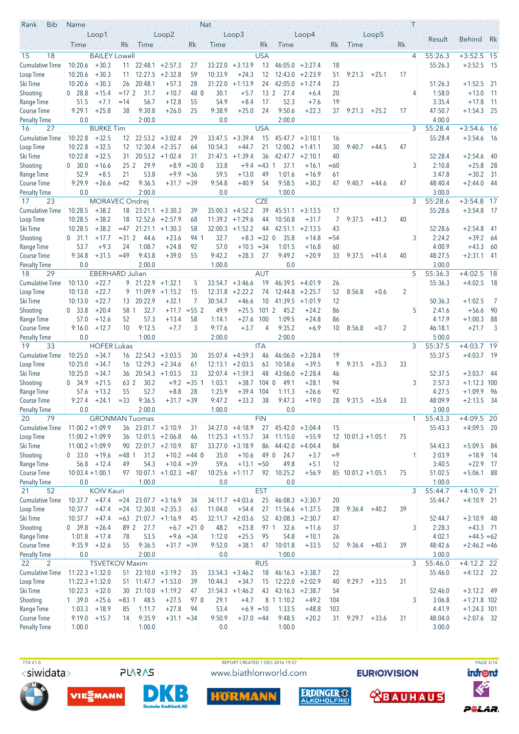| Rank | Bib | Name | | | | | Nat | | | | | | | | T | Result | Behind | Rk |
|---|---|---|---|---|---|---|---|---|---|---|---|---|---|---|---|---|---|---|
| | Loop1 | | | Loop2 | | | Loop3 | | | Loop4 | | | Loop5 | | | | | |
| | Time | | Rk | Time | | Rk | Time | | Rk | Time | | Rk | Time | | Rk | | | |
| 15 | 18 | BAILEY Lowell | | | | | USA | | | | | | | | 4 | 55:26.3 | +3:52.5 | 15 |
| Cumulative Time | 10:20.6 | +30.3 | 11 | 22:48.1 | +2:57.3 | 27 | 33:22.0 | +3:13.9 | 13 | 46:05.0 | +3:27.4 | 18 | | | | 55:26.3 | +3:52.5 | 15 |
| Loop Time | 10:20.6 | +30.3 | 11 | 12:27.5 | +2:32.8 | 59 | 10:33.9 | +24.3 | 12 | 12:43.0 | +2:23.9 | 51 | 9:21.3 | +25.1 | 17 | | | |
| Ski Time | 10:20.6 | +30.3 | 26 | 20:48.1 | +57.3 | 28 | 31:22.0 | +1:13.9 | 24 | 42:05.0 | +1:27.4 | 23 | | | | 51:26.3 | +1:52.5 | 21 |
| Shooting | 0 28.8 | +15.4 | =17 | 2 31.7 | +10.7 | 48 | 0 30.1 | +5.7 | 13 | 2 27.4 | +6.4 | 20 | | | 4 | 1:58.0 | +13.0 | 11 |
| Range Time | 51.5 | +7.1 | =14 | 56.7 | +12.8 | 55 | 54.9 | +8.4 | 17 | 52.3 | +7.6 | 19 | | | | 3:35.4 | +17.8 | 11 |
| Course Time | 9:29.1 | +25.8 | 38 | 9:30.8 | +26.0 | 25 | 9:38.9 | +25.0 | 24 | 9:50.6 | +22.3 | 37 | 9:21.3 | +25.2 | 17 | 47:50.7 | +1:54.3 | 25 |
| Penalty Time | 0.0 | | | 2:00.0 | | | 0.0 | | | 2:00.0 | | | | | | 4:00.0 | | |
| 16 | 27 | BURKE Tim | | | | | USA | | | | | | | | 3 | 55:28.4 | +3:54.6 | 16 |
| Cumulative Time | 10:22.8 | +32.5 | 12 | 22:53.2 | +3:02.4 | 29 | 33:47.5 | +3:39.4 | 15 | 45:47.7 | +3:10.1 | 16 | | | | 55:28.4 | +3:54.6 | 16 |
| Loop Time | 10:22.8 | +32.5 | 12 | 12:30.4 | +2:35.7 | 64 | 10:54.3 | +44.7 | 21 | 12:00.2 | +1:41.1 | 30 | 9:40.7 | +44.5 | 47 | | | |
| Ski Time | 10:22.8 | +32.5 | 31 | 20:53.2 | +1:02.4 | 31 | 31:47.5 | +1:39.4 | 36 | 42:47.7 | +2:10.1 | 40 | | | | 52:28.4 | +2:54.6 | 40 |
| Shooting | 0 30.0 | +16.6 | 25 | 2 29.9 | +8.9 | =30 | 0 33.8 | +9.4 | =43 | 1 37.1 | +16.1 | =60 | | | 3 | 2:10.8 | +25.8 | 28 |
| Range Time | 52.9 | +8.5 | 21 | 53.8 | +9.9 | =36 | 59.5 | +13.0 | 49 | 1:01.6 | +16.9 | 61 | | | | 3:47.8 | +30.2 | 31 |
| Course Time | 9:29.9 | +26.6 | =42 | 9:36.5 | +31.7 | =39 | 9:54.8 | +40.9 | 54 | 9:58.5 | +30.2 | 47 | 9:40.7 | +44.6 | 47 | 48:40.4 | +2:44.0 | 44 |
| Penalty Time | 0.0 | | | 2:00.0 | | | 0.0 | | | 1:00.0 | | | | | | 3:00.0 | | |
| 17 | 23 | MORAVEC Ondrej | | | | | CZE | | | | | | | | 3 | 55:28.6 | +3:54.8 | 17 |
| Cumulative Time | 10:28.5 | +38.2 | 18 | 23:21.1 | +3:30.3 | 39 | 35:00.3 | +4:52.2 | 39 | 45:51.1 | +3:13.5 | 17 | | | | 55:28.6 | +3:54.8 | 17 |
| Loop Time | 10:28.5 | +38.2 | 18 | 12:52.6 | +2:57.9 | 68 | 11:39.2 | +1:29.6 | 44 | 10:50.8 | +31.7 | 7 | 9:37.5 | +41.3 | 40 | | | |
| Ski Time | 10:28.5 | +38.2 | =47 | 21:21.1 | +1:30.3 | 58 | 32:00.3 | +1:52.2 | 44 | 42:51.1 | +2:13.5 | 43 | | | | 52:28.6 | +2:54.8 | 41 |
| Shooting | 0 31.1 | +17.7 | =31 | 2 44.6 | +23.6 | 94 | 1 32.7 | +8.3 | =32 | 0 35.8 | +14.8 | =54 | | | 3 | 2:24.2 | +39.2 | 64 |
| Range Time | 53.7 | +9.3 | 24 | 1:08.7 | +24.8 | 92 | 57.0 | +10.5 | =34 | 1:01.5 | +16.8 | 60 | | | | 4:00.9 | +43.3 | 60 |
| Course Time | 9:34.8 | +31.5 | =49 | 9:43.8 | +39.0 | 55 | 9:42.2 | +28.3 | 27 | 9:49.2 | +20.9 | 33 | 9:37.5 | +41.4 | 40 | 48:27.5 | +2:31.1 | 41 |
| Penalty Time | 0.0 | | | 2:00.0 | | | 1:00.0 | | | 0.0 | | | | | | 3:00.0 | | |
| 18 | 29 | EBERHARD Julian | | | | | AUT | | | | | | | | 5 | 55:36.3 | +4:02.5 | 18 |
| Cumulative Time | 10:13.0 | +22.7 | 9 | 21:22.9 | +1:32.1 | 5 | 33:54.7 | +3:46.6 | 19 | 46:39.5 | +4:01.9 | 26 | | | | 55:36.3 | +4:02.5 | 18 |
| Loop Time | 10:13.0 | +22.7 | 9 | 11:09.9 | +1:15.2 | 15 | 12:31.8 | +2:22.2 | 74 | 12:44.8 | +2:25.7 | 52 | 8:56.8 | +0.6 | 2 | | | |
| Ski Time | 10:13.0 | +22.7 | 13 | 20:22.9 | +32.1 | 7 | 30:54.7 | +46.6 | 10 | 41:39.5 | +1:01.9 | 12 | | | | 50:36.3 | +1:02.5 | 7 |
| Shooting | 0 33.8 | +20.4 | 58 | 1 32.7 | +11.7 | =55 | 2 49.9 | +25.5 | 101 | 2 45.2 | +24.2 | 86 | | | 5 | 2:41.6 | +56.6 | 90 |
| Range Time | 57.0 | +12.6 | 52 | 57.3 | +13.4 | 58 | 1:14.1 | +27.6 | 100 | 1:09.5 | +24.8 | 86 | | | | 4:17.9 | +1:00.3 | 88 |
| Course Time | 9:16.0 | +12.7 | 10 | 9:12.5 | +7.7 | 3 | 9:17.6 | +3.7 | 4 | 9:35.2 | +6.9 | 10 | 8:56.8 | +0.7 | 2 | 46:18.1 | +21.7 | 3 |
| Penalty Time | 0.0 | | | 1:00.0 | | | 2:00.0 | | | 2:00.0 | | | | | | 5:00.0 | | |
| 19 | 33 | HOFER Lukas | | | | | ITA | | | | | | | | 3 | 55:37.5 | +4:03.7 | 19 |
| Cumulative Time | 10:25.0 | +34.7 | 16 | 22:54.3 | +3:03.5 | 30 | 35:07.4 | +4:59.3 | 46 | 46:06.0 | +3:28.4 | 19 | | | | 55:37.5 | +4:03.7 | 19 |
| Loop Time | 10:25.0 | +34.7 | 16 | 12:29.3 | +2:34.6 | 61 | 12:13.1 | +2:03.5 | 63 | 10:58.6 | +39.5 | 9 | 9:31.5 | +35.3 | 33 | | | |
| Ski Time | 10:25.0 | +34.7 | 36 | 20:54.3 | +1:03.5 | 33 | 32:07.4 | +1:59.3 | 48 | 43:06.0 | +2:28.4 | 46 | | | | 52:37.5 | +3:03.7 | 44 |
| Shooting | 0 34.9 | +21.5 | 63 | 2 30.2 | +9.2 | =35 | 1 1:03.1 | +38.7 | 104 | 0 49.1 | +28.1 | 94 | | | 3 | 2:57.3 | +1:12.3 | 100 |
| Range Time | 57.6 | +13.2 | 55 | 52.7 | +8.8 | 28 | 1:25.9 | +39.4 | 104 | 1:11.3 | +26.6 | 92 | | | | 4:27.5 | +1:09.9 | 96 |
| Course Time | 9:27.4 | +24.1 | =33 | 9:36.5 | +31.7 | =39 | 9:47.2 | +33.3 | 38 | 9:47.3 | +19.0 | 28 | 9:31.5 | +35.4 | 33 | 48:09.9 | +2:13.5 | 34 |
| Penalty Time | 0.0 | | | 2:00.0 | | | 1:00.0 | | | 0.0 | | | | | | 3:00.0 | | |
| 20 | 79 | GRONMAN Tuomas | | | | | FIN | | | | | | | | 1 | 55:43.3 | +4:09.5 | 20 |
| Cumulative Time | 11:00.2 | +1:09.9 | 36 | 23:01.7 | +3:10.9 | 31 | 34:27.0 | +4:18.9 | 27 | 45:42.0 | +3:04.4 | 15 | | | | 55:43.3 | +4:09.5 | 20 |
| Loop Time | 11:00.2 | +1:09.9 | 36 | 12:01.5 | +2:06.8 | 46 | 11:25.3 | +1:15.7 | 34 | 11:15.0 | +55.9 | 12 | 10:01.3 | +1:05.1 | 75 | | | |
| Ski Time | 11:00.2 | +1:09.9 | 90 | 22:01.7 | +2:10.9 | 87 | 33:27.0 | +3:18.9 | 86 | 44:42.0 | +4:04.4 | 84 | | | | 54:43.3 | +5:09.5 | 84 |
| Shooting | 0 33.0 | +19.6 | =48 | 1 31.2 | +10.2 | =44 | 0 35.0 | +10.6 | 49 | 0 24.7 | +3.7 | =9 | | | 1 | 2:03.9 | +18.9 | 14 |
| Range Time | 56.8 | +12.4 | 49 | 54.3 | +10.4 | =39 | 59.6 | +13.1 | =50 | 49.8 | +5.1 | 12 | | | | 3:40.5 | +22.9 | 17 |
| Course Time | 10:03.4 | +1:00.1 | 97 | 10:07.1 | +1:02.3 | =87 | 10:25.6 | +1:11.7 | 92 | 10:25.2 | +56.9 | 85 | 10:01.2 | +1:05.1 | 75 | 51:02.5 | +5:06.1 | 88 |
| Penalty Time | 0.0 | | | 1:00.0 | | | 0.0 | | | 0.0 | | | | | | 1:00.0 | | |
| 21 | 52 | KOIV Kauri | | | | | EST | | | | | | | | 3 | 55:44.7 | +4:10.9 | 21 |
| Cumulative Time | 10:37.7 | +47.4 | =24 | 23:07.7 | +3:16.9 | 34 | 34:11.7 | +4:03.6 | 25 | 46:08.3 | +3:30.7 | 20 | | | | 55:44.7 | +4:10.9 | 21 |
| Loop Time | 10:37.7 | +47.4 | =24 | 12:30.0 | +2:35.3 | 63 | 11:04.0 | +54.4 | 27 | 11:56.6 | +1:37.5 | 28 | 9:36.4 | +40.2 | 39 | | | |
| Ski Time | 10:37.7 | +47.4 | =63 | 21:07.7 | +1:16.9 | 45 | 32:11.7 | +2:03.6 | 52 | 43:08.3 | +2:30.7 | 47 | | | | 52:44.7 | +3:10.9 | 48 |
| Shooting | 0 39.8 | +26.4 | 89 | 2 27.7 | +6.7 | =21 | 0 48.2 | +23.8 | 97 | 1 32.6 | +11.6 | 37 | | | 3 | 2:28.3 | +43.3 | 71 |
| Range Time | 1:01.8 | +17.4 | 78 | 53.5 | +9.6 | =34 | 1:12.0 | +25.5 | 95 | 54.8 | +10.1 | 26 | | | | 4:02.1 | +44.5 | =62 |
| Course Time | 9:35.9 | +32.6 | 55 | 9:36.5 | +31.7 | =39 | 9:52.0 | +38.1 | 47 | 10:01.8 | +33.5 | 52 | 9:36.4 | +40.3 | 39 | 48:42.6 | +2:46.2 | =46 |
| Penalty Time | 0.0 | | | 2:00.0 | | | 0.0 | | | 1:00.0 | | | | | | 3:00.0 | | |
| 22 | 2 | TSVETKOV Maxim | | | | | RUS | | | | | | | | 3 | 55:46.0 | +4:12.2 | 22 |
| Cumulative Time | 11:22.3 | +1:32.0 | 51 | 23:10.0 | +3:19.2 | 35 | 33:54.3 | +3:46.2 | 18 | 46:16.3 | +3:38.7 | 22 | | | | 55:46.0 | +4:12.2 | 22 |
| Loop Time | 11:22.3 | +1:32.0 | 51 | 11:47.7 | +1:53.0 | 39 | 10:44.3 | +34.7 | 15 | 12:22.0 | +2:02.9 | 40 | 9:29.7 | +33.5 | 31 | | | |
| Ski Time | 10:22.3 | +32.0 | 30 | 21:10.0 | +1:19.2 | 47 | 31:54.3 | +1:46.2 | 43 | 43:16.3 | +2:38.7 | 54 | | | | 52:46.0 | +3:12.2 | 49 |
| Shooting | 1 39.0 | +25.6 | =83 | 1 48.5 | +27.5 | 97 | 0 29.1 | +4.7 | 8 | 1 1:10.2 | +49.2 | 104 | | | 3 | 3:06.8 | +1:21.8 | 102 |
| Range Time | 1:03.3 | +18.9 | 85 | 1:11.7 | +27.8 | 94 | 53.4 | +6.9 | =10 | 1:33.5 | +48.8 | 103 | | | | 4:41.9 | +1:24.3 | 101 |
| Course Time | 9:19.0 | +15.7 | 14 | 9:35.9 | +31.1 | =34 | 9:50.9 | +37.0 | =44 | 9:48.5 | +20.2 | 31 | 9:29.7 | +33.6 | 31 | 48:04.0 | +2:07.6 | 32 |
| Penalty Time | 1:00.0 | | | 1:00.0 | | | 0.0 | | | 1:00.0 | | | | | | 3:00.0 | | |

77A V1.0 REPORT CREATED 1 DEC 2016 19:57

<siwidata> PLARAS www.biathlonworld.com EUROVISION infront

BMW VIESSMANN DKB Deutsche Kreditbank AG HÖRMANN ERDINGER ALKOHOLFREI BAUHAUS POLAR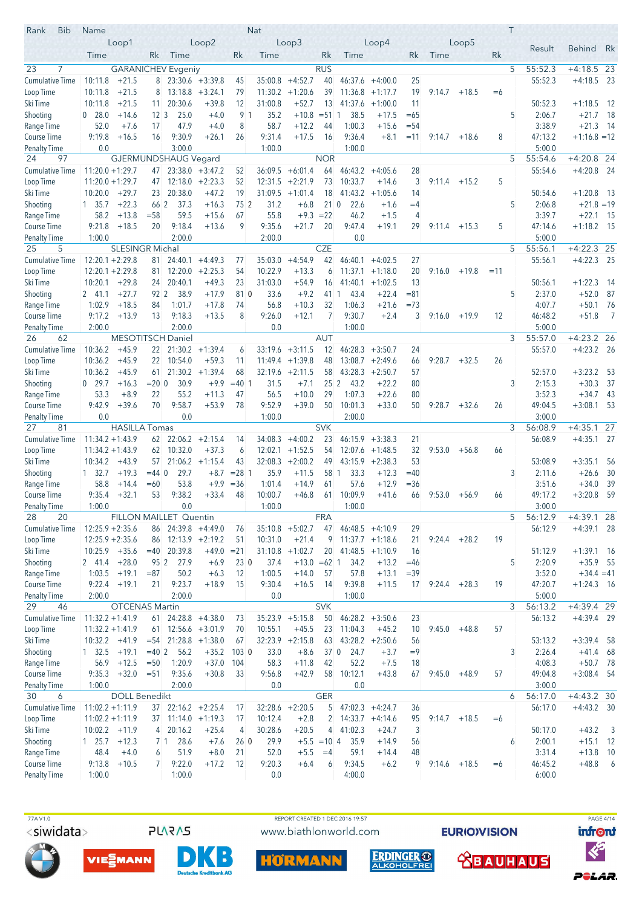| Rank | Bib | Name | | | | Nat | | | | | | | T | Result | Behind | Rk |
|---|---|---|---|---|---|---|---|---|---|---|---|---|---|---|---|---|
| | | Loop1 | | Loop2 | | Loop3 | | Loop4 | | Loop5 | | | | | | |
| | | Time | Rk | Time | Rk | Time | Rk | Time | Rk | Time | Rk | | | | | |
| 23 | 7 | GARANICHEV Evgeniy | | | | RUS | | | | | | | 5 | 55:52.3 | +4:18.5 | 23 |
| Cumulative Time | | 10:11.8 +21.5 | 8 | 23:30.6 +3:39.8 | 45 | 35:00.8 +4:52.7 | 40 | 46:37.6 +4:00.0 | 25 | | | | | 55:52.3 | +4:18.5 | 23 |
| Loop Time | | 10:11.8 +21.5 | 8 | 13:18.8 +3:24.1 | 79 | 11:30.2 +1:20.6 | 39 | 11:36.8 +1:17.7 | 19 | 9:14.7 +18.5 | =6 | | | | | |
| Ski Time | | 10:11.8 +21.5 | 11 | 20:30.6 +39.8 | 12 | 31:00.8 +52.7 | 13 | 41:37.6 +1:00.0 | 11 | | | | | 50:52.3 | +1:18.5 | 12 |
| Shooting | | 0 28.0 +14.6 | 12 | 3 25.0 +4.0 | 9 | 1 35.2 +10.8 | =51 | 1 38.5 +17.5 | =65 | | | | 5 | 2:06.7 | +21.7 | 18 |
| Range Time | | 52.0 +7.6 | 17 | 47.9 +4.0 | 8 | 58.7 +12.2 | 44 | 1:00.3 +15.6 | =54 | | | | | 3:38.9 | +21.3 | 14 |
| Course Time | | 9:19.8 +16.5 | 16 | 9:30.9 +26.1 | 26 | 9:31.4 +17.5 | 16 | 9:36.4 +8.1 | =11 | 9:14.7 +18.6 | 8 | | | 47:13.2 | +1:16.8 | =12 |
| Penalty Time | | 0.0 | | 3:00.0 | | 1:00.0 | | 1:00.0 | | | | | | 5:00.0 | | |
| 24 | 97 | GJERMUNDSHAUG Vegard | | | | NOR | | | | | | | 5 | 55:54.6 | +4:20.8 | 24 |
| Cumulative Time | | 11:20.0 +1:29.7 | 47 | 23:38.0 +3:47.2 | 52 | 36:09.5 +6:01.4 | 64 | 46:43.2 +4:05.6 | 28 | | | | | 55:54.6 | +4:20.8 | 24 |
| Loop Time | | 11:20.0 +1:29.7 | 47 | 12:18.0 +2:23.3 | 52 | 12:31.5 +2:21.9 | 73 | 10:33.7 +14.6 | 3 | 9:11.4 +15.2 | 5 | | | | | |
| Ski Time | | 10:20.0 +29.7 | 23 | 20:38.0 +47.2 | 19 | 31:09.5 +1:01.4 | 18 | 41:43.2 +1:05.6 | 14 | | | | | 50:54.6 | +1:20.8 | 13 |
| Shooting | | 1 35.7 +22.3 | 66 | 2 37.3 +16.3 | 75 | 2 31.2 +6.8 | 21 | 0 22.6 +1.6 | =4 | | | | 5 | 2:06.8 | +21.8 | =19 |
| Range Time | | 58.2 +13.8 | =58 | 59.5 +15.6 | 67 | 55.8 +9.3 | =22 | 46.2 +1.5 | 4 | | | | | 3:39.7 | +22.1 | 15 |
| Course Time | | 9:21.8 +18.5 | 20 | 9:18.4 +13.6 | 9 | 9:35.6 +21.7 | 20 | 9:47.4 +19.1 | 29 | 9:11.4 +15.3 | 5 | | | 47:14.6 | +1:18.2 | 15 |
| Penalty Time | | 1:00.0 | | 2:00.0 | | 2:00.0 | | 0.0 | | | | | | 5:00.0 | | |
| 25 | 5 | SLESINGR Michal | | | | CZE | | | | | | | 5 | 55:56.1 | +4:22.3 | 25 |
| Cumulative Time | | 12:20.1 +2:29.8 | 81 | 24:40.1 +4:49.3 | 77 | 35:03.0 +4:54.9 | 42 | 46:40.1 +4:02.5 | 27 | | | | | 55:56.1 | +4:22.3 | 25 |
| Loop Time | | 12:20.1 +2:29.8 | 81 | 12:20.0 +2:25.3 | 54 | 10:22.9 +13.3 | 6 | 11:37.1 +1:18.0 | 20 | 9:16.0 +19.8 | =11 | | | | | |
| Ski Time | | 10:20.1 +29.8 | 24 | 20:40.1 +49.3 | 23 | 31:03.0 +54.9 | 16 | 41:40.1 +1:02.5 | 13 | | | | | 50:56.1 | +1:22.3 | 14 |
| Shooting | | 2 41.1 +27.7 | 92 | 2 38.9 +17.9 | 81 | 0 33.6 +9.2 | 41 | 1 43.4 +22.4 | =81 | | | | 5 | 2:37.0 | +52.0 | 87 |
| Range Time | | 1:02.9 +18.5 | 84 | 1:01.7 +17.8 | 74 | 56.8 +10.3 | 32 | 1:06.3 +21.6 | =73 | | | | | 4:07.7 | +50.1 | 76 |
| Course Time | | 9:17.2 +13.9 | 13 | 9:18.3 +13.5 | 8 | 9:26.0 +12.1 | 7 | 9:30.7 +2.4 | 3 | 9:16.0 +19.9 | 12 | | | 46:48.2 | +51.8 | 7 |
| Penalty Time | | 2:00.0 | | 2:00.0 | | 0.0 | | 1:00.0 | | | | | | 5:00.0 | | |
| 26 | 62 | MESOTITSCH Daniel | | | | AUT | | | | | | | 3 | 55:57.0 | +4:23.2 | 26 |
| Cumulative Time | | 10:36.2 +45.9 | 22 | 21:30.2 +1:39.4 | 6 | 33:19.6 +3:11.5 | 12 | 46:28.3 +3:50.7 | 24 | | | | | 55:57.0 | +4:23.2 | 26 |
| Loop Time | | 10:36.2 +45.9 | 22 | 10:54.0 +59.3 | 11 | 11:49.4 +1:39.8 | 48 | 13:08.7 +2:49.6 | 66 | 9:28.7 +32.5 | 26 | | | | | |
| Ski Time | | 10:36.2 +45.9 | 61 | 21:30.2 +1:39.4 | 68 | 32:19.6 +2:11.5 | 58 | 43:28.3 +2:50.7 | 57 | | | | | 52:57.0 | +3:23.2 | 53 |
| Shooting | | 0 29.7 +16.3 | =20 | 0 30.9 +9.9 | =40 | 1 31.5 +7.1 | 25 | 2 43.2 +22.2 | 80 | | | | 3 | 2:15.3 | +30.3 | 37 |
| Range Time | | 53.3 +8.9 | 22 | 55.2 +11.3 | 47 | 56.5 +10.0 | 29 | 1:07.3 +22.6 | 80 | | | | | 3:52.3 | +34.7 | 43 |
| Course Time | | 9:42.9 +39.6 | 70 | 9:58.7 +53.9 | 78 | 9:52.9 +39.0 | 50 | 10:01.3 +33.0 | 50 | 9:28.7 +32.6 | 26 | | | 49:04.5 | +3:08.1 | 53 |
| Penalty Time | | 0.0 | | 0.0 | | 1:00.0 | | 2:00.0 | | | | | | 3:00.0 | | |
| 27 | 81 | HASILLA Tomas | | | | SVK | | | | | | | 3 | 56:08.9 | +4:35.1 | 27 |
| Cumulative Time | | 11:34.2 +1:43.9 | 62 | 22:06.2 +2:15.4 | 14 | 34:08.3 +4:00.2 | 23 | 46:15.9 +3:38.3 | 21 | | | | | 56:08.9 | +4:35.1 | 27 |
| Loop Time | | 11:34.2 +1:43.9 | 62 | 10:32.0 +37.3 | 6 | 12:02.1 +1:52.5 | 54 | 12:07.6 +1:48.5 | 32 | 9:53.0 +56.8 | 66 | | | | | |
| Ski Time | | 10:34.2 +43.9 | 57 | 21:06.2 +1:15.4 | 43 | 32:08.3 +2:00.2 | 49 | 43:15.9 +2:38.3 | 53 | | | | | 53:08.9 | +3:35.1 | 56 |
| Shooting | | 1 32.7 +19.3 | =44 | 0 29.7 +8.7 | =28 | 1 35.9 +11.5 | 58 | 1 33.3 +12.3 | =40 | | | | 3 | 2:11.6 | +26.6 | 30 |
| Range Time | | 58.8 +14.4 | =60 | 53.8 +9.9 | =36 | 1:01.4 +14.9 | 61 | 57.6 +12.9 | =36 | | | | | 3:51.6 | +34.0 | 39 |
| Course Time | | 9:35.4 +32.1 | 53 | 9:38.2 +33.4 | 48 | 10:00.7 +46.8 | 61 | 10:09.9 +41.6 | 66 | 9:53.0 +56.9 | 66 | | | 49:17.2 | +3:20.8 | 59 |
| Penalty Time | | 1:00.0 | | 0.0 | | 1:00.0 | | 1:00.0 | | | | | | 3:00.0 | | |
| 28 | 20 | FILLON MAILLET Quentin | | | | FRA | | | | | | | 5 | 56:12.9 | +4:39.1 | 28 |
| Cumulative Time | | 12:25.9 +2:35.6 | 86 | 24:39.8 +4:49.0 | 76 | 35:10.8 +5:02.7 | 47 | 46:48.5 +4:10.9 | 29 | | | | | 56:12.9 | +4:39.1 | 28 |
| Loop Time | | 12:25.9 +2:35.6 | 86 | 12:13.9 +2:19.2 | 51 | 10:31.0 +21.4 | 9 | 11:37.7 +1:18.6 | 21 | 9:24.4 +28.2 | 19 | | | | | |
| Ski Time | | 10:25.9 +35.6 | =40 | 20:39.8 +49.0 | =21 | 31:10.8 +1:02.7 | 20 | 41:48.5 +1:10.9 | 16 | | | | | 51:12.9 | +1:39.1 | 16 |
| Shooting | | 2 41.4 +28.0 | 95 | 2 27.9 +6.9 | 23 | 0 37.4 +13.0 | =62 | 1 34.2 +13.2 | =46 | | | | 5 | 2:20.9 | +35.9 | 55 |
| Range Time | | 1:03.5 +19.1 | =87 | 50.2 +6.3 | 12 | 1:00.5 +14.0 | 57 | 57.8 +13.1 | =39 | | | | | 3:52.0 | +34.4 | =41 |
| Course Time | | 9:22.4 +19.1 | 21 | 9:23.7 +18.9 | 15 | 9:30.4 +16.5 | 14 | 9:39.8 +11.5 | 17 | 9:24.4 +28.3 | 19 | | | 47:20.7 | +1:24.3 | 16 |
| Penalty Time | | 2:00.0 | | 2:00.0 | | 0.0 | | 1:00.0 | | | | | | 5:00.0 | | |
| 29 | 46 | OTCENAS Martin | | | | SVK | | | | | | | 3 | 56:13.2 | +4:39.4 | 29 |
| Cumulative Time | | 11:32.2 +1:41.9 | 61 | 24:28.8 +4:38.0 | 73 | 35:23.9 +5:15.8 | 50 | 46:28.2 +3:50.6 | 23 | | | | | 56:13.2 | +4:39.4 | 29 |
| Loop Time | | 11:32.2 +1:41.9 | 61 | 12:56.6 +3:01.9 | 70 | 10:55.1 +45.5 | 23 | 11:04.3 +45.2 | 10 | 9:45.0 +48.8 | 57 | | | | | |
| Ski Time | | 10:32.2 +41.9 | =54 | 21:28.8 +1:38.0 | 67 | 32:23.9 +2:15.8 | 63 | 43:28.2 +2:50.6 | 56 | | | | | 53:13.2 | +3:39.4 | 58 |
| Shooting | | 1 32.5 +19.1 | =40 | 2 56.2 +35.2 | 103 | 0 33.0 +8.6 | 37 | 0 24.7 +3.7 | =9 | | | | 3 | 2:26.4 | +41.4 | 68 |
| Range Time | | 56.9 +12.5 | =50 | 1:20.9 +37.0 | 104 | 58.3 +11.8 | 42 | 52.2 +7.5 | 18 | | | | | 4:08.3 | +50.7 | 78 |
| Course Time | | 9:35.3 +32.0 | =51 | 9:35.6 +30.8 | 33 | 9:56.8 +42.9 | 58 | 10:12.1 +43.8 | 67 | 9:45.0 +48.9 | 57 | | | 49:04.8 | +3:08.4 | 54 |
| Penalty Time | | 1:00.0 | | 2:00.0 | | 0.0 | | 0.0 | | | | | | 3:00.0 | | |
| 30 | 6 | DOLL Benedikt | | | | GER | | | | | | | 6 | 56:17.0 | +4:43.2 | 30 |
| Cumulative Time | | 11:02.2 +1:11.9 | 37 | 22:16.2 +2:25.4 | 17 | 32:28.6 +2:20.5 | 5 | 47:02.3 +4:24.7 | 36 | | | | | 56:17.0 | +4:43.2 | 30 |
| Loop Time | | 11:02.2 +1:11.9 | 37 | 11:14.0 +1:19.3 | 17 | 10:12.4 +2.8 | 2 | 14:33.7 +4:14.6 | 95 | 9:14.7 +18.5 | =6 | | | | | |
| Ski Time | | 10:02.2 +11.9 | 4 | 20:16.2 +25.4 | 4 | 30:28.6 +20.5 | 4 | 41:02.3 +24.7 | 3 | | | | | 50:17.0 | +43.2 | 3 |
| Shooting | | 1 25.7 +12.3 | 7 | 1 28.6 +7.6 | 26 | 0 29.9 +5.5 | =10 | 4 35.9 +14.9 | 56 | | | | 6 | 2:00.1 | +15.1 | 12 |
| Range Time | | 48.4 +4.0 | 6 | 51.9 +8.0 | 21 | 52.0 +5.5 | =4 | 59.1 +14.4 | 48 | | | | | 3:31.4 | +13.8 | 10 |
| Course Time | | 9:13.8 +10.5 | 7 | 9:22.0 +17.2 | 12 | 9:20.3 +6.4 | 6 | 9:34.5 +6.2 | 9 | 9:14.6 +18.5 | =6 | | | 46:45.2 | +48.8 | 6 |
| Penalty Time | | 1:00.0 | | 1:00.0 | | 0.0 | | 4:00.0 | | | | | | 6:00.0 | | |

77A V1.0 — REPORT CREATED 1 DEC 2016 19:57 — www.biathlonworld.com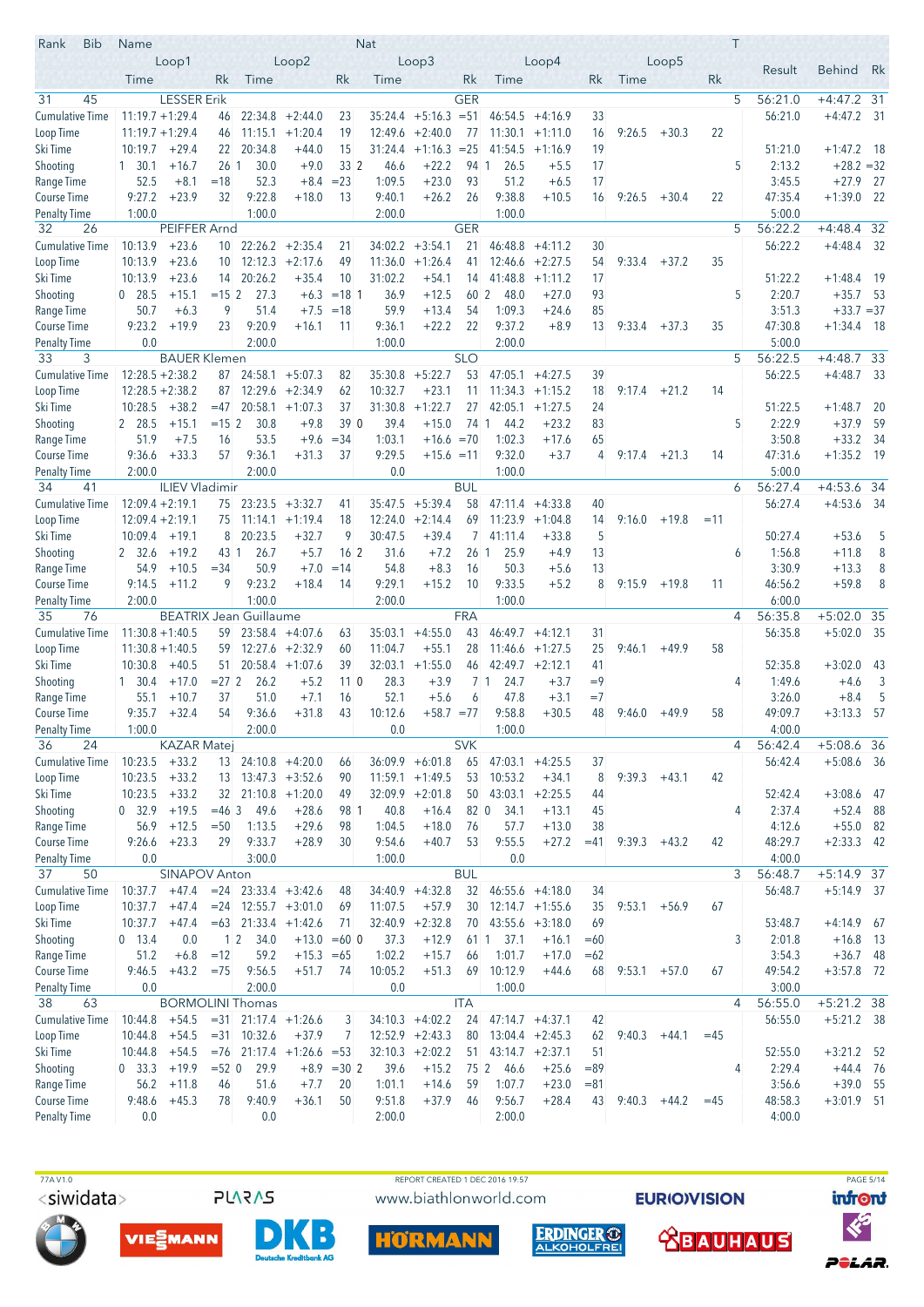| Rank | Bib | Name | | | | | | Nat | | | | | | | T | Result | Behind | Rk |
|---|---|---|---|---|---|---|---|---|---|---|---|---|---|---|---|---|---|---|
| | Loop1 | | | Loop2 | | | Loop3 | | | Loop4 | | | Loop5 | | | | | |
| | Time | | Rk | Time | | Rk | Time | | Rk | Time | | Rk | Time | | Rk | | | |
| 31 | 45 | LESSER Erik | | | | | | GER | | | | | | | 5 | 56:21.0 | +4:47.2 | 31 |
| Cumulative Time | 11:19.7 | +1:29.4 | 46 | 22:34.8 | +2:44.0 | 23 | 35:24.4 | +5:16.3 | =51 | 46:54.5 | +4:16.9 | 33 | | | | 56:21.0 | +4:47.2 | 31 |
| Loop Time | 11:19.7 | +1:29.4 | 46 | 11:15.1 | +1:20.4 | 19 | 12:49.6 | +2:40.0 | 77 | 11:30.1 | +1:11.0 | 16 | 9:26.5 | +30.3 | 22 | | | |
| Ski Time | 10:19.7 | +29.4 | 22 | 20:34.8 | +44.0 | 15 | 31:24.4 | +1:16.3 | =25 | 41:54.5 | +1:16.9 | 19 | | | | 51:21.0 | +1:47.2 | 18 |
| Shooting | 1 30.1 | +16.7 | 26 1 | 30.0 | +9.0 | 33 2 | 46.6 | +22.2 | 94 1 | 26.5 | +5.5 | 17 | | | 5 | 2:13.2 | +28.2 | =32 |
| Range Time | 52.5 | +8.1 | =18 | 52.3 | +8.4 | =23 | 1:09.5 | +23.0 | 93 | 51.2 | +6.5 | 17 | | | | 3:45.5 | +27.9 | 27 |
| Course Time | 9:27.2 | +23.9 | 32 | 9:22.8 | +18.0 | 13 | 9:40.1 | +26.2 | 26 | 9:38.8 | +10.5 | 16 | 9:26.5 | +30.4 | 22 | 47:35.4 | +1:39.0 | 22 |
| Penalty Time | 1:00.0 | | | 1:00.0 | | | 2:00.0 | | | 1:00.0 | | | | | | 5:00.0 | | |
| 32 | 26 | PEIFFER Arnd | | | | | | GER | | | | | | | 5 | 56:22.2 | +4:48.4 | 32 |
| Cumulative Time | 10:13.9 | +23.6 | 10 | 22:26.2 | +2:35.4 | 21 | 34:02.2 | +3:54.1 | 21 | 46:48.8 | +4:11.2 | 30 | | | | 56:22.2 | +4:48.4 | 32 |
| Loop Time | 10:13.9 | +23.6 | 10 | 12:12.3 | +2:17.6 | 49 | 11:36.0 | +1:26.4 | 41 | 12:46.6 | +2:27.5 | 54 | 9:33.4 | +37.2 | 35 | | | |
| Ski Time | 10:13.9 | +23.6 | 14 | 20:26.2 | +35.4 | 10 | 31:02.2 | +54.1 | 14 | 41:48.8 | +1:11.2 | 17 | | | | 51:22.2 | +1:48.4 | 19 |
| Shooting | 0 28.5 | +15.1 | =15 2 | 27.3 | +6.3 | =18 1 | 36.9 | +12.5 | 60 2 | 48.0 | +27.0 | 93 | | | 5 | 2:20.7 | +35.7 | 53 |
| Range Time | 50.7 | +6.3 | 9 | 51.4 | +7.5 | =18 | 59.9 | +13.4 | 54 | 1:09.3 | +24.6 | 85 | | | | 3:51.3 | +33.7 | =37 |
| Course Time | 9:23.2 | +19.9 | 23 | 9:20.9 | +16.1 | 11 | 9:36.1 | +22.2 | 22 | 9:37.2 | +8.9 | 13 | 9:33.4 | +37.3 | 35 | 47:30.8 | +1:34.4 | 18 |
| Penalty Time | 0.0 | | | 2:00.0 | | | 1:00.0 | | | 2:00.0 | | | | | | 5:00.0 | | |
| 33 | 3 | BAUER Klemen | | | | | | SLO | | | | | | | 5 | 56:22.5 | +4:48.7 | 33 |
| Cumulative Time | 12:28.5 | +2:38.2 | 87 | 24:58.1 | +5:07.3 | 82 | 35:30.8 | +5:22.7 | 53 | 47:05.1 | +4:27.5 | 39 | | | | 56:22.5 | +4:48.7 | 33 |
| Loop Time | 12:28.5 | +2:38.2 | 87 | 12:29.6 | +2:34.9 | 62 | 10:32.7 | +23.1 | 11 | 11:34.3 | +1:15.2 | 18 | 9:17.4 | +21.2 | 14 | | | |
| Ski Time | 10:28.5 | +38.2 | =47 | 20:58.1 | +1:07.3 | 37 | 31:30.8 | +1:22.7 | 27 | 42:05.1 | +1:27.5 | 24 | | | | 51:22.5 | +1:48.7 | 20 |
| Shooting | 2 28.5 | +15.1 | =15 2 | 30.8 | +9.8 | 39 0 | 39.4 | +15.0 | 74 1 | 44.2 | +23.2 | 83 | | | 5 | 2:22.9 | +37.9 | 59 |
| Range Time | 51.9 | +7.5 | 16 | 53.5 | +9.6 | =34 | 1:03.1 | +16.6 | =70 | 1:02.3 | +17.6 | 65 | | | | 3:50.8 | +33.2 | 34 |
| Course Time | 9:36.6 | +33.3 | 57 | 9:36.1 | +31.3 | 37 | 9:29.5 | +15.6 | =11 | 9:32.0 | +3.7 | 4 | 9:17.4 | +21.3 | 14 | 47:31.6 | +1:35.2 | 19 |
| Penalty Time | 2:00.0 | | | 2:00.0 | | | 0.0 | | | 1:00.0 | | | | | | 5:00.0 | | |
| 34 | 41 | ILIEV Vladimir | | | | | | BUL | | | | | | | 6 | 56:27.4 | +4:53.6 | 34 |
| Cumulative Time | 12:09.4 | +2:19.1 | 75 | 23:23.5 | +3:32.7 | 41 | 35:47.5 | +5:39.4 | 58 | 47:11.4 | +4:33.8 | 40 | | | | 56:27.4 | +4:53.6 | 34 |
| Loop Time | 12:09.4 | +2:19.1 | 75 | 11:14.1 | +1:19.4 | 18 | 12:24.0 | +2:14.4 | 69 | 11:23.9 | +1:04.8 | 14 | 9:16.0 | +19.8 | =11 | | | |
| Ski Time | 10:09.4 | +19.1 | 8 | 20:23.5 | +32.7 | 9 | 30:47.5 | +39.4 | 7 | 41:11.4 | +33.8 | 5 | | | | 50:27.4 | +53.6 | 5 |
| Shooting | 2 32.6 | +19.2 | 43 1 | 26.7 | +5.7 | 16 2 | 31.6 | +7.2 | 26 1 | 25.9 | +4.9 | 13 | | | 6 | 1:56.8 | +11.8 | 8 |
| Range Time | 54.9 | +10.5 | =34 | 50.9 | +7.0 | =14 | 54.8 | +8.3 | 16 | 50.3 | +5.6 | 13 | | | | 3:30.9 | +13.3 | 8 |
| Course Time | 9:14.5 | +11.2 | 9 | 9:23.2 | +18.4 | 14 | 9:29.1 | +15.2 | 10 | 9:33.5 | +5.2 | 8 | 9:15.9 | +19.8 | 11 | 46:56.2 | +59.8 | 8 |
| Penalty Time | 2:00.0 | | | 1:00.0 | | | 2:00.0 | | | 1:00.0 | | | | | | 6:00.0 | | |
| 35 | 76 | BEATRIX Jean Guillaume | | | | | | FRA | | | | | | | 4 | 56:35.8 | +5:02.0 | 35 |
| Cumulative Time | 11:30.8 | +1:40.5 | 59 | 23:58.4 | +4:07.6 | 63 | 35:03.1 | +4:55.0 | 43 | 46:49.7 | +4:12.1 | 31 | | | | 56:35.8 | +5:02.0 | 35 |
| Loop Time | 11:30.8 | +1:40.5 | 59 | 12:27.6 | +2:32.9 | 60 | 11:04.7 | +55.1 | 28 | 11:46.6 | +1:27.5 | 25 | 9:46.1 | +49.9 | 58 | | | |
| Ski Time | 10:30.8 | +40.5 | 51 | 20:58.4 | +1:07.6 | 39 | 32:03.1 | +1:55.0 | 46 | 42:49.7 | +2:12.1 | 41 | | | | 52:35.8 | +3:02.0 | 43 |
| Shooting | 1 30.4 | +17.0 | =27 2 | 26.2 | +5.2 | 11 0 | 28.3 | +3.9 | 7 1 | 24.7 | +3.7 | =9 | | | 4 | 1:49.6 | +4.6 | 3 |
| Range Time | 55.1 | +10.7 | 37 | 51.0 | +7.1 | 16 | 52.1 | +5.6 | 6 | 47.8 | +3.1 | =7 | | | | 3:26.0 | +8.4 | 5 |
| Course Time | 9:35.7 | +32.4 | 54 | 9:36.6 | +31.8 | 43 | 10:12.6 | +58.7 | =77 | 9:58.8 | +30.5 | 48 | 9:46.0 | +49.9 | 58 | 49:09.7 | +3:13.3 | 57 |
| Penalty Time | 1:00.0 | | | 2:00.0 | | | 0.0 | | | 1:00.0 | | | | | | 4:00.0 | | |
| 36 | 24 | KAZAR Matej | | | | | | SVK | | | | | | | 4 | 56:42.4 | +5:08.6 | 36 |
| Cumulative Time | 10:23.5 | +33.2 | 13 | 24:10.8 | +4:20.0 | 66 | 36:09.9 | +6:01.8 | 65 | 47:03.1 | +4:25.5 | 37 | | | | 56:42.4 | +5:08.6 | 36 |
| Loop Time | 10:23.5 | +33.2 | 13 | 13:47.3 | +3:52.6 | 90 | 11:59.1 | +1:49.5 | 53 | 10:53.2 | +34.1 | 8 | 9:39.3 | +43.1 | 42 | | | |
| Ski Time | 10:23.5 | +33.2 | 32 | 21:10.8 | +1:20.0 | 49 | 32:09.9 | +2:01.8 | 50 | 43:03.1 | +2:25.5 | 44 | | | | 52:42.4 | +3:08.6 | 47 |
| Shooting | 0 32.9 | +19.5 | =46 3 | 49.6 | +28.6 | 98 1 | 40.8 | +16.4 | 82 0 | 34.1 | +13.1 | 45 | | | 4 | 2:37.4 | +52.4 | 88 |
| Range Time | 56.9 | +12.5 | =50 | 1:13.5 | +29.6 | 98 | 1:04.5 | +18.0 | 76 | 57.7 | +13.0 | 38 | | | | 4:12.6 | +55.0 | 82 |
| Course Time | 9:26.6 | +23.3 | 29 | 9:33.7 | +28.9 | 30 | 9:54.6 | +40.7 | 53 | 9:55.5 | +27.2 | =41 | 9:39.3 | +43.2 | 42 | 48:29.7 | +2:33.3 | 42 |
| Penalty Time | 0.0 | | | 3:00.0 | | | 1:00.0 | | | 0.0 | | | | | | 4:00.0 | | |
| 37 | 50 | SINAPOV Anton | | | | | | BUL | | | | | | | 3 | 56:48.7 | +5:14.9 | 37 |
| Cumulative Time | 10:37.7 | +47.4 | =24 | 23:33.4 | +3:42.6 | 48 | 34:40.9 | +4:32.8 | 32 | 46:55.6 | +4:18.0 | 34 | | | | 56:48.7 | +5:14.9 | 37 |
| Loop Time | 10:37.7 | +47.4 | =24 | 12:55.7 | +3:01.0 | 69 | 11:07.5 | +57.9 | 30 | 12:14.7 | +1:55.6 | 35 | 9:53.1 | +56.9 | 67 | | | |
| Ski Time | 10:37.7 | +47.4 | =63 | 21:33.4 | +1:42.6 | 71 | 32:40.9 | +2:32.8 | 70 | 43:55.6 | +3:18.0 | 69 | | | | 53:48.7 | +4:14.9 | 67 |
| Shooting | 0 13.4 | 0.0 | 1 2 | 34.0 | +13.0 | =60 0 | 37.3 | +12.9 | 61 1 | 37.1 | +16.1 | =60 | | | 3 | 2:01.8 | +16.8 | 13 |
| Range Time | 51.2 | +6.8 | =12 | 59.2 | +15.3 | =65 | 1:02.2 | +15.7 | 66 | 1:01.7 | +17.0 | =62 | | | | 3:54.3 | +36.7 | 48 |
| Course Time | 9:46.5 | +43.2 | =75 | 9:56.5 | +51.7 | 74 | 10:05.2 | +51.3 | 69 | 10:12.9 | +44.6 | 68 | 9:53.1 | +57.0 | 67 | 49:54.2 | +3:57.8 | 72 |
| Penalty Time | 0.0 | | | 2:00.0 | | | 0.0 | | | 1:00.0 | | | | | | 3:00.0 | | |
| 38 | 63 | BORMOLINI Thomas | | | | | | ITA | | | | | | | 4 | 56:55.0 | +5:21.2 | 38 |
| Cumulative Time | 10:44.8 | +54.5 | =31 | 21:17.4 | +1:26.6 | 3 | 34:10.3 | +4:02.2 | 24 | 47:14.7 | +4:37.1 | 42 | | | | 56:55.0 | +5:21.2 | 38 |
| Loop Time | 10:44.8 | +54.5 | =31 | 10:32.6 | +37.9 | 7 | 12:52.9 | +2:43.3 | 80 | 13:04.4 | +2:45.3 | 62 | 9:40.3 | +44.1 | =45 | | | |
| Ski Time | 10:44.8 | +54.5 | =76 | 21:17.4 | +1:26.6 | =53 | 32:10.3 | +2:02.2 | 51 | 43:14.7 | +2:37.1 | 51 | | | | 52:55.0 | +3:21.2 | 52 |
| Shooting | 0 33.3 | +19.9 | =52 0 | 29.9 | +8.9 | =30 2 | 39.6 | +15.2 | 75 2 | 46.6 | +25.6 | =89 | | | 4 | 2:29.4 | +44.4 | 76 |
| Range Time | 56.2 | +11.8 | 46 | 51.6 | +7.7 | 20 | 1:01.1 | +14.6 | 59 | 1:07.7 | +23.0 | =81 | | | | 3:56.6 | +39.0 | 55 |
| Course Time | 9:48.6 | +45.3 | 78 | 9:40.9 | +36.1 | 50 | 9:51.8 | +37.9 | 46 | 9:56.7 | +28.4 | 43 | 9:40.3 | +44.2 | =45 | 48:58.3 | +3:01.9 | 51 |
| Penalty Time | 0.0 | | | 0.0 | | | 2:00.0 | | | 2:00.0 | | | | | | 4:00.0 | | |

77A V1.0 REPORT CREATED 1 DEC 2016 19:57

<siwidata> PLARAS www.biathlonworld.com EUROVISION infront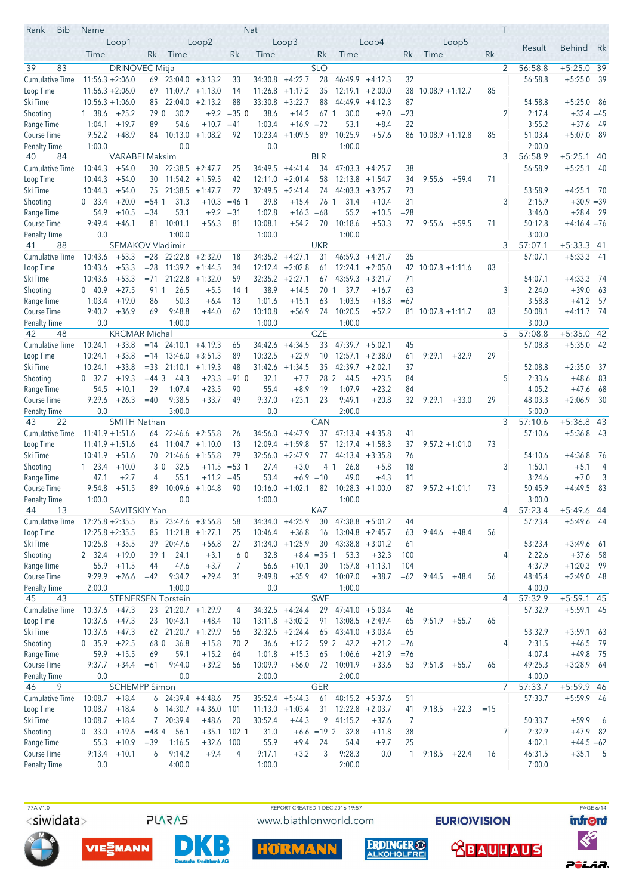| Rank | Bib | Name | | | | | Nat | | | | | | | | T | Result | Behind | Rk |
|---|---|---|---|---|---|---|---|---|---|---|---|---|---|---|---|---|---|---|
| | | Loop1 | | | Loop2 | | | Loop3 | | | Loop4 | | | Loop5 | | | | |
| | | Time | | Rk | Time | | Rk | Time | | Rk | Time | | Rk | Time | | Rk | | |
| 39 | 83 | DRINOVEC Mitja | | | | | SLO | | | | | | | | 2 | 56:58.8 | +5:25.0 | 39 |
| Cumulative Time | | 11:56.3 | +2:06.0 | 69 | 23:04.0 | +3:13.2 | 33 | 34:30.8 | +4:22.7 | 28 | 46:49.9 | +4:12.3 | 32 | | | 56:58.8 | +5:25.0 | 39 |
| Loop Time | | 11:56.3 | +2:06.0 | 69 | 11:07.7 | +1:13.0 | 14 | 11:26.8 | +1:17.2 | 35 | 12:19.1 | +2:00.0 | 38 | 10:08.9 | +1:12.7 | 85 | | |
| Ski Time | | 10:56.3 | +1:06.0 | 85 | 22:04.0 | +2:13.2 | 88 | 33:30.8 | +3:22.7 | 88 | 44:49.9 | +4:12.3 | 87 | | | 54:58.8 | +5:25.0 | 86 |
| Shooting | | 1 38.6 | +25.2 | 79 0 | 30.2 | +9.2 | =35 0 | 38.6 | +14.2 | 67 1 | 30.0 | +9.0 | =23 | | 2 | 2:17.4 | +32.4 | =45 |
| Range Time | | 1:04.1 | +19.7 | 89 | 54.6 | +10.7 | =41 | 1:03.4 | +16.9 | =72 | 53.1 | +8.4 | 22 | | | 3:55.2 | +37.6 | 49 |
| Course Time | | 9:52.2 | +48.9 | 84 | 10:13.0 | +1:08.2 | 92 | 10:23.4 | +1:09.5 | 89 | 10:25.9 | +57.6 | 86 | 10:08.9 | +1:12.8 | 85 | 51:03.4 | +5:07.0 | 89 |
| Penalty Time | | 1:00.0 | | | 0.0 | | | 0.0 | | | 1:00.0 | | | | | | 2:00.0 | | |
| 40 | 84 | VARABEI Maksim | | | | | BLR | | | | | | | | 3 | 56:58.9 | +5:25.1 | 40 |
| Cumulative Time | | 10:44.3 | +54.0 | 30 | 22:38.5 | +2:47.7 | 25 | 34:49.5 | +4:41.4 | 34 | 47:03.3 | +4:25.7 | 38 | | | 56:58.9 | +5:25.1 | 40 |
| Loop Time | | 10:44.3 | +54.0 | 30 | 11:54.2 | +1:59.5 | 42 | 12:11.0 | +2:01.4 | 58 | 12:13.8 | +1:54.7 | 34 | 9:55.6 | +59.4 | 71 | | |
| Ski Time | | 10:44.3 | +54.0 | 75 | 21:38.5 | +1:47.7 | 72 | 32:49.5 | +2:41.4 | 74 | 44:03.3 | +3:25.7 | 73 | | | 53:58.9 | +4:25.1 | 70 |
| Shooting | | 0 33.4 | +20.0 | =54 1 | 31.3 | +10.3 | =46 1 | 39.8 | +15.4 | 76 1 | 31.4 | +10.4 | 31 | | 3 | 2:15.9 | +30.9 | =39 |
| Range Time | | 54.9 | +10.5 | =34 | 53.1 | +9.2 | =31 | 1:02.8 | +16.3 | =68 | 55.2 | +10.5 | =28 | | | 3:46.0 | +28.4 | 29 |
| Course Time | | 9:49.4 | +46.1 | 81 | 10:01.1 | +56.3 | 81 | 10:08.1 | +54.2 | 70 | 10:18.6 | +50.3 | 77 | 9:55.6 | +59.5 | 71 | 50:12.8 | +4:16.4 | =76 |
| Penalty Time | | 0.0 | | | 1:00.0 | | | 1:00.0 | | | 1:00.0 | | | | | | 3:00.0 | | |
| 41 | 88 | SEMAKOV Vladimir | | | | | UKR | | | | | | | | 3 | 57:07.1 | +5:33.3 | 41 |
| Cumulative Time | | 10:43.6 | +53.3 | =28 | 22:22.8 | +2:32.0 | 18 | 34:35.2 | +4:27.1 | 31 | 46:59.3 | +4:21.7 | 35 | | | 57:07.1 | +5:33.3 | 41 |
| Loop Time | | 10:43.6 | +53.3 | =28 | 11:39.2 | +1:44.5 | 34 | 12:12.4 | +2:02.8 | 61 | 12:24.1 | +2:05.0 | 42 | 10:07.8 | +1:11.6 | 83 | | |
| Ski Time | | 10:43.6 | +53.3 | =71 | 21:22.8 | +1:32.0 | 59 | 32:35.2 | +2:27.1 | 67 | 43:59.3 | +3:21.7 | 71 | | | 54:07.1 | +4:33.3 | 74 |
| Shooting | | 0 40.9 | +27.5 | 91 1 | 26.5 | +5.5 | 14 1 | 38.9 | +14.5 | 70 1 | 37.7 | +16.7 | 63 | | 3 | 2:24.0 | +39.0 | 63 |
| Range Time | | 1:03.4 | +19.0 | 86 | 50.3 | +6.4 | 13 | 1:01.6 | +15.1 | 63 | 1:03.5 | +18.8 | =67 | | | 3:58.8 | +41.2 | 57 |
| Course Time | | 9:40.2 | +36.9 | 69 | 9:48.8 | +44.0 | 62 | 10:10.8 | +56.9 | 74 | 10:20.5 | +52.2 | 81 | 10:07.8 | +1:11.7 | 83 | 50:08.1 | +4:11.7 | 74 |
| Penalty Time | | 0.0 | | | 1:00.0 | | | 1:00.0 | | | 1:00.0 | | | | | | 3:00.0 | | |
| 42 | 48 | KRCMAR Michal | | | | | CZE | | | | | | | | 5 | 57:08.8 | +5:35.0 | 42 |
| Cumulative Time | | 10:24.1 | +33.8 | =14 | 24:10.1 | +4:19.3 | 65 | 34:42.6 | +4:34.5 | 33 | 47:39.7 | +5:02.1 | 45 | | | 57:08.8 | +5:35.0 | 42 |
| Loop Time | | 10:24.1 | +33.8 | =14 | 13:46.0 | +3:51.3 | 89 | 10:32.5 | +22.9 | 10 | 12:57.1 | +2:38.0 | 61 | 9:29.1 | +32.9 | 29 | | |
| Ski Time | | 10:24.1 | +33.8 | =33 | 21:10.1 | +1:19.3 | 48 | 31:42.6 | +1:34.5 | 35 | 42:39.7 | +2:02.1 | 37 | | | 52:08.8 | +2:35.0 | 37 |
| Shooting | | 0 32.7 | +19.3 | =44 3 | 44.3 | +23.3 | =91 0 | 32.1 | +7.7 | 28 2 | 44.5 | +23.5 | 84 | | 5 | 2:33.6 | +48.6 | 83 |
| Range Time | | 54.5 | +10.1 | 29 | 1:07.4 | +23.5 | 90 | 55.4 | +8.9 | 19 | 1:07.9 | +23.2 | 84 | | | 4:05.2 | +47.6 | 68 |
| Course Time | | 9:29.6 | +26.3 | =40 | 9:38.5 | +33.7 | 49 | 9:37.0 | +23.1 | 23 | 9:49.1 | +20.8 | 32 | 9:29.1 | +33.0 | 29 | 48:03.3 | +2:06.9 | 30 |
| Penalty Time | | 0.0 | | | 3:00.0 | | | 0.0 | | | 2:00.0 | | | | | | 5:00.0 | | |
| 43 | 22 | SMITH Nathan | | | | | CAN | | | | | | | | 3 | 57:10.6 | +5:36.8 | 43 |
| Cumulative Time | | 11:41.9 | +1:51.6 | 64 | 22:46.6 | +2:55.8 | 26 | 34:56.0 | +4:47.9 | 37 | 47:13.4 | +4:35.8 | 41 | | | 57:10.6 | +5:36.8 | 43 |
| Loop Time | | 11:41.9 | +1:51.6 | 64 | 11:04.7 | +1:10.0 | 13 | 12:09.4 | +1:59.8 | 57 | 12:17.4 | +1:58.3 | 37 | 9:57.2 | +1:01.0 | 73 | | |
| Ski Time | | 10:41.9 | +51.6 | 70 | 21:46.6 | +1:55.8 | 79 | 32:56.0 | +2:47.9 | 77 | 44:13.4 | +3:35.8 | 76 | | | 54:10.6 | +4:36.8 | 76 |
| Shooting | | 1 23.4 | +10.0 | 3 0 | 32.5 | +11.5 | =53 1 | 27.4 | +3.0 | 4 1 | 26.8 | +5.8 | 18 | | 3 | 1:50.1 | +5.1 | 4 |
| Range Time | | 47.1 | +2.7 | 4 | 55.1 | +11.2 | =45 | 53.4 | +6.9 | =10 | 49.0 | +4.3 | 11 | | | 3:24.6 | +7.0 | 3 |
| Course Time | | 9:54.8 | +51.5 | 89 | 10:09.6 | +1:04.8 | 90 | 10:16.0 | +1:02.1 | 82 | 10:28.3 | +1:00.0 | 87 | 9:57.2 | +1:01.1 | 73 | 50:45.9 | +4:49.5 | 83 |
| Penalty Time | | 1:00.0 | | | 0.0 | | | 1:00.0 | | | 1:00.0 | | | | | | 3:00.0 | | |
| 44 | 13 | SAVITSKIY Yan | | | | | KAZ | | | | | | | | 4 | 57:23.4 | +5:49.6 | 44 |
| Cumulative Time | | 12:25.8 | +2:35.5 | 85 | 23:47.6 | +3:56.8 | 58 | 34:34.0 | +4:25.9 | 30 | 47:38.8 | +5:01.2 | 44 | | | 57:23.4 | +5:49.6 | 44 |
| Loop Time | | 12:25.8 | +2:35.5 | 85 | 11:21.8 | +1:27.1 | 25 | 10:46.4 | +36.8 | 16 | 13:04.8 | +2:45.7 | 63 | 9:44.6 | +48.4 | 56 | | |
| Ski Time | | 10:25.8 | +35.5 | 39 | 20:47.6 | +56.8 | 27 | 31:34.0 | +1:25.9 | 30 | 43:38.8 | +3:01.2 | 61 | | | 53:23.4 | +3:49.6 | 61 |
| Shooting | | 2 32.4 | +19.0 | 39 1 | 24.1 | +3.1 | 6 0 | 32.8 | +8.4 | =35 1 | 53.3 | +32.3 | 100 | | 4 | 2:22.6 | +37.6 | 58 |
| Range Time | | 55.9 | +11.5 | 44 | 47.6 | +3.7 | 7 | 56.6 | +10.1 | 30 | 1:57.8 | +1:13.1 | 104 | | | 4:37.9 | +1:20.3 | 99 |
| Course Time | | 9:29.9 | +26.6 | =42 | 9:34.2 | +29.4 | 31 | 9:49.8 | +35.9 | 42 | 10:07.0 | +38.7 | =62 | 9:44.5 | +48.4 | 56 | 48:45.4 | +2:49.0 | 48 |
| Penalty Time | | 2:00.0 | | | 1:00.0 | | | 0.0 | | | 1:00.0 | | | | | | 4:00.0 | | |
| 45 | 43 | STENERSEN Torstein | | | | | SWE | | | | | | | | 4 | 57:32.9 | +5:59.1 | 45 |
| Cumulative Time | | 10:37.6 | +47.3 | 23 | 21:20.7 | +1:29.9 | 4 | 34:32.5 | +4:24.4 | 29 | 47:41.0 | +5:03.4 | 46 | | | 57:32.9 | +5:59.1 | 45 |
| Loop Time | | 10:37.6 | +47.3 | 23 | 10:43.1 | +48.4 | 10 | 13:11.8 | +3:02.2 | 91 | 13:08.5 | +2:49.4 | 65 | 9:51.9 | +55.7 | 65 | | |
| Ski Time | | 10:37.6 | +47.3 | 62 | 21:20.7 | +1:29.9 | 56 | 32:32.5 | +2:24.4 | 65 | 43:41.0 | +3:03.4 | 65 | | | 53:32.9 | +3:59.1 | 63 |
| Shooting | | 0 35.9 | +22.5 | 68 0 | 36.8 | +15.8 | 70 2 | 36.6 | +12.2 | 59 2 | 42.2 | +21.2 | =76 | | 4 | 2:31.5 | +46.5 | 79 |
| Range Time | | 59.9 | +15.5 | 69 | 59.1 | +15.2 | 64 | 1:01.8 | +15.3 | 65 | 1:06.6 | +21.9 | =76 | | | 4:07.4 | +49.8 | 75 |
| Course Time | | 9:37.7 | +34.4 | =61 | 9:44.0 | +39.2 | 56 | 10:09.9 | +56.0 | 72 | 10:01.9 | +33.6 | 53 | 9:51.8 | +55.7 | 65 | 49:25.3 | +3:28.9 | 64 |
| Penalty Time | | 0.0 | | | 0.0 | | | 2:00.0 | | | 2:00.0 | | | | | | 4:00.0 | | |
| 46 | 9 | SCHEMPP Simon | | | | | GER | | | | | | | | 7 | 57:33.7 | +5:59.9 | 46 |
| Cumulative Time | | 10:08.7 | +18.4 | 6 | 24:39.4 | +4:48.6 | 75 | 35:52.4 | +5:44.3 | 61 | 48:15.2 | +5:37.6 | 51 | | | 57:33.7 | +5:59.9 | 46 |
| Loop Time | | 10:08.7 | +18.4 | 6 | 14:30.7 | +4:36.0 | 101 | 11:13.0 | +1:03.4 | 31 | 12:22.8 | +2:03.7 | 41 | 9:18.5 | +22.3 | =15 | | |
| Ski Time | | 10:08.7 | +18.4 | 7 | 20:39.4 | +48.6 | 20 | 30:52.4 | +44.3 | 9 | 41:15.2 | +37.6 | 7 | | | 50:33.7 | +59.9 | 6 |
| Shooting | | 0 33.0 | +19.6 | =48 4 | 56.1 | +35.1 | 102 1 | 31.0 | +6.6 | =19 2 | 32.8 | +11.8 | 38 | | 7 | 2:32.9 | +47.9 | 82 |
| Range Time | | 55.3 | +10.9 | =39 | 1:16.5 | +32.6 | 100 | 55.9 | +9.4 | 24 | 54.4 | +9.7 | 25 | | | 4:02.1 | +44.5 | =62 |
| Course Time | | 9:13.4 | +10.1 | 6 | 9:14.2 | +9.4 | 4 | 9:17.1 | +3.2 | 3 | 9:28.3 | 0.0 | 1 | 9:18.5 | +22.4 | 16 | 46:31.5 | +35.1 | 5 |
| Penalty Time | | 0.0 | | | 4:00.0 | | | 1:00.0 | | | 2:00.0 | | | | | | 7:00.0 | | |

77A V1.0 — REPORT CREATED 1 DEC 2016 19:57 — www.biathlonworld.com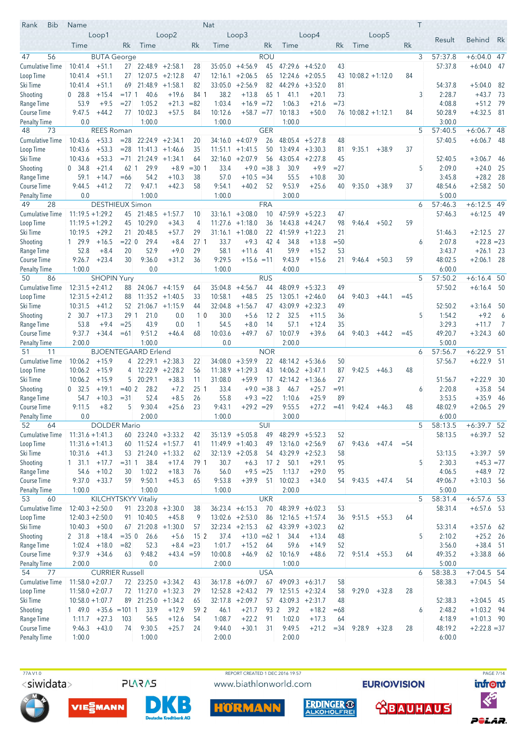| Rank | Bib | Name | | | | | | Nat | | | | | | | | T | Result | Behind | Rk |
|---|---|---|---|---|---|---|---|---|---|---|---|---|---|---|---|---|---|---|---|
| | | Loop1 | | | Loop2 | | | Loop3 | | | Loop4 | | | Loop5 | | | | | |
| | | Time | | Rk | Time | | Rk | Time | | Rk | Time | | Rk | Time | | Rk | | | |
| 47 | 56 | BUTA George | | | | | | ROU | | | | | | | | 3 | 57:37.8 | +6:04.0 | 47 |
| Cumulative Time | | 10:41.4 | +51.1 | 27 | 22:48.9 | +2:58.1 | 28 | 35:05.0 | +4:56.9 | 45 | 47:29.6 | +4:52.0 | 43 | | | | 57:37.8 | +6:04.0 | 47 |
| Loop Time | | 10:41.4 | +51.1 | 27 | 12:07.5 | +2:12.8 | 47 | 12:16.1 | +2:06.5 | 65 | 12:24.6 | +2:05.5 | 43 | 10:08.2 | +1:12.0 | 84 | | | |
| Ski Time | | 10:41.4 | +51.1 | 69 | 21:48.9 | +1:58.1 | 82 | 33:05.0 | +2:56.9 | 82 | 44:29.6 | +3:52.0 | 81 | | | | 54:37.8 | +5:04.0 | 82 |
| Shooting | | 0 28.8 | +15.4 | =17 1 | 40.6 | +19.6 | 84 1 | 38.2 | +13.8 | 65 1 | 41.1 | +20.1 | 73 | | | 3 | 2:28.7 | +43.7 | 73 |
| Range Time | | 53.9 | +9.5 | =27 | 1:05.2 | +21.3 | =82 | 1:03.4 | +16.9 | =72 | 1:06.3 | +21.6 | =73 | | | | 4:08.8 | +51.2 | 79 |
| Course Time | | 9:47.5 | +44.2 | 77 | 10:02.3 | +57.5 | 84 | 10:12.6 | +58.7 | =77 | 10:18.3 | +50.0 | 76 | 10:08.2 | +1:12.1 | 84 | 50:28.9 | +4:32.5 | 81 |
| Penalty Time | | 0.0 | | | 1:00.0 | | | 1:00.0 | | | 1:00.0 | | | | | | 3:00.0 | | |
| 48 | 73 | REES Roman | | | | | | GER | | | | | | | | 5 | 57:40.5 | +6:06.7 | 48 |
| Cumulative Time | | 10:43.6 | +53.3 | =28 | 22:24.9 | +2:34.1 | 20 | 34:16.0 | +4:07.9 | 26 | 48:05.4 | +5:27.8 | 48 | | | | 57:40.5 | +6:06.7 | 48 |
| Loop Time | | 10:43.6 | +53.3 | =28 | 11:41.3 | +1:46.6 | 35 | 11:51.1 | +1:41.5 | 50 | 13:49.4 | +3:30.3 | 81 | 9:35.1 | +38.9 | 37 | | | |
| Ski Time | | 10:43.6 | +53.3 | =71 | 21:24.9 | +1:34.1 | 64 | 32:16.0 | +2:07.9 | 56 | 43:05.4 | +2:27.8 | 45 | | | | 52:40.5 | +3:06.7 | 46 |
| Shooting | | 0 34.8 | +21.4 | 62 1 | 29.9 | +8.9 | =30 1 | 33.4 | +9.0 | =38 3 | 30.9 | +9.9 | =27 | | | 5 | 2:09.0 | +24.0 | 25 |
| Range Time | | 59.1 | +14.7 | =66 | 54.2 | +10.3 | 38 | 57.0 | +10.5 | =34 | 55.5 | +10.8 | 30 | | | | 3:45.8 | +28.2 | 28 |
| Course Time | | 9:44.5 | +41.2 | 72 | 9:47.1 | +42.3 | 58 | 9:54.1 | +40.2 | 52 | 9:53.9 | +25.6 | 40 | 9:35.0 | +38.9 | 37 | 48:54.6 | +2:58.2 | 50 |
| Penalty Time | | 0.0 | | | 1:00.0 | | | 1:00.0 | | | 3:00.0 | | | | | | 5:00.0 | | |
| 49 | 28 | DESTHIEUX Simon | | | | | | FRA | | | | | | | | 6 | 57:46.3 | +6:12.5 | 49 |
| Cumulative Time | | 11:19.5 | +1:29.2 | 45 | 21:48.5 | +1:57.7 | 10 | 33:16.1 | +3:08.0 | 10 | 47:59.9 | +5:22.3 | 47 | | | | 57:46.3 | +6:12.5 | 49 |
| Loop Time | | 11:19.5 | +1:29.2 | 45 | 10:29.0 | +34.3 | 4 | 11:27.6 | +1:18.0 | 36 | 14:43.8 | +4:24.7 | 98 | 9:46.4 | +50.2 | 59 | | | |
| Ski Time | | 10:19.5 | +29.2 | 21 | 20:48.5 | +57.7 | 29 | 31:16.1 | +1:08.0 | 22 | 41:59.9 | +1:22.3 | 21 | | | | 51:46.3 | +2:12.5 | 27 |
| Shooting | | 1 29.9 | +16.5 | =22 0 | 29.4 | +8.4 | 27 1 | 33.7 | +9.3 | 42 4 | 34.8 | +13.8 | =50 | | | 6 | 2:07.8 | +22.8 | =23 |
| Range Time | | 52.8 | +8.4 | 20 | 52.9 | +9.0 | 29 | 58.1 | +11.6 | 41 | 59.9 | +15.2 | 53 | | | | 3:43.7 | +26.1 | 23 |
| Course Time | | 9:26.7 | +23.4 | 30 | 9:36.0 | +31.2 | 36 | 9:29.5 | +15.6 | =11 | 9:43.9 | +15.6 | 21 | 9:46.4 | +50.3 | 59 | 48:02.5 | +2:06.1 | 28 |
| Penalty Time | | 1:00.0 | | | 0.0 | | | 1:00.0 | | | 4:00.0 | | | | | | 6:00.0 | | |
| 50 | 86 | SHOPIN Yury | | | | | | RUS | | | | | | | | 5 | 57:50.2 | +6:16.4 | 50 |
| Cumulative Time | | 12:31.5 | +2:41.2 | 88 | 24:06.7 | +4:15.9 | 64 | 35:04.8 | +4:56.7 | 44 | 48:09.9 | +5:32.3 | 49 | | | | 57:50.2 | +6:16.4 | 50 |
| Loop Time | | 12:31.5 | +2:41.2 | 88 | 11:35.2 | +1:40.5 | 33 | 10:58.1 | +48.5 | 25 | 13:05.1 | +2:46.0 | 64 | 9:40.3 | +44.1 | =45 | | | |
| Ski Time | | 10:31.5 | +41.2 | 52 | 21:06.7 | +1:15.9 | 44 | 32:04.8 | +1:56.7 | 47 | 43:09.9 | +2:32.3 | 49 | | | | 52:50.2 | +3:16.4 | 50 |
| Shooting | | 2 30.7 | +17.3 | 29 1 | 21.0 | 0.0 | 1 0 | 30.0 | +5.6 | 12 2 | 32.5 | +11.5 | 36 | | | 5 | 1:54.2 | +9.2 | 6 |
| Range Time | | 53.8 | +9.4 | =25 | 43.9 | 0.0 | 1 | 54.5 | +8.0 | 14 | 57.1 | +12.4 | 35 | | | | 3:29.3 | +11.7 | 7 |
| Course Time | | 9:37.7 | +34.4 | =61 | 9:51.2 | +46.4 | 68 | 10:03.6 | +49.7 | 67 | 10:07.9 | +39.6 | 64 | 9:40.3 | +44.2 | =45 | 49:20.7 | +3:24.3 | 60 |
| Penalty Time | | 2:00.0 | | | 1:00.0 | | | 0.0 | | | 2:00.0 | | | | | | 5:00.0 | | |
| 51 | 11 | BJOENTEGAARD Erlend | | | | | | NOR | | | | | | | | 6 | 57:56.7 | +6:22.9 | 51 |
| Cumulative Time | | 10:06.2 | +15.9 | 4 | 22:29.1 | +2:38.3 | 22 | 34:08.0 | +3:59.9 | 22 | 48:14.2 | +5:36.6 | 50 | | | | 57:56.7 | +6:22.9 | 51 |
| Loop Time | | 10:06.2 | +15.9 | 4 | 12:22.9 | +2:28.2 | 56 | 11:38.9 | +1:29.3 | 43 | 14:06.2 | +3:47.1 | 87 | 9:42.5 | +46.3 | 48 | | | |
| Ski Time | | 10:06.2 | +15.9 | 5 | 20:29.1 | +38.3 | 11 | 31:08.0 | +59.9 | 17 | 42:14.2 | +1:36.6 | 27 | | | | 51:56.7 | +2:22.9 | 30 |
| Shooting | | 0 32.5 | +19.1 | =40 2 | 28.2 | +7.2 | 25 1 | 33.4 | +9.0 | =38 3 | 46.7 | +25.7 | =91 | | | 6 | 2:20.8 | +35.8 | 54 |
| Range Time | | 54.7 | +10.3 | =31 | 52.4 | +8.5 | 26 | 55.8 | +9.3 | =22 | 1:10.6 | +25.9 | 89 | | | | 3:53.5 | +35.9 | 46 |
| Course Time | | 9:11.5 | +8.2 | 5 | 9:30.4 | +25.6 | 23 | 9:43.1 | +29.2 | =29 | 9:55.5 | +27.2 | =41 | 9:42.4 | +46.3 | 48 | 48:02.9 | +2:06.5 | 29 |
| Penalty Time | | 0.0 | | | 2:00.0 | | | 1:00.0 | | | 3:00.0 | | | | | | 6:00.0 | | |
| 52 | 64 | DOLDER Mario | | | | | | SUI | | | | | | | | 5 | 58:13.5 | +6:39.7 | 52 |
| Cumulative Time | | 11:31.6 | +1:41.3 | 60 | 23:24.0 | +3:33.2 | 42 | 35:13.9 | +5:05.8 | 49 | 48:29.9 | +5:52.3 | 52 | | | | 58:13.5 | +6:39.7 | 52 |
| Loop Time | | 11:31.6 | +1:41.3 | 60 | 11:52.4 | +1:57.7 | 41 | 11:49.9 | +1:40.3 | 49 | 13:16.0 | +2:56.9 | 67 | 9:43.6 | +47.4 | =54 | | | |
| Ski Time | | 10:31.6 | +41.3 | 53 | 21:24.0 | +1:33.2 | 62 | 32:13.9 | +2:05.8 | 54 | 43:29.9 | +2:52.3 | 58 | | | | 53:13.5 | +3:39.7 | 59 |
| Shooting | | 1 31.1 | +17.7 | =31 1 | 38.4 | +17.4 | 79 1 | 30.7 | +6.3 | 17 2 | 50.1 | +29.1 | 95 | | | 5 | 2:30.3 | +45.3 | =77 |
| Range Time | | 54.6 | +10.2 | 30 | 1:02.2 | +18.3 | 76 | 56.0 | +9.5 | =25 | 1:13.7 | +29.0 | 95 | | | | 4:06.5 | +48.9 | 72 |
| Course Time | | 9:37.0 | +33.7 | 59 | 9:50.1 | +45.3 | 65 | 9:53.8 | +39.9 | 51 | 10:02.3 | +34.0 | 54 | 9:43.5 | +47.4 | 54 | 49:06.7 | +3:10.3 | 56 |
| Penalty Time | | 1:00.0 | | | 1:00.0 | | | 1:00.0 | | | 2:00.0 | | | | | | 5:00.0 | | |
| 53 | 60 | KILCHYTSKYY Vitaliy | | | | | | UKR | | | | | | | | 5 | 58:31.4 | +6:57.6 | 53 |
| Cumulative Time | | 12:40.3 | +2:50.0 | 91 | 23:20.8 | +3:30.0 | 38 | 36:23.4 | +6:15.3 | 70 | 48:39.9 | +6:02.3 | 53 | | | | 58:31.4 | +6:57.6 | 53 |
| Loop Time | | 12:40.3 | +2:50.0 | 91 | 10:40.5 | +45.8 | 9 | 13:02.6 | +2:53.0 | 86 | 12:16.5 | +1:57.4 | 36 | 9:51.5 | +55.3 | 64 | | | |
| Ski Time | | 10:40.3 | +50.0 | 67 | 21:20.8 | +1:30.0 | 57 | 32:23.4 | +2:15.3 | 62 | 43:39.9 | +3:02.3 | 62 | | | | 53:31.4 | +3:57.6 | 62 |
| Shooting | | 2 31.8 | +18.4 | =35 0 | 26.6 | +5.6 | 15 2 | 37.4 | +13.0 | =62 1 | 34.4 | +13.4 | 48 | | | 5 | 2:10.2 | +25.2 | 26 |
| Range Time | | 1:02.4 | +18.0 | =82 | 52.3 | +8.4 | =23 | 1:01.7 | +15.2 | 64 | 59.6 | +14.9 | 52 | | | | 3:56.0 | +38.4 | 51 |
| Course Time | | 9:37.9 | +34.6 | 63 | 9:48.2 | +43.4 | =59 | 10:00.8 | +46.9 | 62 | 10:16.9 | +48.6 | 72 | 9:51.4 | +55.3 | 64 | 49:35.2 | +3:38.8 | 66 |
| Penalty Time | | 2:00.0 | | | 0.0 | | | 2:00.0 | | | 1:00.0 | | | | | | 5:00.0 | | |
| 54 | 77 | CURRIER Russell | | | | | | USA | | | | | | | | 6 | 58:38.3 | +7:04.5 | 54 |
| Cumulative Time | | 11:58.0 | +2:07.7 | 72 | 23:25.0 | +3:34.2 | 43 | 36:17.8 | +6:09.7 | 67 | 49:09.3 | +6:31.7 | 58 | | | | 58:38.3 | +7:04.5 | 54 |
| Loop Time | | 11:58.0 | +2:07.7 | 72 | 11:27.0 | +1:32.3 | 29 | 12:52.8 | +2:43.2 | 79 | 12:51.5 | +2:32.4 | 58 | 9:29.0 | +32.8 | 28 | | | |
| Ski Time | | 10:58.0 | +1:07.7 | 89 | 21:25.0 | +1:34.2 | 65 | 32:17.8 | +2:09.7 | 57 | 43:09.3 | +2:31.7 | 48 | | | | 52:38.3 | +3:04.5 | 45 |
| Shooting | | 1 49.0 | +35.6 | =101 1 | 33.9 | +12.9 | 59 2 | 46.1 | +21.7 | 93 2 | 39.2 | +18.2 | =68 | | | 6 | 2:48.2 | +1:03.2 | 94 |
| Range Time | | 1:11.7 | +27.3 | 103 | 56.5 | +12.6 | 54 | 1:08.7 | +22.2 | 91 | 1:02.0 | +17.3 | 64 | | | | 4:18.9 | +1:01.3 | 90 |
| Course Time | | 9:46.3 | +43.0 | 74 | 9:30.5 | +25.7 | 24 | 9:44.0 | +30.1 | 31 | 9:49.5 | +21.2 | =34 | 9:28.9 | +32.8 | 28 | 48:19.2 | +2:22.8 | =37 |
| Penalty Time | | 1:00.0 | | | 1:00.0 | | | 2:00.0 | | | 2:00.0 | | | | | | 6:00.0 | | |

77A V1.0 REPORT CREATED 1 DEC 2016 19:57

www.biathlonworld.com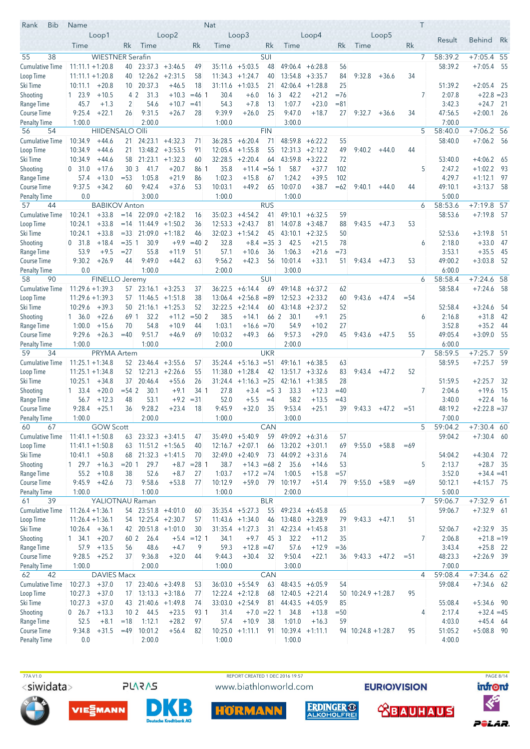| Rank | Bib | Name | | | | | | Nat | | | | | | | | | T | Result | Behind | Rk |
|---|---|---|---|---|---|---|---|---|---|---|---|---|---|---|---|---|---|---|---|---|
| | Loop1 | | | Loop2 | | | Loop3 | | | Loop4 | | | Loop5 | | | | | | | |
| | Time | | Rk | Time | | Rk | Time | | Rk | Time | | Rk | Time | | Rk | | | | | |
| 55 | 38 | WIESTNER Serafin | | | | | | SUI | | | | | | | | | 7 | 58:39.2 | +7:05.4 | 55 |
| Cumulative Time | 11:11.1 | +1:20.8 | 40 | 23:37.3 | +3:46.5 | 49 | 35:11.6 | +5:03.5 | 48 | 49:06.4 | +6:28.8 | 56 | | | | | | 58:39.2 | +7:05.4 | 55 |
| Loop Time | 11:11.1 | +1:20.8 | 40 | 12:26.2 | +2:31.5 | 58 | 11:34.3 | +1:24.7 | 40 | 13:54.8 | +3:35.7 | 84 | 9:32.8 | +36.6 | 34 | | | | | |
| Ski Time | 10:11.1 | +20.8 | 10 | 20:37.3 | +46.5 | 18 | 31:11.6 | +1:03.5 | 21 | 42:06.4 | +1:28.8 | 25 | | | | | | 51:39.2 | +2:05.4 | 25 |
| Shooting | 1 23.9 | +10.5 | 4 | 2 31.3 | +10.3 | =46 | 1 30.4 | +6.0 | 16 | 3 42.2 | +21.2 | =76 | | | | | 7 | 2:07.8 | +22.8 | =23 |
| Range Time | 45.7 | +1.3 | 2 | 54.6 | +10.7 | =41 | 54.3 | +7.8 | 13 | 1:07.7 | +23.0 | =81 | | | | | | 3:42.3 | +24.7 | 21 |
| Course Time | 9:25.4 | +22.1 | 26 | 9:31.5 | +26.7 | 28 | 9:39.9 | +26.0 | 25 | 9:47.0 | +18.7 | 27 | 9:32.7 | +36.6 | 34 | | | 47:56.5 | +2:00.1 | 26 |
| Penalty Time | 1:00.0 | | | 2:00.0 | | | 1:00.0 | | | 3:00.0 | | | | | | | | 7:00.0 | | |
| 56 | 54 | HIIDENSALO Olli | | | | | | FIN | | | | | | | | | 5 | 58:40.0 | +7:06.2 | 56 |
| Cumulative Time | 10:34.9 | +44.6 | 21 | 24:23.1 | +4:32.3 | 71 | 36:28.5 | +6:20.4 | 71 | 48:59.8 | +6:22.2 | 55 | | | | | | 58:40.0 | +7:06.2 | 56 |
| Loop Time | 10:34.9 | +44.6 | 21 | 13:48.2 | +3:53.5 | 91 | 12:05.4 | +1:55.8 | 55 | 12:31.3 | +2:12.2 | 49 | 9:40.2 | +44.0 | 44 | | | | | |
| Ski Time | 10:34.9 | +44.6 | 58 | 21:23.1 | +1:32.3 | 60 | 32:28.5 | +2:20.4 | 64 | 43:59.8 | +3:22.2 | 72 | | | | | | 53:40.0 | +4:06.2 | 65 |
| Shooting | 0 31.0 | +17.6 | 30 | 3 41.7 | +20.7 | 86 | 1 35.8 | +11.4 | =56 | 1 58.7 | +37.7 | 102 | | | | | 5 | 2:47.2 | +1:02.2 | 93 |
| Range Time | 57.4 | +13.0 | =53 | 1:05.8 | +21.9 | 86 | 1:02.3 | +15.8 | 67 | 1:24.2 | +39.5 | 102 | | | | | | 4:29.7 | +1:12.1 | 97 |
| Course Time | 9:37.5 | +34.2 | 60 | 9:42.4 | +37.6 | 53 | 10:03.1 | +49.2 | 65 | 10:07.0 | +38.7 | =62 | 9:40.1 | +44.0 | 44 | | | 49:10.1 | +3:13.7 | 58 |
| Penalty Time | 0.0 | | | 3:00.0 | | | 1:00.0 | | | 1:00.0 | | | | | | | | 5:00.0 | | |
| 57 | 44 | BABIKOV Anton | | | | | | RUS | | | | | | | | | 6 | 58:53.6 | +7:19.8 | 57 |
| Cumulative Time | 10:24.1 | +33.8 | =14 | 22:09.0 | +2:18.2 | 16 | 35:02.3 | +4:54.2 | 41 | 49:10.1 | +6:32.5 | 59 | | | | | | 58:53.6 | +7:19.8 | 57 |
| Loop Time | 10:24.1 | +33.8 | =14 | 11:44.9 | +1:50.2 | 36 | 12:53.3 | +2:43.7 | 81 | 14:07.8 | +3:48.7 | 88 | 9:43.5 | +47.3 | 53 | | | | | |
| Ski Time | 10:24.1 | +33.8 | =33 | 21:09.0 | +1:18.2 | 46 | 32:02.3 | +1:54.2 | 45 | 43:10.1 | +2:32.5 | 50 | | | | | | 52:53.6 | +3:19.8 | 51 |
| Shooting | 0 31.8 | +18.4 | =35 | 1 30.9 | +9.9 | =40 | 2 32.8 | +8.4 | =35 | 3 42.5 | +21.5 | 78 | | | | | 6 | 2:18.0 | +33.0 | 47 |
| Range Time | 53.9 | +9.5 | =27 | 55.8 | +11.9 | 51 | 57.1 | +10.6 | 36 | 1:06.3 | +21.6 | =73 | | | | | | 3:53.1 | +35.5 | 45 |
| Course Time | 9:30.2 | +26.9 | 44 | 9:49.0 | +44.2 | 63 | 9:56.2 | +42.3 | 56 | 10:01.4 | +33.1 | 51 | 9:43.4 | +47.3 | 53 | | | 49:00.2 | +3:03.8 | 52 |
| Penalty Time | 0.0 | | | 1:00.0 | | | 2:00.0 | | | 3:00.0 | | | | | | | | 6:00.0 | | |
| 58 | 90 | FINELLO Jeremy | | | | | | SUI | | | | | | | | | 6 | 58:58.4 | +7:24.6 | 58 |
| Cumulative Time | 11:29.6 | +1:39.3 | 57 | 23:16.1 | +3:25.3 | 37 | 36:22.5 | +6:14.4 | 69 | 49:14.8 | +6:37.2 | 62 | | | | | | 58:58.4 | +7:24.6 | 58 |
| Loop Time | 11:29.6 | +1:39.3 | 57 | 11:46.5 | +1:51.8 | 38 | 13:06.4 | +2:56.8 | =89 | 12:52.3 | +2:33.2 | 60 | 9:43.6 | +47.4 | =54 | | | | | |
| Ski Time | 10:29.6 | +39.3 | 50 | 21:16.1 | +1:25.3 | 52 | 32:22.5 | +2:14.4 | 60 | 43:14.8 | +2:37.2 | 52 | | | | | | 52:58.4 | +3:24.6 | 54 |
| Shooting | 1 36.0 | +22.6 | 69 | 1 32.2 | +11.2 | =50 | 2 38.5 | +14.1 | 66 | 2 30.1 | +9.1 | 25 | | | | | 6 | 2:16.8 | +31.8 | 42 |
| Range Time | 1:00.0 | +15.6 | 70 | 54.8 | +10.9 | 44 | 1:03.1 | +16.6 | =70 | 54.9 | +10.2 | 27 | | | | | | 3:52.8 | +35.2 | 44 |
| Course Time | 9:29.6 | +26.3 | =40 | 9:51.7 | +46.9 | 69 | 10:03.2 | +49.3 | 66 | 9:57.3 | +29.0 | 45 | 9:43.6 | +47.5 | 55 | | | 49:05.4 | +3:09.0 | 55 |
| Penalty Time | 1:00.0 | | | 1:00.0 | | | 2:00.0 | | | 2:00.0 | | | | | | | | 6:00.0 | | |
| 59 | 34 | PRYMA Artem | | | | | | UKR | | | | | | | | | 7 | 58:59.5 | +7:25.7 | 59 |
| Cumulative Time | 11:25.1 | +1:34.8 | 52 | 23:46.4 | +3:55.6 | 57 | 35:24.4 | +5:16.3 | =51 | 49:16.1 | +6:38.5 | 63 | | | | | | 58:59.5 | +7:25.7 | 59 |
| Loop Time | 11:25.1 | +1:34.8 | 52 | 12:21.3 | +2:26.6 | 55 | 11:38.0 | +1:28.4 | 42 | 13:51.7 | +3:32.6 | 83 | 9:43.4 | +47.2 | 52 | | | | | |
| Ski Time | 10:25.1 | +34.8 | 37 | 20:46.4 | +55.6 | 26 | 31:24.4 | +1:16.3 | =25 | 42:16.1 | +1:38.5 | 28 | | | | | | 51:59.5 | +2:25.7 | 32 |
| Shooting | 1 33.4 | +20.0 | =54 | 2 30.1 | +9.1 | 34 | 1 27.8 | +3.4 | =5 | 3 33.3 | +12.3 | =40 | | | | | 7 | 2:04.6 | +19.6 | 15 |
| Range Time | 56.7 | +12.3 | 48 | 53.1 | +9.2 | =31 | 52.0 | +5.5 | =4 | 58.2 | +13.5 | =43 | | | | | | 3:40.0 | +22.4 | 16 |
| Course Time | 9:28.4 | +25.1 | 36 | 9:28.2 | +23.4 | 18 | 9:45.9 | +32.0 | 35 | 9:53.4 | +25.1 | 39 | 9:43.3 | +47.2 | =51 | | | 48:19.2 | +2:22.8 | =37 |
| Penalty Time | 1:00.0 | | | 2:00.0 | | | 1:00.0 | | | 3:00.0 | | | | | | | | 7:00.0 | | |
| 60 | 67 | GOW Scott | | | | | | CAN | | | | | | | | | 5 | 59:04.2 | +7:30.4 | 60 |
| Cumulative Time | 11:41.1 | +1:50.8 | 63 | 23:32.3 | +3:41.5 | 47 | 35:49.0 | +5:40.9 | 59 | 49:09.2 | +6:31.6 | 57 | | | | | | 59:04.2 | +7:30.4 | 60 |
| Loop Time | 11:41.1 | +1:50.8 | 63 | 11:51.2 | +1:56.5 | 40 | 12:16.7 | +2:07.1 | 66 | 13:20.2 | +3:01.1 | 69 | 9:55.0 | +58.8 | =69 | | | | | |
| Ski Time | 10:41.1 | +50.8 | 68 | 21:32.3 | +1:41.5 | 70 | 32:49.0 | +2:40.9 | 73 | 44:09.2 | +3:31.6 | 74 | | | | | | 54:04.2 | +4:30.4 | 72 |
| Shooting | 1 29.7 | +16.3 | =20 | 1 29.7 | +8.7 | =28 | 1 38.7 | +14.3 | =68 | 2 35.6 | +14.6 | 53 | | | | | 5 | 2:13.7 | +28.7 | 35 |
| Range Time | 55.2 | +10.8 | 38 | 52.6 | +8.7 | 27 | 1:03.7 | +17.2 | =74 | 1:00.5 | +15.8 | =57 | | | | | | 3:52.0 | +34.4 | =41 |
| Course Time | 9:45.9 | +42.6 | 73 | 9:58.6 | +53.8 | 77 | 10:12.9 | +59.0 | 79 | 10:19.7 | +51.4 | 79 | 9:55.0 | +58.9 | =69 | | | 50:12.1 | +4:15.7 | 75 |
| Penalty Time | 1:00.0 | | | 1:00.0 | | | 1:00.0 | | | 2:00.0 | | | | | | | | 5:00.0 | | |
| 61 | 39 | YALIOTNAU Raman | | | | | | BLR | | | | | | | | | 7 | 59:06.7 | +7:32.9 | 61 |
| Cumulative Time | 11:26.4 | +1:36.1 | 54 | 23:51.8 | +4:01.0 | 60 | 35:35.4 | +5:27.3 | 55 | 49:23.4 | +6:45.8 | 65 | | | | | | 59:06.7 | +7:32.9 | 61 |
| Loop Time | 11:26.4 | +1:36.1 | 54 | 12:25.4 | +2:30.7 | 57 | 11:43.6 | +1:34.0 | 46 | 13:48.0 | +3:28.9 | 79 | 9:43.3 | +47.1 | 51 | | | | | |
| Ski Time | 10:26.4 | +36.1 | 42 | 20:51.8 | +1:01.0 | 30 | 31:35.4 | +1:27.3 | 31 | 42:23.4 | +1:45.8 | 31 | | | | | | 52:06.7 | +2:32.9 | 35 |
| Shooting | 1 34.1 | +20.7 | 60 | 2 26.4 | +5.4 | =12 | 1 34.1 | +9.7 | 45 | 3 32.2 | +11.2 | 35 | | | | | 7 | 2:06.8 | +21.8 | =19 |
| Range Time | 57.9 | +13.5 | 56 | 48.6 | +4.7 | 9 | 59.3 | +12.8 | =47 | 57.6 | +12.9 | =36 | | | | | | 3:43.4 | +25.8 | 22 |
| Course Time | 9:28.5 | +25.2 | 37 | 9:36.8 | +32.0 | 44 | 9:44.3 | +30.4 | 32 | 9:50.4 | +22.1 | 36 | 9:43.3 | +47.2 | =51 | | | 48:23.3 | +2:26.9 | 39 |
| Penalty Time | 1:00.0 | | | 2:00.0 | | | 1:00.0 | | | 3:00.0 | | | | | | | | 7:00.0 | | |
| 62 | 42 | DAVIES Macx | | | | | | CAN | | | | | | | | | 4 | 59:08.4 | +7:34.6 | 62 |
| Cumulative Time | 10:27.3 | +37.0 | 17 | 23:40.6 | +3:49.8 | 53 | 36:03.0 | +5:54.9 | 63 | 48:43.5 | +6:05.9 | 54 | | | | | | 59:08.4 | +7:34.6 | 62 |
| Loop Time | 10:27.3 | +37.0 | 17 | 13:13.3 | +3:18.6 | 77 | 12:22.4 | +2:12.8 | 68 | 12:40.5 | +2:21.4 | 50 | 10:24.9 | +1:28.7 | 95 | | | | | |
| Ski Time | 10:27.3 | +37.0 | 43 | 21:40.6 | +1:49.8 | 74 | 33:03.0 | +2:54.9 | 81 | 44:43.5 | +4:05.9 | 85 | | | | | | 55:08.4 | +5:34.6 | 90 |
| Shooting | 0 26.7 | +13.3 | 10 | 2 44.5 | +23.5 | 93 | 1 31.4 | +7.0 | =22 | 1 34.8 | +13.8 | =50 | | | | | 4 | 2:17.4 | +32.4 | =45 |
| Range Time | 52.5 | +8.1 | =18 | 1:12.1 | +28.2 | 97 | 57.4 | +10.9 | 38 | 1:01.0 | +16.3 | 59 | | | | | | 4:03.0 | +45.4 | 64 |
| Course Time | 9:34.8 | +31.5 | =49 | 10:01.2 | +56.4 | 82 | 10:25.0 | +1:11.1 | 91 | 10:39.4 | +1:11.1 | 94 | 10:24.8 | +1:28.7 | 95 | | | 51:05.2 | +5:08.8 | 90 |
| Penalty Time | 0.0 | | | 2:00.0 | | | 1:00.0 | | | 1:00.0 | | | | | | | | 4:00.0 | | |

77A V1.0 REPORT CREATED 1 DEC 2016 19:57

www.biathlonworld.com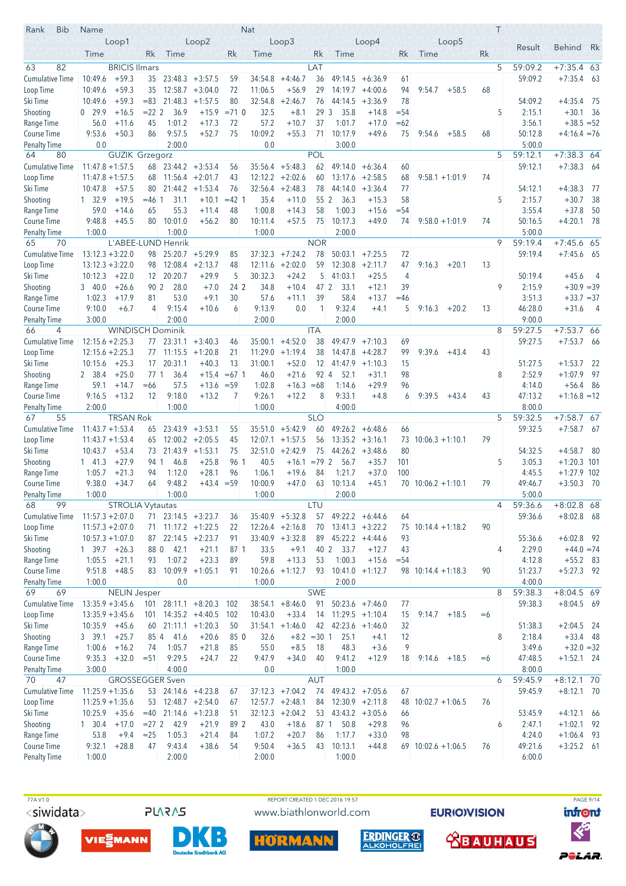| Rank | Bib | Name | | Loop1 Time | | Rk | Loop2 Time | | Rk | Nat Loop3 Time | | Rk | Loop4 Time | | Rk | Loop5 Time | | Rk | T | Result | Behind | Rk |
|---|---|---|---|---|---|---|---|---|---|---|---|---|---|---|---|---|---|---|---|---|---|---|
| 63 | 82 | BRICIS Ilmars | | | | | | | | LAT | | | | | | | | | 5 | 59:09.2 | +7:35.4 | 63 |
| | | Cumulative Time | | 10:49.6 | +59.3 | 35 | 23:48.3 | +3:57.5 | 59 | 34:54.8 | +4:46.7 | 36 | 49:14.5 | +6:36.9 | 61 | | | | | 59:09.2 | +7:35.4 | 63 |
| | | Loop Time | | 10:49.6 | +59.3 | 35 | 12:58.7 | +3:04.0 | 72 | 11:06.5 | +56.9 | 29 | 14:19.7 | +4:00.6 | 94 | 9:54.7 | +58.5 | 68 | | | | |
| | | Ski Time | | 10:49.6 | +59.3 | =83 | 21:48.3 | +1:57.5 | 80 | 32:54.8 | +2:46.7 | 76 | 44:14.5 | +3:36.9 | 78 | | | | | 54:09.2 | +4:35.4 | 75 |
| | | Shooting | 0 | 29.9 | +16.5 | =22 2 | 36.9 | +15.9 | =71 0 | 32.5 | +8.1 | 29 3 | 35.8 | +14.8 | =54 | | | | 5 | 2:15.1 | +30.1 | 36 |
| | | Range Time | | 56.0 | +11.6 | 45 | 1:01.2 | +17.3 | 72 | 57.2 | +10.7 | 37 | 1:01.7 | +17.0 | =62 | | | | | 3:56.1 | +38.5 | =52 |
| | | Course Time | | 9:53.6 | +50.3 | 86 | 9:57.5 | +52.7 | 75 | 10:09.2 | +55.3 | 71 | 10:17.9 | +49.6 | 75 | 9:54.6 | +58.5 | 68 | | 50:12.8 | +4:16.4 | =76 |
| | | Penalty Time | | 0.0 | | | 2:00.0 | | | 0.0 | | | 3:00.0 | | | | | | | 5:00.0 | | |
| 64 | 80 | GUZIK Grzegorz | | | | | | | | POL | | | | | | | | | 5 | 59:12.1 | +7:38.3 | 64 |
| | | Cumulative Time | | 11:47.8 | +1:57.5 | 68 | 23:44.2 | +3:53.4 | 56 | 35:56.4 | +5:48.3 | 62 | 49:14.0 | +6:36.4 | 60 | | | | | 59:12.1 | +7:38.3 | 64 |
| | | Loop Time | | 11:47.8 | +1:57.5 | 68 | 11:56.4 | +2:01.7 | 43 | 12:12.2 | +2:02.6 | 60 | 13:17.6 | +2:58.5 | 68 | 9:58.1 | +1:01.9 | 74 | | | | |
| | | Ski Time | | 10:47.8 | +57.5 | 80 | 21:44.2 | +1:53.4 | 76 | 32:56.4 | +2:48.3 | 78 | 44:14.0 | +3:36.4 | 77 | | | | | 54:12.1 | +4:38.3 | 77 |
| | | Shooting | 1 | 32.9 | +19.5 | =46 1 | 31.1 | +10.1 | =42 1 | 35.4 | +11.0 | 55 2 | 36.3 | +15.3 | 58 | | | | 5 | 2:15.7 | +30.7 | 38 |
| | | Range Time | | 59.0 | +14.6 | 65 | 55.3 | +11.4 | 48 | 1:00.8 | +14.3 | 58 | 1:00.3 | +15.6 | =54 | | | | | 3:55.4 | +37.8 | 50 |
| | | Course Time | | 9:48.8 | +45.5 | 80 | 10:01.0 | +56.2 | 80 | 10:11.4 | +57.5 | 75 | 10:17.3 | +49.0 | 74 | 9:58.0 | +1:01.9 | 74 | | 50:16.5 | +4:20.1 | 78 |
| | | Penalty Time | | 1:00.0 | | | 1:00.0 | | | 1:00.0 | | | 2:00.0 | | | | | | | 5:00.0 | | |
| 65 | 70 | L'ABEE-LUND Henrik | | | | | | | | NOR | | | | | | | | | 9 | 59:19.4 | +7:45.6 | 65 |
| | | Cumulative Time | | 13:12.3 | +3:22.0 | 98 | 25:20.7 | +5:29.9 | 85 | 37:32.3 | +7:24.2 | 78 | 50:03.1 | +7:25.5 | 72 | | | | | 59:19.4 | +7:45.6 | 65 |
| | | Loop Time | | 13:12.3 | +3:22.0 | 98 | 12:08.4 | +2:13.7 | 48 | 12:11.6 | +2:02.0 | 59 | 12:30.8 | +2:11.7 | 47 | 9:16.3 | +20.1 | 13 | | | | |
| | | Ski Time | | 10:12.3 | +22.0 | 12 | 20:20.7 | +29.9 | 5 | 30:32.3 | +24.2 | 5 | 41:03.1 | +25.5 | 4 | | | | | 50:19.4 | +45.6 | 4 |
| | | Shooting | 3 | 40.0 | +26.6 | 90 2 | 28.0 | +7.0 | 24 2 | 34.8 | +10.4 | 47 2 | 33.1 | +12.1 | 39 | | | | 9 | 2:15.9 | +30.9 | =39 |
| | | Range Time | | 1:02.3 | +17.9 | 81 | 53.0 | +9.1 | 30 | 57.6 | +11.1 | 39 | 58.4 | +13.7 | =46 | | | | | 3:51.3 | +33.7 | =37 |
| | | Course Time | | 9:10.0 | +6.7 | 4 | 9:15.4 | +10.6 | 6 | 9:13.9 | 0.0 | 1 | 9:32.4 | +4.1 | 5 | 9:16.3 | +20.2 | 13 | | 46:28.0 | +31.6 | 4 |
| | | Penalty Time | | 3:00.0 | | | 2:00.0 | | | 2:00.0 | | | 2:00.0 | | | | | | | 9:00.0 | | |
| 66 | 4 | WINDISCH Dominik | | | | | | | | ITA | | | | | | | | | 8 | 59:27.5 | +7:53.7 | 66 |
| | | Cumulative Time | | 12:15.6 | +2:25.3 | 77 | 23:31.1 | +3:40.3 | 46 | 35:00.1 | +4:52.0 | 38 | 49:47.9 | +7:10.3 | 69 | | | | | 59:27.5 | +7:53.7 | 66 |
| | | Loop Time | | 12:15.6 | +2:25.3 | 77 | 11:15.5 | +1:20.8 | 21 | 11:29.0 | +1:19.4 | 38 | 14:47.8 | +4:28.7 | 99 | 9:39.6 | +43.4 | 43 | | | | |
| | | Ski Time | | 10:15.6 | +25.3 | 17 | 20:31.1 | +40.3 | 13 | 31:00.1 | +52.0 | 12 | 41:47.9 | +1:10.3 | 15 | | | | | 51:27.5 | +1:53.7 | 22 |
| | | Shooting | 2 | 38.4 | +25.0 | 77 1 | 36.4 | +15.4 | =67 1 | 46.0 | +21.6 | 92 4 | 52.1 | +31.1 | 98 | | | | 8 | 2:52.9 | +1:07.9 | 97 |
| | | Range Time | | 59.1 | +14.7 | =66 | 57.5 | +13.6 | =59 | 1:02.8 | +16.3 | =68 | 1:14.6 | +29.9 | 96 | | | | | 4:14.0 | +56.4 | 86 |
| | | Course Time | | 9:16.5 | +13.2 | 12 | 9:18.0 | +13.2 | 7 | 9:26.1 | +12.2 | 8 | 9:33.1 | +4.8 | 6 | 9:39.5 | +43.4 | 43 | | 47:13.2 | +1:16.8 | =12 |
| | | Penalty Time | | 2:00.0 | | | 1:00.0 | | | 1:00.0 | | | 4:00.0 | | | | | | | 8:00.0 | | |
| 67 | 55 | TRSAN Rok | | | | | | | | SLO | | | | | | | | | 5 | 59:32.5 | +7:58.7 | 67 |
| | | Cumulative Time | | 11:43.7 | +1:53.4 | 65 | 23:43.9 | +3:53.1 | 55 | 35:51.0 | +5:42.9 | 60 | 49:26.2 | +6:48.6 | 66 | | | | | 59:32.5 | +7:58.7 | 67 |
| | | Loop Time | | 11:43.7 | +1:53.4 | 65 | 12:00.2 | +2:05.5 | 45 | 12:07.1 | +1:57.5 | 56 | 13:35.2 | +3:16.1 | 73 | 10:06.3 | +1:10.1 | 79 | | | | |
| | | Ski Time | | 10:43.7 | +53.4 | 73 | 21:43.9 | +1:53.1 | 75 | 32:51.0 | +2:42.9 | 75 | 44:26.2 | +3:48.6 | 80 | | | | | 54:32.5 | +4:58.7 | 80 |
| | | Shooting | 1 | 41.3 | +27.9 | 94 1 | 46.8 | +25.8 | 96 1 | 40.5 | +16.1 | =79 2 | 56.7 | +35.7 | 101 | | | | 5 | 3:05.3 | +1:20.3 | 101 |
| | | Range Time | | 1:05.7 | +21.3 | 94 | 1:12.0 | +28.1 | 96 | 1:06.1 | +19.6 | 84 | 1:21.7 | +37.0 | 100 | | | | | 4:45.5 | +1:27.9 | 102 |
| | | Course Time | | 9:38.0 | +34.7 | 64 | 9:48.2 | +43.4 | =59 | 10:00.9 | +47.0 | 63 | 10:13.4 | +45.1 | 70 | 10:06.2 | +1:10.1 | 79 | | 49:46.7 | +3:50.3 | 70 |
| | | Penalty Time | | 1:00.0 | | | 1:00.0 | | | 1:00.0 | | | 2:00.0 | | | | | | | 5:00.0 | | |
| 68 | 99 | STROLIA Vytautas | | | | | | | | LTU | | | | | | | | | 4 | 59:36.6 | +8:02.8 | 68 |
| | | Cumulative Time | | 11:57.3 | +2:07.0 | 71 | 23:14.5 | +3:23.7 | 36 | 35:40.9 | +5:32.8 | 57 | 49:22.2 | +6:44.6 | 64 | | | | | 59:36.6 | +8:02.8 | 68 |
| | | Loop Time | | 11:57.3 | +2:07.0 | 71 | 11:17.2 | +1:22.5 | 22 | 12:26.4 | +2:16.8 | 70 | 13:41.3 | +3:22.2 | 75 | 10:14.4 | +1:18.2 | 90 | | | | |
| | | Ski Time | | 10:57.3 | +1:07.0 | 87 | 22:14.5 | +2:23.7 | 91 | 33:40.9 | +3:32.8 | 89 | 45:22.2 | +4:44.6 | 93 | | | | | 55:36.6 | +6:02.8 | 92 |
| | | Shooting | 1 | 39.7 | +26.3 | 88 0 | 42.1 | +21.1 | 87 1 | 33.5 | +9.1 | 40 2 | 33.7 | +12.7 | 43 | | | | 4 | 2:29.0 | +44.0 | =74 |
| | | Range Time | | 1:05.5 | +21.1 | 93 | 1:07.2 | +23.3 | 89 | 59.8 | +13.3 | 53 | 1:00.3 | +15.6 | =54 | | | | | 4:12.8 | +55.2 | 83 |
| | | Course Time | | 9:51.8 | +48.5 | 83 | 10:09.9 | +1:05.1 | 91 | 10:26.6 | +1:12.7 | 93 | 10:41.0 | +1:12.7 | 98 | 10:14.4 | +1:18.3 | 90 | | 51:23.7 | +5:27.3 | 92 |
| | | Penalty Time | | 1:00.0 | | | 0.0 | | | 1:00.0 | | | 2:00.0 | | | | | | | 4:00.0 | | |
| 69 | 69 | NELIN Jesper | | | | | | | | SWE | | | | | | | | | 8 | 59:38.3 | +8:04.5 | 69 |
| | | Cumulative Time | | 13:35.9 | +3:45.6 | 101 | 28:11.1 | +8:20.3 | 102 | 38:54.1 | +8:46.0 | 91 | 50:23.6 | +7:46.0 | 77 | | | | | 59:38.3 | +8:04.5 | 69 |
| | | Loop Time | | 13:35.9 | +3:45.6 | 101 | 14:35.2 | +4:40.5 | 102 | 10:43.0 | +33.4 | 14 | 11:29.5 | +1:10.4 | 15 | 9:14.7 | +18.5 | =6 | | | | |
| | | Ski Time | | 10:35.9 | +45.6 | 60 | 21:11.1 | +1:20.3 | 50 | 31:54.1 | +1:46.0 | 42 | 42:23.6 | +1:46.0 | 32 | | | | | 51:38.3 | +2:04.5 | 24 |
| | | Shooting | 3 | 39.1 | +25.7 | 85 4 | 41.6 | +20.6 | 85 0 | 32.6 | +8.2 | =30 1 | 25.1 | +4.1 | 12 | | | | 8 | 2:18.4 | +33.4 | 48 |
| | | Range Time | | 1:00.6 | +16.2 | 74 | 1:05.7 | +21.8 | 85 | 55.0 | +8.5 | 18 | 48.3 | +3.6 | 9 | | | | | 3:49.6 | +32.0 | =32 |
| | | Course Time | | 9:35.3 | +32.0 | =51 | 9:29.5 | +24.7 | 22 | 9:47.9 | +34.0 | 40 | 9:41.2 | +12.9 | 18 | 9:14.6 | +18.5 | =6 | | 47:48.5 | +1:52.1 | 24 |
| | | Penalty Time | | 3:00.0 | | | 4:00.0 | | | 0.0 | | | 1:00.0 | | | | | | | 8:00.0 | | |
| 70 | 47 | GROSSEGGER Sven | | | | | | | | AUT | | | | | | | | | 6 | 59:45.9 | +8:12.1 | 70 |
| | | Cumulative Time | | 11:25.9 | +1:35.6 | 53 | 24:14.6 | +4:23.8 | 67 | 37:12.3 | +7:04.2 | 74 | 49:43.2 | +7:05.6 | 67 | | | | | 59:45.9 | +8:12.1 | 70 |
| | | Loop Time | | 11:25.9 | +1:35.6 | 53 | 12:48.7 | +2:54.0 | 67 | 12:57.7 | +2:48.1 | 84 | 12:30.9 | +2:11.8 | 48 | 10:02.7 | +1:06.5 | 76 | | | | |
| | | Ski Time | | 10:25.9 | +35.6 | =40 | 21:14.6 | +1:23.8 | 51 | 32:12.3 | +2:04.2 | 53 | 43:43.2 | +3:05.6 | 66 | | | | | 53:45.9 | +4:12.1 | 66 |
| | | Shooting | 1 | 30.4 | +17.0 | =27 2 | 42.9 | +21.9 | 89 2 | 43.0 | +18.6 | 87 1 | 50.8 | +29.8 | 96 | | | | 6 | 2:47.1 | +1:02.1 | 92 |
| | | Range Time | | 53.8 | +9.4 | =25 | 1:05.3 | +21.4 | 84 | 1:07.2 | +20.7 | 86 | 1:17.7 | +33.0 | 98 | | | | | 4:24.0 | +1:06.4 | 93 |
| | | Course Time | | 9:32.1 | +28.8 | 47 | 9:43.4 | +38.6 | 54 | 9:50.4 | +36.5 | 43 | 10:13.1 | +44.8 | 69 | 10:02.6 | +1:06.5 | 76 | | 49:21.6 | +3:25.2 | 61 |
| | | Penalty Time | | 1:00.0 | | | 2:00.0 | | | 2:00.0 | | | 1:00.0 | | | | | | | 6:00.0 | | |

77A V1.0 — REPORT CREATED 1 DEC 2016 19:57 — www.biathlonworld.com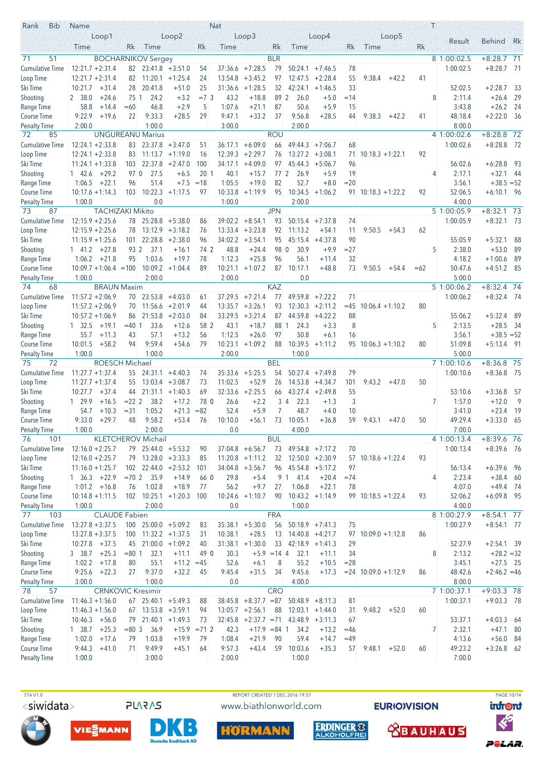| Rank | Bib | Name | | | | | Nat | | | | | | | | | T | Result | Behind | Rk |
|---|---|---|---|---|---|---|---|---|---|---|---|---|---|---|---|---|---|---|---|
| | | Loop1 | | | Loop2 | | | Loop3 | | | Loop4 | | | Loop5 | | | | | |
| | | Time | | Rk | Time | | Rk | Time | | Rk | Time | | Rk | Time | | Rk | | | |
| 71 | 51 | BOCHARNIKOV Sergey | | | | | BLR | | | | | | | | | 8 | 1:00:02.5 | +8:28.7 | 71 |
| Cumulative Time | | 12:21.7 | +2:31.4 | 82 | 23:41.8 | +3:51.0 | 54 | 37:36.6 | +7:28.5 | 79 | 50:24.1 | +7:46.5 | 78 | | | | 1:00:02.5 | +8:28.7 | 71 |
| Loop Time | | 12:21.7 | +2:31.4 | 82 | 11:20.1 | +1:25.4 | 24 | 13:54.8 | +3:45.2 | 97 | 12:47.5 | +2:28.4 | 55 | 9:38.4 | +42.2 | 41 | | | |
| Ski Time | | 10:21.7 | +31.4 | 28 | 20:41.8 | +51.0 | 25 | 31:36.6 | +1:28.5 | 32 | 42:24.1 | +1:46.5 | 33 | | | | 52:02.5 | +2:28.7 | 33 |
| Shooting | | 2 38.0 | +24.6 | 75 | 1 24.2 | +3.2 | =7 | 3 43.2 | +18.8 | 89 | 2 26.0 | +5.0 | =14 | | | 8 | 2:11.4 | +26.4 | 29 |
| Range Time | | 58.8 | +14.4 | =60 | 46.8 | +2.9 | 5 | 1:07.6 | +21.1 | 87 | 50.6 | +5.9 | 15 | | | | 3:43.8 | +26.2 | 24 |
| Course Time | | 9:22.9 | +19.6 | 22 | 9:33.3 | +28.5 | 29 | 9:47.1 | +33.2 | 37 | 9:56.8 | +28.5 | 44 | 9:38.3 | +42.2 | 41 | 48:18.4 | +2:22.0 | 36 |
| Penalty Time | | 2:00.0 | | | 1:00.0 | | | 3:00.0 | | | 2:00.0 | | | | | | 8:00.0 | | |
| 72 | 85 | UNGUREANU Marius | | | | | ROU | | | | | | | | | 4 | 1:00:02.6 | +8:28.8 | 72 |
| Cumulative Time | | 12:24.1 | +2:33.8 | 83 | 23:37.8 | +3:47.0 | 51 | 36:17.1 | +6:09.0 | 66 | 49:44.3 | +7:06.7 | 68 | | | | 1:00:02.6 | +8:28.8 | 72 |
| Loop Time | | 12:24.1 | +2:33.8 | 83 | 11:13.7 | +1:19.0 | 16 | 12:39.3 | +2:29.7 | 76 | 13:27.2 | +3:08.1 | 71 | 10:18.3 | +1:22.1 | 92 | | | |
| Ski Time | | 11:24.1 | +1:33.8 | 103 | 22:37.8 | +2:47.0 | 100 | 34:17.1 | +4:09.0 | 97 | 45:44.3 | +5:06.7 | 96 | | | | 56:02.6 | +6:28.8 | 93 |
| Shooting | | 1 42.6 | +29.2 | 97 | 0 27.5 | +6.5 | 20 | 1 40.1 | +15.7 | 77 | 2 26.9 | +5.9 | 19 | | | 4 | 2:17.1 | +32.1 | 44 |
| Range Time | | 1:06.5 | +22.1 | 96 | 51.4 | +7.5 | =18 | 1:05.5 | +19.0 | 82 | 52.7 | +8.0 | =20 | | | | 3:56.1 | +38.5 | =52 |
| Course Time | | 10:17.6 | +1:14.3 | 103 | 10:22.3 | +1:17.5 | 97 | 10:33.8 | +1:19.9 | 95 | 10:34.5 | +1:06.2 | 91 | 10:18.3 | +1:22.2 | 92 | 52:06.5 | +6:10.1 | 96 |
| Penalty Time | | 1:00.0 | | | 0.0 | | | 1:00.0 | | | 2:00.0 | | | | | | 4:00.0 | | |
| 73 | 87 | TACHIZAKI Mikito | | | | | JPN | | | | | | | | | 5 | 1:00:05.9 | +8:32.1 | 73 |
| Cumulative Time | | 12:15.9 | +2:25.6 | 78 | 25:28.8 | +5:38.0 | 86 | 39:02.2 | +8:54.1 | 93 | 50:15.4 | +7:37.8 | 74 | | | | 1:00:05.9 | +8:32.1 | 73 |
| Loop Time | | 12:15.9 | +2:25.6 | 78 | 13:12.9 | +3:18.2 | 76 | 13:33.4 | +3:23.8 | 92 | 11:13.2 | +54.1 | 11 | 9:50.5 | +54.3 | 62 | | | |
| Ski Time | | 11:15.9 | +1:25.6 | 101 | 22:28.8 | +2:38.0 | 96 | 34:02.2 | +3:54.1 | 95 | 45:15.4 | +4:37.8 | 90 | | | | 55:05.9 | +5:32.1 | 88 |
| Shooting | | 1 41.2 | +27.8 | 93 | 2 37.1 | +16.1 | 74 | 2 48.8 | +24.4 | 98 | 0 30.9 | +9.9 | =27 | | | 5 | 2:38.0 | +53.0 | 89 |
| Range Time | | 1:06.2 | +21.8 | 95 | 1:03.6 | +19.7 | 78 | 1:12.3 | +25.8 | 96 | 56.1 | +11.4 | 32 | | | | 4:18.2 | +1:00.6 | 89 |
| Course Time | | 10:09.7 | +1:06.4 | =100 | 10:09.2 | +1:04.4 | 89 | 10:21.1 | +1:07.2 | 87 | 10:17.1 | +48.8 | 73 | 9:50.5 | +54.4 | =62 | 50:47.6 | +4:51.2 | 85 |
| Penalty Time | | 1:00.0 | | | 2:00.0 | | | 2:00.0 | | | 0.0 | | | | | | 5:00.0 | | |
| 74 | 68 | BRAUN Maxim | | | | | KAZ | | | | | | | | | 5 | 1:00:06.2 | +8:32.4 | 74 |
| Cumulative Time | | 11:57.2 | +2:06.9 | 70 | 23:53.8 | +4:03.0 | 61 | 37:29.5 | +7:21.4 | 77 | 49:59.8 | +7:22.2 | 71 | | | | 1:00:06.2 | +8:32.4 | 74 |
| Loop Time | | 11:57.2 | +2:06.9 | 70 | 11:56.6 | +2:01.9 | 44 | 13:35.7 | +3:26.1 | 93 | 12:30.3 | +2:11.2 | =45 | 10:06.4 | +1:10.2 | 80 | | | |
| Ski Time | | 10:57.2 | +1:06.9 | 86 | 21:53.8 | +2:03.0 | 84 | 33:29.5 | +3:21.4 | 87 | 44:59.8 | +4:22.2 | 88 | | | | 55:06.2 | +5:32.4 | 89 |
| Shooting | | 1 32.5 | +19.1 | =40 | 1 33.6 | +12.6 | 58 | 2 43.1 | +18.7 | 88 | 1 24.3 | +3.3 | 8 | | | 5 | 2:13.5 | +28.5 | 34 |
| Range Time | | 55.7 | +11.3 | 43 | 57.1 | +13.2 | 56 | 1:12.5 | +26.0 | 97 | 50.8 | +6.1 | 16 | | | | 3:56.1 | +38.5 | =52 |
| Course Time | | 10:01.5 | +58.2 | 94 | 9:59.4 | +54.6 | 79 | 10:23.1 | +1:09.2 | 88 | 10:39.5 | +1:11.2 | 95 | 10:06.3 | +1:10.2 | 80 | 51:09.8 | +5:13.4 | 91 |
| Penalty Time | | 1:00.0 | | | 1:00.0 | | | 2:00.0 | | | 1:00.0 | | | | | | 5:00.0 | | |
| 75 | 72 | ROESCH Michael | | | | | BEL | | | | | | | | | 7 | 1:00:10.6 | +8:36.8 | 75 |
| Cumulative Time | | 11:27.7 | +1:37.4 | 55 | 24:31.1 | +4:40.3 | 74 | 35:33.6 | +5:25.5 | 54 | 50:27.4 | +7:49.8 | 79 | | | | 1:00:10.6 | +8:36.8 | 75 |
| Loop Time | | 11:27.7 | +1:37.4 | 55 | 13:03.4 | +3:08.7 | 73 | 11:02.5 | +52.9 | 26 | 14:53.8 | +4:34.7 | 101 | 9:43.2 | +47.0 | 50 | | | |
| Ski Time | | 10:27.7 | +37.4 | 44 | 21:31.1 | +1:40.3 | 69 | 32:33.6 | +2:25.5 | 66 | 43:27.4 | +2:49.8 | 55 | | | | 53:10.6 | +3:36.8 | 57 |
| Shooting | | 1 29.9 | +16.5 | =22 | 2 38.2 | +17.2 | 78 | 0 26.6 | +2.2 | 3 | 4 22.3 | +1.3 | 3 | | | 7 | 1:57.0 | +12.0 | 9 |
| Range Time | | 54.7 | +10.3 | =31 | 1:05.2 | +21.3 | =82 | 52.4 | +5.9 | 7 | 48.7 | +4.0 | 10 | | | | 3:41.0 | +23.4 | 19 |
| Course Time | | 9:33.0 | +29.7 | 48 | 9:58.2 | +53.4 | 76 | 10:10.0 | +56.1 | 73 | 10:05.1 | +36.8 | 59 | 9:43.1 | +47.0 | 50 | 49:29.4 | +3:33.0 | 65 |
| Penalty Time | | 1:00.0 | | | 2:00.0 | | | 0.0 | | | 4:00.0 | | | | | | 7:00.0 | | |
| 76 | 101 | KLETCHEROV Michail | | | | | BUL | | | | | | | | | 4 | 1:00:13.4 | +8:39.6 | 76 |
| Cumulative Time | | 12:16.0 | +2:25.7 | 79 | 25:44.0 | +5:53.2 | 90 | 37:04.8 | +6:56.7 | 73 | 49:54.8 | +7:17.2 | 70 | | | | 1:00:13.4 | +8:39.6 | 76 |
| Loop Time | | 12:16.0 | +2:25.7 | 79 | 13:28.0 | +3:33.3 | 85 | 11:20.8 | +1:11.2 | 32 | 12:50.0 | +2:30.9 | 57 | 10:18.6 | +1:22.4 | 93 | | | |
| Ski Time | | 11:16.0 | +1:25.7 | 102 | 22:44.0 | +2:53.2 | 101 | 34:04.8 | +3:56.7 | 96 | 45:54.8 | +5:17.2 | 97 | | | | 56:13.4 | +6:39.6 | 96 |
| Shooting | | 1 36.3 | +22.9 | =70 | 2 35.9 | +14.9 | 66 | 0 29.8 | +5.4 | 9 | 1 41.4 | +20.4 | =74 | | | 4 | 2:23.4 | +38.4 | 60 |
| Range Time | | 1:01.2 | +16.8 | 76 | 1:02.8 | +18.9 | 77 | 56.2 | +9.7 | 27 | 1:06.8 | +22.1 | 78 | | | | 4:07.0 | +49.4 | 74 |
| Course Time | | 10:14.8 | +1:11.5 | 102 | 10:25.1 | +1:20.3 | 100 | 10:24.6 | +1:10.7 | 90 | 10:43.2 | +1:14.9 | 99 | 10:18.5 | +1:22.4 | 93 | 52:06.2 | +6:09.8 | 95 |
| Penalty Time | | 1:00.0 | | | 2:00.0 | | | 0.0 | | | 1:00.0 | | | | | | 4:00.0 | | |
| 77 | 103 | CLAUDE Fabien | | | | | FRA | | | | | | | | | 8 | 1:00:27.9 | +8:54.1 | 77 |
| Cumulative Time | | 13:27.8 | +3:37.5 | 100 | 25:00.0 | +5:09.2 | 83 | 35:38.1 | +5:30.0 | 56 | 50:18.9 | +7:41.3 | 75 | | | | 1:00:27.9 | +8:54.1 | 77 |
| Loop Time | | 13:27.8 | +3:37.5 | 100 | 11:32.2 | +1:37.5 | 31 | 10:38.1 | +28.5 | 13 | 14:40.8 | +4:21.7 | 97 | 10:09.0 | +1:12.8 | 86 | | | |
| Ski Time | | 10:27.8 | +37.5 | 45 | 21:00.0 | +1:09.2 | 40 | 31:38.1 | +1:30.0 | 33 | 42:18.9 | +1:41.3 | 29 | | | | 52:27.9 | +2:54.1 | 39 |
| Shooting | | 3 38.7 | +25.3 | =80 | 1 32.1 | +11.1 | 49 | 0 30.3 | +5.9 | =14 | 4 32.1 | +11.1 | 34 | | | 8 | 2:13.2 | +28.2 | =32 |
| Range Time | | 1:02.2 | +17.8 | 80 | 55.1 | +11.2 | =45 | 52.6 | +6.1 | 8 | 55.2 | +10.5 | =28 | | | | 3:45.1 | +27.5 | 25 |
| Course Time | | 9:25.6 | +22.3 | 27 | 9:37.0 | +32.2 | 45 | 9:45.4 | +31.5 | 34 | 9:45.6 | +17.3 | =24 | 10:09.0 | +1:12.9 | 86 | 48:42.6 | +2:46.2 | =46 |
| Penalty Time | | 3:00.0 | | | 1:00.0 | | | 0.0 | | | 4:00.0 | | | | | | 8:00.0 | | |
| 78 | 57 | CRNKOVIC Kresimir | | | | | CRO | | | | | | | | | 7 | 1:00:37.1 | +9:03.3 | 78 |
| Cumulative Time | | 11:46.3 | +1:56.0 | 67 | 25:40.1 | +5:49.3 | 88 | 38:45.8 | +8:37.7 | =87 | 50:48.9 | +8:11.3 | 81 | | | | 1:00:37.1 | +9:03.3 | 78 |
| Loop Time | | 11:46.3 | +1:56.0 | 67 | 13:53.8 | +3:59.1 | 94 | 13:05.7 | +2:56.1 | 88 | 12:03.1 | +1:44.0 | 31 | 9:48.2 | +52.0 | 60 | | | |
| Ski Time | | 10:46.3 | +56.0 | 79 | 21:40.1 | +1:49.3 | 73 | 32:45.8 | +2:37.7 | =71 | 43:48.9 | +3:11.3 | 67 | | | | 53:37.1 | +4:03.3 | 64 |
| Shooting | | 1 38.7 | +25.3 | =80 | 3 36.9 | +15.9 | =71 | 2 42.3 | +17.9 | =84 | 1 34.2 | +13.2 | =46 | | | 7 | 2:32.1 | +47.1 | 80 |
| Range Time | | 1:02.0 | +17.6 | 79 | 1:03.8 | +19.9 | 79 | 1:08.4 | +21.9 | 90 | 59.4 | +14.7 | =49 | | | | 4:13.6 | +56.0 | 84 |
| Course Time | | 9:44.3 | +41.0 | 71 | 9:49.9 | +45.1 | 64 | 9:57.3 | +43.4 | 59 | 10:03.6 | +35.3 | 57 | 9:48.1 | +52.0 | 60 | 49:23.2 | +3:26.8 | 62 |
| Penalty Time | | 1:00.0 | | | 3:00.0 | | | 2:00.0 | | | 1:00.0 | | | | | | 7:00.0 | | |

77A V1.0 REPORT CREATED 1 DEC 2016 19:57

<siwidata> PLARAS www.biathlonworld.com EUROVISION infront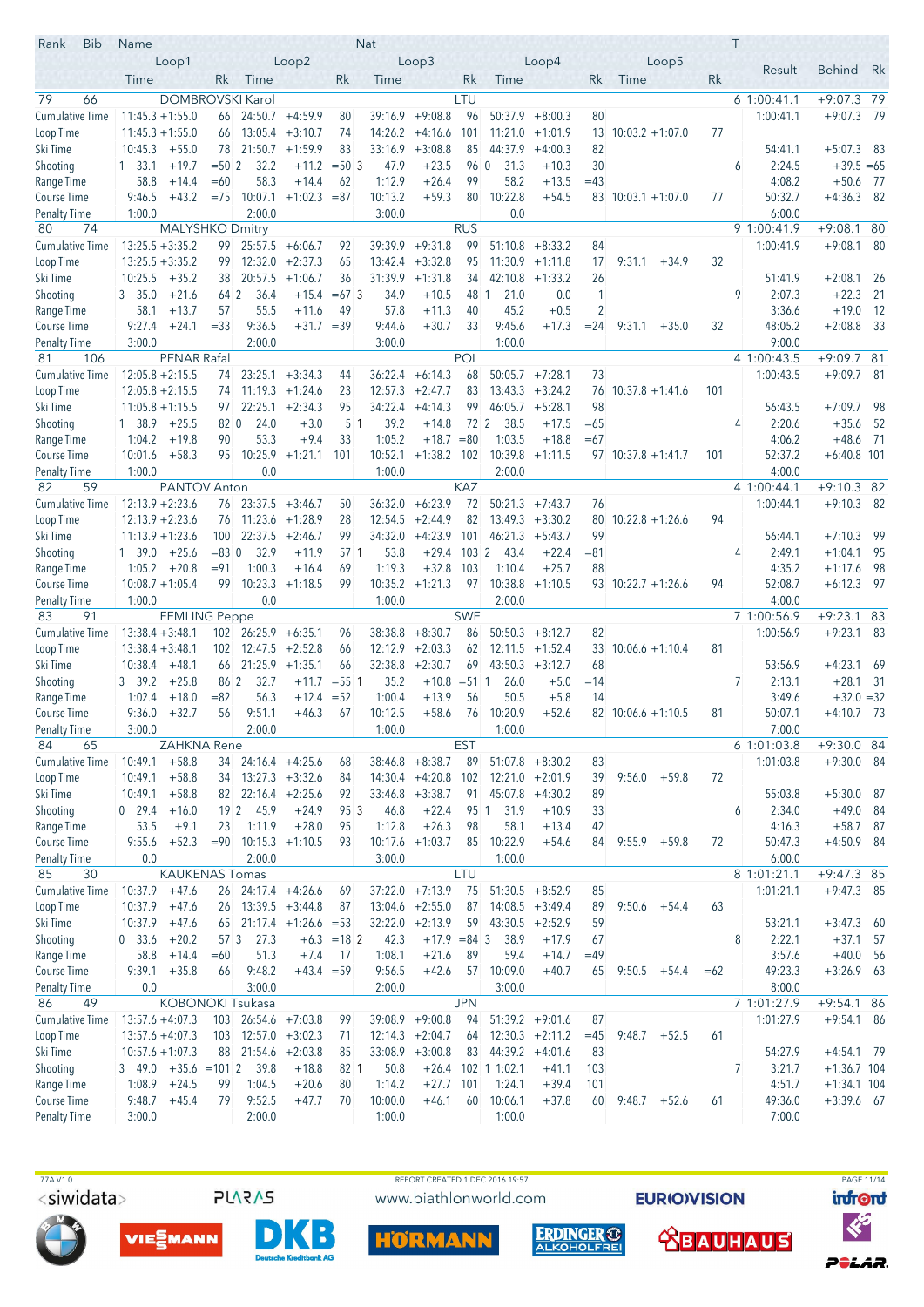| Rank | Bib | Name | | | | | | Nat | | | | | | | | T | Result | Behind | Rk |
|---|---|---|---|---|---|---|---|---|---|---|---|---|---|---|---|---|---|---|---|
| | | Loop1 | | | Loop2 | | | Loop3 | | | Loop4 | | | Loop5 | | | | | |
| | | Time | | Rk | Time | | Rk | Time | | Rk | Time | | Rk | Time | | Rk | | | |
| 79 | 66 | DOMBROVSKI Karol | | | | | | LTU | | | | | | | | 6 | 1:00:41.1 | +9:07.3 | 79 |
| Cumulative Time | | 11:45.3 | +1:55.0 | 66 | 24:50.7 | +4:59.9 | 80 | 39:16.9 | +9:08.8 | 96 | 50:37.9 | +8:00.3 | 80 | | | | 1:00:41.1 | +9:07.3 | 79 |
| Loop Time | | 11:45.3 | +1:55.0 | 66 | 13:05.4 | +3:10.7 | 74 | 14:26.2 | +4:16.6 | 101 | 11:21.0 | +1:01.9 | 13 | 10:03.2 | +1:07.0 | 77 | | | |
| Ski Time | | 10:45.3 | +55.0 | 78 | 21:50.7 | +1:59.9 | 83 | 33:16.9 | +3:08.8 | 85 | 44:37.9 | +4:00.3 | 82 | | | | 54:41.1 | +5:07.3 | 83 |
| Shooting | | 1 33.1 | +19.7 | =50 | 2 32.2 | +11.2 | =50 | 3 47.9 | +23.5 | 96 | 0 31.3 | +10.3 | 30 | | | 6 | 2:24.5 | +39.5 | =65 |
| Range Time | | 58.8 | +14.4 | =60 | 58.3 | +14.4 | 62 | 1:12.9 | +26.4 | 99 | 58.2 | +13.5 | =43 | | | | 4:08.2 | +50.6 | 77 |
| Course Time | | 9:46.5 | +43.2 | =75 | 10:07.1 | +1:02.3 | =87 | 10:13.2 | +59.3 | 80 | 10:22.8 | +54.5 | 83 | 10:03.1 | +1:07.0 | 77 | 50:32.7 | +4:36.3 | 82 |
| Penalty Time | | 1:00.0 | | | 2:00.0 | | | 3:00.0 | | | 0.0 | | | | | | 6:00.0 | | |
| 80 | 74 | MALYSHKO Dmitry | | | | | | RUS | | | | | | | | 9 | 1:00:41.9 | +9:08.1 | 80 |
| Cumulative Time | | 13:25.5 | +3:35.2 | 99 | 25:57.5 | +6:06.7 | 92 | 39:39.9 | +9:31.8 | 99 | 51:10.8 | +8:33.2 | 84 | | | | 1:00:41.9 | +9:08.1 | 80 |
| Loop Time | | 13:25.5 | +3:35.2 | 99 | 12:32.0 | +2:37.3 | 65 | 13:42.4 | +3:32.8 | 95 | 11:30.9 | +1:11.8 | 17 | 9:31.1 | +34.9 | 32 | | | |
| Ski Time | | 10:25.5 | +35.2 | 38 | 20:57.5 | +1:06.7 | 36 | 31:39.9 | +1:31.8 | 34 | 42:10.8 | +1:33.2 | 26 | | | | 51:41.9 | +2:08.1 | 26 |
| Shooting | | 3 35.0 | +21.6 | 64 | 2 36.4 | +15.4 | =67 | 3 34.9 | +10.5 | 48 | 1 21.0 | 0.0 | 1 | | | 9 | 2:07.3 | +22.3 | 21 |
| Range Time | | 58.1 | +13.7 | 57 | 55.5 | +11.6 | 49 | 57.8 | +11.3 | 40 | 45.2 | +0.5 | 2 | | | | 3:36.6 | +19.0 | 12 |
| Course Time | | 9:27.4 | +24.1 | =33 | 9:36.5 | +31.7 | =39 | 9:44.6 | +30.7 | 33 | 9:45.6 | +17.3 | =24 | 9:31.1 | +35.0 | 32 | 48:05.2 | +2:08.8 | 33 |
| Penalty Time | | 3:00.0 | | | 2:00.0 | | | 3:00.0 | | | 1:00.0 | | | | | | 9:00.0 | | |
| 81 | 106 | PENAR Rafal | | | | | | POL | | | | | | | | 4 | 1:00:43.5 | +9:09.7 | 81 |
| Cumulative Time | | 12:05.8 | +2:15.5 | 74 | 23:25.1 | +3:34.3 | 44 | 36:22.4 | +6:14.3 | 68 | 50:05.7 | +7:28.1 | 73 | | | | 1:00:43.5 | +9:09.7 | 81 |
| Loop Time | | 12:05.8 | +2:15.5 | 74 | 11:19.3 | +1:24.6 | 23 | 12:57.3 | +2:47.7 | 83 | 13:43.3 | +3:24.2 | 76 | 10:37.8 | +1:41.6 | 101 | | | |
| Ski Time | | 11:05.8 | +1:15.5 | 97 | 22:25.1 | +2:34.3 | 95 | 34:22.4 | +4:14.3 | 99 | 46:05.7 | +5:28.1 | 98 | | | | 56:43.5 | +7:09.7 | 98 |
| Shooting | | 1 38.9 | +25.5 | 82 | 0 24.0 | +3.0 | 5 | 1 39.2 | +14.8 | 72 | 2 38.5 | +17.5 | =65 | | | 4 | 2:20.6 | +35.6 | 52 |
| Range Time | | 1:04.2 | +19.8 | 90 | 53.3 | +9.4 | 33 | 1:05.2 | +18.7 | =80 | 1:03.5 | +18.8 | =67 | | | | 4:06.2 | +48.6 | 71 |
| Course Time | | 10:01.6 | +58.3 | 95 | 10:25.9 | +1:21.1 | 101 | 10:52.1 | +1:38.2 | 102 | 10:39.8 | +1:11.5 | 97 | 10:37.8 | +1:41.7 | 101 | 52:37.2 | +6:40.8 | 101 |
| Penalty Time | | 1:00.0 | | | 0.0 | | | 1:00.0 | | | 2:00.0 | | | | | | 4:00.0 | | |
| 82 | 59 | PANTOV Anton | | | | | | KAZ | | | | | | | | 4 | 1:00:44.1 | +9:10.3 | 82 |
| Cumulative Time | | 12:13.9 | +2:23.6 | 76 | 23:37.5 | +3:46.7 | 50 | 36:32.0 | +6:23.9 | 72 | 50:21.3 | +7:43.7 | 76 | | | | 1:00:44.1 | +9:10.3 | 82 |
| Loop Time | | 12:13.9 | +2:23.6 | 76 | 11:23.6 | +1:28.9 | 28 | 12:54.5 | +2:44.9 | 82 | 13:49.3 | +3:30.2 | 80 | 10:22.8 | +1:26.6 | 94 | | | |
| Ski Time | | 11:13.9 | +1:23.6 | 100 | 22:37.5 | +2:46.7 | 99 | 34:32.0 | +4:23.9 | 101 | 46:21.3 | +5:43.7 | 99 | | | | 56:44.1 | +7:10.3 | 99 |
| Shooting | | 1 39.0 | +25.6 | =83 | 0 32.9 | +11.9 | 57 | 1 53.8 | +29.4 | 103 | 2 43.4 | +22.4 | =81 | | | 4 | 2:49.1 | +1:04.1 | 95 |
| Range Time | | 1:05.2 | +20.8 | =91 | 1:00.3 | +16.4 | 69 | 1:19.3 | +32.8 | 103 | 1:10.4 | +25.7 | 88 | | | | 4:35.2 | +1:17.6 | 98 |
| Course Time | | 10:08.7 | +1:05.4 | 99 | 10:23.3 | +1:18.5 | 99 | 10:35.2 | +1:21.3 | 97 | 10:38.8 | +1:10.5 | 93 | 10:22.7 | +1:26.6 | 94 | 52:08.7 | +6:12.3 | 97 |
| Penalty Time | | 1:00.0 | | | 0.0 | | | 1:00.0 | | | 2:00.0 | | | | | | 4:00.0 | | |
| 83 | 91 | FEMLING Peppe | | | | | | SWE | | | | | | | | 7 | 1:00:56.9 | +9:23.1 | 83 |
| Cumulative Time | | 13:38.4 | +3:48.1 | 102 | 26:25.9 | +6:35.1 | 96 | 38:38.8 | +8:30.7 | 86 | 50:50.3 | +8:12.7 | 82 | | | | 1:00:56.9 | +9:23.1 | 83 |
| Loop Time | | 13:38.4 | +3:48.1 | 102 | 12:47.5 | +2:52.8 | 66 | 12:12.9 | +2:03.3 | 62 | 12:11.5 | +1:52.4 | 33 | 10:06.6 | +1:10.4 | 81 | | | |
| Ski Time | | 10:38.4 | +48.1 | 66 | 21:25.9 | +1:35.1 | 66 | 32:38.8 | +2:30.7 | 69 | 43:50.3 | +3:12.7 | 68 | | | | 53:56.9 | +4:23.1 | 69 |
| Shooting | | 3 39.2 | +25.8 | 86 | 2 32.7 | +11.7 | =55 | 1 35.2 | +10.8 | =51 | 1 26.0 | +5.0 | =14 | | | 7 | 2:13.1 | +28.1 | 31 |
| Range Time | | 1:02.4 | +18.0 | =82 | 56.3 | +12.4 | =52 | 1:00.4 | +13.9 | 56 | 50.5 | +5.8 | 14 | | | | 3:49.6 | +32.0 | =32 |
| Course Time | | 9:36.0 | +32.7 | 56 | 9:51.1 | +46.3 | 67 | 10:12.5 | +58.6 | 76 | 10:20.9 | +52.6 | 82 | 10:06.6 | +1:10.5 | 81 | 50:07.1 | +4:10.7 | 73 |
| Penalty Time | | 3:00.0 | | | 2:00.0 | | | 1:00.0 | | | 1:00.0 | | | | | | 7:00.0 | | |
| 84 | 65 | ZAHKNA Rene | | | | | | EST | | | | | | | | 6 | 1:01:03.8 | +9:30.0 | 84 |
| Cumulative Time | | 10:49.1 | +58.8 | 34 | 24:16.4 | +4:25.6 | 68 | 38:46.8 | +8:38.7 | 89 | 51:07.8 | +8:30.2 | 83 | | | | 1:01:03.8 | +9:30.0 | 84 |
| Loop Time | | 10:49.1 | +58.8 | 34 | 13:27.3 | +3:32.6 | 84 | 14:30.4 | +4:20.8 | 102 | 12:21.0 | +2:01.9 | 39 | 9:56.0 | +59.8 | 72 | | | |
| Ski Time | | 10:49.1 | +58.8 | 82 | 22:16.4 | +2:25.6 | 92 | 33:46.8 | +3:38.7 | 91 | 45:07.8 | +4:30.2 | 89 | | | | 55:03.8 | +5:30.0 | 87 |
| Shooting | | 0 29.4 | +16.0 | 19 | 2 45.9 | +24.9 | 95 | 3 46.8 | +22.4 | 95 | 1 31.9 | +10.9 | 33 | | | 6 | 2:34.0 | +49.0 | 84 |
| Range Time | | 53.5 | +9.1 | 23 | 1:11.9 | +28.0 | 95 | 1:12.8 | +26.3 | 98 | 58.1 | +13.4 | 42 | | | | 4:16.3 | +58.7 | 87 |
| Course Time | | 9:55.6 | +52.3 | =90 | 10:15.3 | +1:10.5 | 93 | 10:17.6 | +1:03.7 | 85 | 10:22.9 | +54.6 | 84 | 9:55.9 | +59.8 | 72 | 50:47.3 | +4:50.9 | 84 |
| Penalty Time | | 0.0 | | | 2:00.0 | | | 3:00.0 | | | 1:00.0 | | | | | | 6:00.0 | | |
| 85 | 30 | KAUKENAS Tomas | | | | | | LTU | | | | | | | | 8 | 1:01:21.1 | +9:47.3 | 85 |
| Cumulative Time | | 10:37.9 | +47.6 | 26 | 24:17.4 | +4:26.6 | 69 | 37:22.0 | +7:13.9 | 75 | 51:30.5 | +8:52.9 | 85 | | | | 1:01:21.1 | +9:47.3 | 85 |
| Loop Time | | 10:37.9 | +47.6 | 26 | 13:39.5 | +3:44.8 | 87 | 13:04.6 | +2:55.0 | 87 | 14:08.5 | +3:49.4 | 89 | 9:50.6 | +54.4 | 63 | | | |
| Ski Time | | 10:37.9 | +47.6 | 65 | 21:17.4 | +1:26.6 | =53 | 32:22.0 | +2:13.9 | 59 | 43:30.5 | +2:52.9 | 59 | | | | 53:21.1 | +3:47.3 | 60 |
| Shooting | | 0 33.6 | +20.2 | 57 | 3 27.3 | +6.3 | =18 | 2 42.3 | +17.9 | =84 | 3 38.9 | +17.9 | 67 | | | 8 | 2:22.1 | +37.1 | 57 |
| Range Time | | 58.8 | +14.4 | =60 | 51.3 | +7.4 | 17 | 1:08.1 | +21.6 | 89 | 59.4 | +14.7 | =49 | | | | 3:57.6 | +40.0 | 56 |
| Course Time | | 9:39.1 | +35.8 | 66 | 9:48.2 | +43.4 | =59 | 9:56.5 | +42.6 | 57 | 10:09.0 | +40.7 | 65 | 9:50.5 | +54.4 | =62 | 49:23.3 | +3:26.9 | 63 |
| Penalty Time | | 0.0 | | | 3:00.0 | | | 2:00.0 | | | 3:00.0 | | | | | | 8:00.0 | | |
| 86 | 49 | KOBONOKI Tsukasa | | | | | | JPN | | | | | | | | 7 | 1:01:27.9 | +9:54.1 | 86 |
| Cumulative Time | | 13:57.6 | +4:07.3 | 103 | 26:54.6 | +7:03.8 | 99 | 39:08.9 | +9:00.8 | 94 | 51:39.2 | +9:01.6 | 87 | | | | 1:01:27.9 | +9:54.1 | 86 |
| Loop Time | | 13:57.6 | +4:07.3 | 103 | 12:57.0 | +3:02.3 | 71 | 12:14.3 | +2:04.7 | 64 | 12:30.3 | +2:11.2 | =45 | 9:48.7 | +52.5 | 61 | | | |
| Ski Time | | 10:57.6 | +1:07.3 | 88 | 21:54.6 | +2:03.8 | 85 | 33:08.9 | +3:00.8 | 83 | 44:39.2 | +4:01.6 | 83 | | | | 54:27.9 | +4:54.1 | 79 |
| Shooting | | 3 49.0 | +35.6 | =101 | 2 39.8 | +18.8 | 82 | 1 50.8 | +26.4 | 102 | 1 1:02.1 | +41.1 | 103 | | | 7 | 3:21.7 | +1:36.7 | 104 |
| Range Time | | 1:08.9 | +24.5 | 99 | 1:04.5 | +20.6 | 80 | 1:14.2 | +27.7 | 101 | 1:24.1 | +39.4 | 101 | | | | 4:51.7 | +1:34.1 | 104 |
| Course Time | | 9:48.7 | +45.4 | 79 | 9:52.5 | +47.7 | 70 | 10:00.0 | +46.1 | 60 | 10:06.1 | +37.8 | 60 | 9:48.7 | +52.6 | 61 | 49:36.0 | +3:39.6 | 67 |
| Penalty Time | | 3:00.0 | | | 2:00.0 | | | 1:00.0 | | | 1:00.0 | | | | | | 7:00.0 | | |

77A V1.0 REPORT CREATED 1 DEC 2016 19:57

<siwidata> PLARAS www.biathlonworld.com EUROVISION infront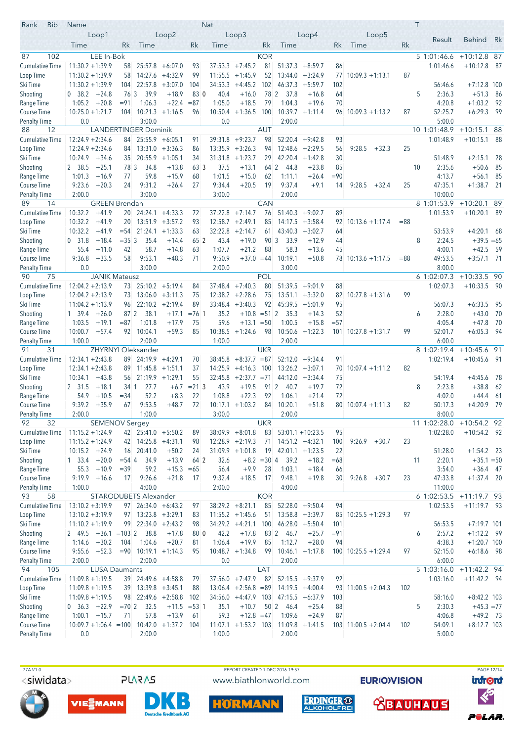| Rank | Bib | Name | | | | | Nat | | | | | | | T | | | |
|---|---|---|---|---|---|---|---|---|---|---|---|---|---|---|---|---|---|
| | Loop1 | | | Loop2 | | | Loop3 | | | Loop4 | | | Loop5 | | Result | Behind | Rk |
| | Time | | Rk | Time | | Rk | Time | | Rk | Time | | Rk | Time | Rk | | | |
| **87** | **102** | **LEE In-Bok** | | | | | **KOR** | | | | | | | **5** | **1:01:46.6** | **+10:12.8** | **87** |
| Cumulative Time | 11:30.2 | +1:39.9 | 58 | 25:57.8 | +6:07.0 | 93 | 37:53.3 | +7:45.2 | 81 | 51:37.3 | +8:59.7 | 86 | | | 1:01:46.6 | +10:12.8 | 87 |
| Loop Time | 11:30.2 | +1:39.9 | 58 | 14:27.6 | +4:32.9 | 99 | 11:55.5 | +1:45.9 | 52 | 13:44.0 | +3:24.9 | 77 | 10:09.3 +1:13.1 | 87 | | | |
| Ski Time | 11:30.2 | +1:39.9 | 104 | 22:57.8 | +3:07.0 | 104 | 34:53.3 | +4:45.2 | 102 | 46:37.3 | +5:59.7 | 102 | | | 56:46.6 | +7:12.8 | 100 |
| Shooting | 0 38.2 | +24.8 | 76 | 3 39.9 | +18.9 | 83 | 0 40.4 | +16.0 | 78 | 2 37.8 | +16.8 | 64 | | 5 | 2:36.3 | +51.3 | 86 |
| Range Time | 1:05.2 | +20.8 | =91 | 1:06.3 | +22.4 | =87 | 1:05.0 | +18.5 | 79 | 1:04.3 | +19.6 | 70 | | | 4:20.8 | +1:03.2 | 92 |
| Course Time | 10:25.0 | +1:21.7 | 104 | 10:21.3 | +1:16.5 | 96 | 10:50.4 | +1:36.5 | 100 | 10:39.7 | +1:11.4 | 96 | 10:09.3 +1:13.2 | 87 | 52:25.7 | +6:29.3 | 99 |
| Penalty Time | 0.0 | | | 3:00.0 | | | 0.0 | | | 2:00.0 | | | | | 5:00.0 | | |
| **88** | **12** | **LANDERTINGER Dominik** | | | | | **AUT** | | | | | | | **10** | **1:01:48.9** | **+10:15.1** | **88** |
| Cumulative Time | 12:24.9 | +2:34.6 | 84 | 25:55.9 | +6:05.1 | 91 | 39:31.8 | +9:23.7 | 98 | 52:20.4 | +9:42.8 | 93 | | | 1:01:48.9 | +10:15.1 | 88 |
| Loop Time | 12:24.9 | +2:34.6 | 84 | 13:31.0 | +3:36.3 | 86 | 13:35.9 | +3:26.3 | 94 | 12:48.6 | +2:29.5 | 56 | 9:28.5 +32.3 | 25 | | | |
| Ski Time | 10:24.9 | +34.6 | 35 | 20:55.9 | +1:05.1 | 34 | 31:31.8 | +1:23.7 | 29 | 42:20.4 | +1:42.8 | 30 | | | 51:48.9 | +2:15.1 | 28 |
| Shooting | 2 38.5 | +25.1 | 78 | 3 34.8 | +13.8 | 63 | 3 37.5 | +13.1 | 64 | 2 44.8 | +23.8 | 85 | | 10 | 2:35.6 | +50.6 | 85 |
| Range Time | 1:01.3 | +16.9 | 77 | 59.8 | +15.9 | 68 | 1:01.5 | +15.0 | 62 | 1:11.1 | +26.4 | =90 | | | 4:13.7 | +56.1 | 85 |
| Course Time | 9:23.6 | +20.3 | 24 | 9:31.2 | +26.4 | 27 | 9:34.4 | +20.5 | 19 | 9:37.4 | +9.1 | 14 | 9:28.5 +32.4 | 25 | 47:35.1 | +1:38.7 | 21 |
| Penalty Time | 2:00.0 | | | 3:00.0 | | | 3:00.0 | | | 2:00.0 | | | | | 10:00.0 | | |
| **89** | **14** | **GREEN Brendan** | | | | | **CAN** | | | | | | | **8** | **1:01:53.9** | **+10:20.1** | **89** |
| Cumulative Time | 10:32.2 | +41.9 | 20 | 24:24.1 | +4:33.3 | 72 | 37:22.8 | +7:14.7 | 76 | 51:40.3 | +9:02.7 | 89 | | | 1:01:53.9 | +10:20.1 | 89 |
| Loop Time | 10:32.2 | +41.9 | 20 | 13:51.9 | +3:57.2 | 93 | 12:58.7 | +2:49.1 | 85 | 14:17.5 | +3:58.4 | 92 | 10:13.6 +1:17.4 | =88 | | | |
| Ski Time | 10:32.2 | +41.9 | =54 | 21:24.1 | +1:33.3 | 63 | 32:22.8 | +2:14.7 | 61 | 43:40.3 | +3:02.7 | 64 | | | 53:53.9 | +4:20.1 | 68 |
| Shooting | 0 31.8 | +18.4 | =35 | 3 35.4 | +14.4 | 65 | 2 43.4 | +19.0 | 90 | 3 33.9 | +12.9 | 44 | | 8 | 2:24.5 | +39.5 | =65 |
| Range Time | 55.4 | +11.0 | 42 | 58.7 | +14.8 | 63 | 1:07.7 | +21.2 | 88 | 58.3 | +13.6 | 45 | | | 4:00.1 | +42.5 | 59 |
| Course Time | 9:36.8 | +33.5 | 58 | 9:53.1 | +48.3 | 71 | 9:50.9 | +37.0 | =44 | 10:19.1 | +50.8 | 78 | 10:13.6 +1:17.5 | =88 | 49:53.5 | +3:57.1 | 71 |
| Penalty Time | 0.0 | | | 3:00.0 | | | 2:00.0 | | | 3:00.0 | | | | | 8:00.0 | | |
| **90** | **75** | **JANIK Mateusz** | | | | | **POL** | | | | | | | **6** | **1:02:07.3** | **+10:33.5** | **90** |
| Cumulative Time | 12:04.2 | +2:13.9 | 73 | 25:10.2 | +5:19.4 | 84 | 37:48.4 | +7:40.3 | 80 | 51:39.5 | +9:01.9 | 88 | | | 1:02:07.3 | +10:33.5 | 90 |
| Loop Time | 12:04.2 | +2:13.9 | 73 | 13:06.0 | +3:11.3 | 75 | 12:38.2 | +2:28.6 | 75 | 13:51.1 | +3:32.0 | 82 | 10:27.8 +1:31.6 | 99 | | | |
| Ski Time | 11:04.2 | +1:13.9 | 96 | 22:10.2 | +2:19.4 | 89 | 33:48.4 | +3:40.3 | 92 | 45:39.5 | +5:01.9 | 95 | | | 56:07.3 | +6:33.5 | 95 |
| Shooting | 1 39.4 | +26.0 | 87 | 2 38.1 | +17.1 | =76 | 1 35.2 | +10.8 | =51 | 2 35.3 | +14.3 | 52 | | 6 | 2:28.0 | +43.0 | 70 |
| Range Time | 1:03.5 | +19.1 | =87 | 1:01.8 | +17.9 | 75 | 59.6 | +13.1 | =50 | 1:00.5 | +15.8 | =57 | | | 4:05.4 | +47.8 | 70 |
| Course Time | 10:00.7 | +57.4 | 92 | 10:04.1 | +59.3 | 85 | 10:38.5 | +1:24.6 | 98 | 10:50.6 | +1:22.3 | 101 | 10:27.8 +1:31.7 | 99 | 52:01.7 | +6:05.3 | 94 |
| Penalty Time | 1:00.0 | | | 2:00.0 | | | 1:00.0 | | | 2:00.0 | | | | | 6:00.0 | | |
| **91** | **31** | **ZHYRNYI Oleksander** | | | | | **UKR** | | | | | | | **8** | **1:02:19.4** | **+10:45.6** | **91** |
| Cumulative Time | 12:34.1 | +2:43.8 | 89 | 24:19.9 | +4:29.1 | 70 | 38:45.8 | +8:37.7 | =87 | 52:12.0 | +9:34.4 | 91 | | | 1:02:19.4 | +10:45.6 | 91 |
| Loop Time | 12:34.1 | +2:43.8 | 89 | 11:45.8 | +1:51.1 | 37 | 14:25.9 | +4:16.3 | 100 | 13:26.2 | +3:07.1 | 70 | 10:07.4 +1:11.2 | 82 | | | |
| Ski Time | 10:34.1 | +43.8 | 56 | 21:19.9 | +1:29.1 | 55 | 32:45.8 | +2:37.7 | =71 | 44:12.0 | +3:34.4 | 75 | | | 54:19.4 | +4:45.6 | 78 |
| Shooting | 2 31.5 | +18.1 | 34 | 1 27.7 | +6.7 | =21 | 3 43.9 | +19.5 | 91 | 2 40.7 | +19.7 | 72 | | 8 | 2:23.8 | +38.8 | 62 |
| Range Time | 54.9 | +10.5 | =34 | 52.2 | +8.3 | 22 | 1:08.8 | +22.3 | 92 | 1:06.1 | +21.4 | 72 | | | 4:02.0 | +44.4 | 61 |
| Course Time | 9:39.2 | +35.9 | 67 | 9:53.5 | +48.7 | 72 | 10:17.1 | +1:03.2 | 84 | 10:20.1 | +51.8 | 80 | 10:07.4 +1:11.3 | 82 | 50:17.3 | +4:20.9 | 79 |
| Penalty Time | 2:00.0 | | | 1:00.0 | | | 3:00.0 | | | 2:00.0 | | | | | 8:00.0 | | |
| **92** | **32** | **SEMENOV Sergey** | | | | | **UKR** | | | | | | | **11** | **1:02:28.0** | **+10:54.2** | **92** |
| Cumulative Time | 11:15.2 | +1:24.9 | 42 | 25:41.0 | +5:50.2 | 89 | 38:09.9 | +8:01.8 | 83 | 53:01.1 | +10:23.5 | 95 | | | 1:02:28.0 | +10:54.2 | 92 |
| Loop Time | 11:15.2 | +1:24.9 | 42 | 14:25.8 | +4:31.1 | 98 | 12:28.9 | +2:19.3 | 71 | 14:51.2 | +4:32.1 | 100 | 9:26.9 +30.7 | 23 | | | |
| Ski Time | 10:15.2 | +24.9 | 16 | 20:41.0 | +50.2 | 24 | 31:09.9 | +1:01.8 | 19 | 42:01.1 | +1:23.5 | 22 | | | 51:28.0 | +1:54.2 | 23 |
| Shooting | 1 33.4 | +20.0 | =54 | 4 34.9 | +13.9 | 64 | 2 32.6 | +8.2 | =30 | 4 39.2 | +18.2 | =68 | | 11 | 2:20.1 | +35.1 | =50 |
| Range Time | 55.3 | +10.9 | =39 | 59.2 | +15.3 | =65 | 56.4 | +9.9 | 28 | 1:03.1 | +18.4 | 66 | | | 3:54.0 | +36.4 | 47 |
| Course Time | 9:19.9 | +16.6 | 17 | 9:26.6 | +21.8 | 17 | 9:32.4 | +18.5 | 17 | 9:48.1 | +19.8 | 30 | 9:26.8 +30.7 | 23 | 47:33.8 | +1:37.4 | 20 |
| Penalty Time | 1:00.0 | | | 4:00.0 | | | 2:00.0 | | | 4:00.0 | | | | | 11:00.0 | | |
| **93** | **58** | **STARODUBETS Alexander** | | | | | **KOR** | | | | | | | **6** | **1:02:53.5** | **+11:19.7** | **93** |
| Cumulative Time | 13:10.2 | +3:19.9 | 97 | 26:34.0 | +6:43.2 | 97 | 38:29.2 | +8:21.1 | 85 | 52:28.0 | +9:50.4 | 94 | | | 1:02:53.5 | +11:19.7 | 93 |
| Loop Time | 13:10.2 | +3:19.9 | 97 | 13:23.8 | +3:29.1 | 83 | 11:55.2 | +1:45.6 | 51 | 13:58.8 | +3:39.7 | 85 | 10:25.5 +1:29.3 | 97 | | | |
| Ski Time | 11:10.2 | +1:19.9 | 99 | 22:34.0 | +2:43.2 | 98 | 34:29.2 | +4:21.1 | 100 | 46:28.0 | +5:50.4 | 101 | | | 56:53.5 | +7:19.7 | 101 |
| Shooting | 2 49.5 | +36.1 | =103 | 2 38.8 | +17.8 | 80 | 0 42.2 | +17.8 | 83 | 2 46.7 | +25.7 | =91 | | 6 | 2:57.2 | +1:12.2 | 99 |
| Range Time | 1:14.6 | +30.2 | 104 | 1:04.6 | +20.7 | 81 | 1:06.4 | +19.9 | 85 | 1:12.7 | +28.0 | 94 | | | 4:38.3 | +1:20.7 | 100 |
| Course Time | 9:55.6 | +52.3 | =90 | 10:19.1 | +1:14.3 | 95 | 10:48.7 | +1:34.8 | 99 | 10:46.1 | +1:17.8 | 100 | 10:25.5 +1:29.4 | 97 | 52:15.0 | +6:18.6 | 98 |
| Penalty Time | 2:00.0 | | | 2:00.0 | | | 0.0 | | | 2:00.0 | | | | | 6:00.0 | | |
| **94** | **105** | **LUSA Daumants** | | | | | **LAT** | | | | | | | **5** | **1:03:16.0** | **+11:42.2** | **94** |
| Cumulative Time | 11:09.8 | +1:19.5 | 39 | 24:49.6 | +4:58.8 | 79 | 37:56.0 | +7:47.9 | 82 | 52:15.5 | +9:37.9 | 92 | | | 1:03:16.0 | +11:42.2 | 94 |
| Loop Time | 11:09.8 | +1:19.5 | 39 | 13:39.8 | +3:45.1 | 88 | 13:06.4 | +2:56.8 | =89 | 14:19.5 | +4:00.4 | 93 | 11:00.5 +2:04.3 | 102 | | | |
| Ski Time | 11:09.8 | +1:19.5 | 98 | 22:49.6 | +2:58.8 | 102 | 34:56.0 | +4:47.9 | 103 | 47:15.5 | +6:37.9 | 103 | | | 58:16.0 | +8:42.2 | 103 |
| Shooting | 0 36.3 | +22.9 | =70 | 2 32.5 | +11.5 | =53 | 1 35.1 | +10.7 | 50 | 2 46.4 | +25.4 | 88 | | 5 | 2:30.3 | +45.3 | =77 |
| Range Time | 1:00.1 | +15.7 | 71 | 57.8 | +13.9 | 61 | 59.3 | +12.8 | =47 | 1:09.6 | +24.9 | 87 | | | 4:06.8 | +49.2 | 73 |
| Course Time | 10:09.7 | +1:06.4 | =100 | 10:42.0 | +1:37.2 | 104 | 11:07.1 | +1:53.2 | 103 | 11:09.8 | +1:41.5 | 103 | 11:00.5 +2:04.4 | 102 | 54:09.1 | +8:12.7 | 103 |
| Penalty Time | 0.0 | | | 2:00.0 | | | 1:00.0 | | | 2:00.0 | | | | | 5:00.0 | | |

77A V1.0 — REPORT CREATED 1 DEC 2016 19:57 — www.biathlonworld.com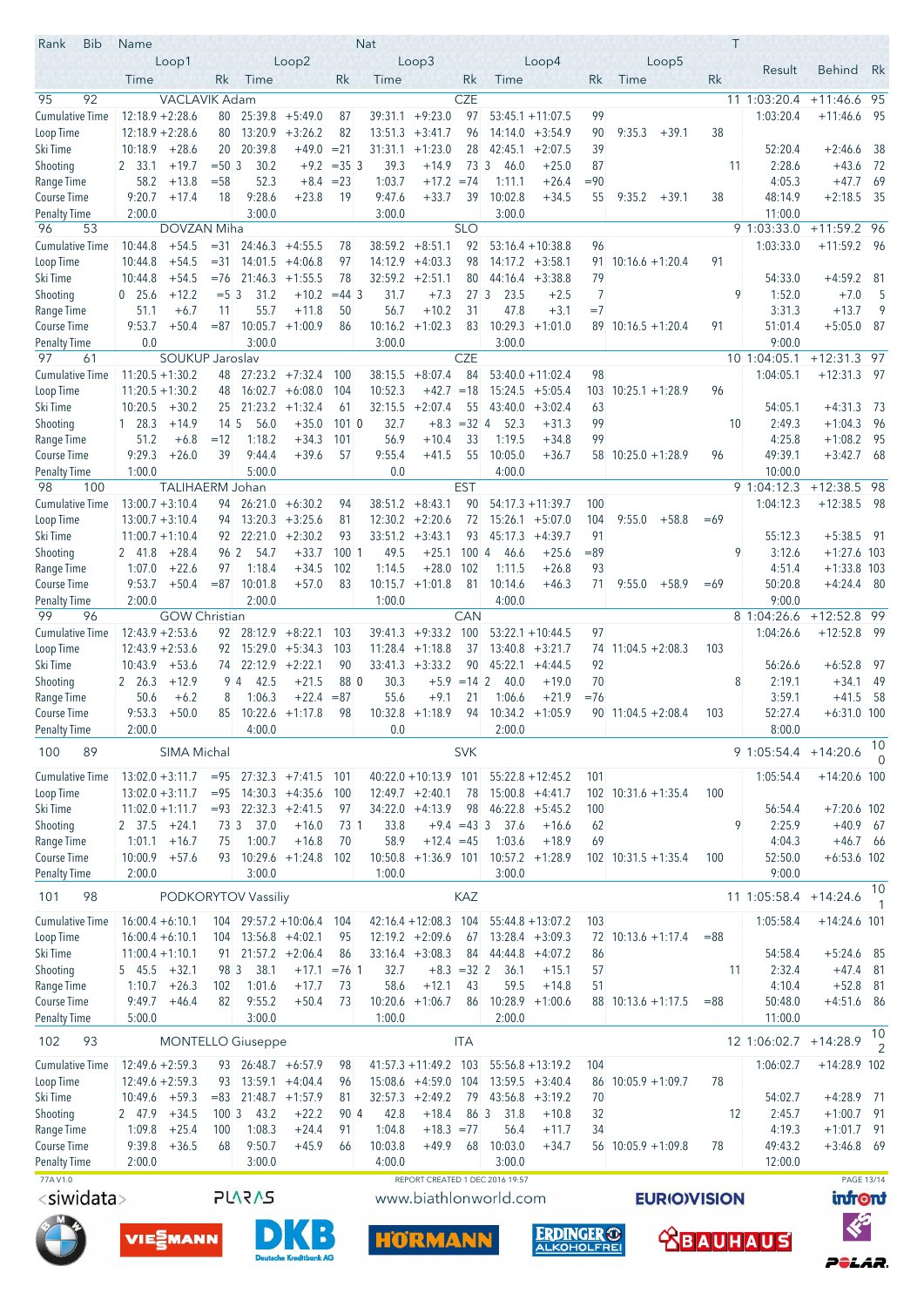| Rank | Bib | Name | | | | | Nat | | | | | | | | T | Result | Behind | Rk |
|---|---|---|---|---|---|---|---|---|---|---|---|---|---|---|---|---|---|---|
| | | Loop1 | | | Loop2 | | | Loop3 | | | Loop4 | | | Loop5 | | | | |
| | | Time | | Rk | Time | | Rk | Time | | Rk | Time | | Rk | Time | | Rk | | |
| 95 | 92 | VACLAVIK Adam | | | | | CZE | | | | | | | | 11 | 1:03:20.4 | +11:46.6 | 95 |
| Cumulative Time | | 12:18.9 | +2:28.6 | 80 | 25:39.8 | +5:49.0 | 87 | 39:31.1 | +9:23.0 | 97 | 53:45.1 | +11:07.5 | 99 | | | 1:03:20.4 | +11:46.6 | 95 |
| Loop Time | | 12:18.9 | +2:28.6 | 80 | 13:20.9 | +3:26.2 | 82 | 13:51.3 | +3:41.7 | 96 | 14:14.0 | +3:54.9 | 90 | 9:35.3 | +39.1 | 38 | | |
| Ski Time | | 10:18.9 | +28.6 | 20 | 20:39.8 | +49.0 | =21 | 31:31.1 | +1:23.0 | 28 | 42:45.1 | +2:07.5 | 39 | | | 52:20.4 | +2:46.6 | 38 |
| Shooting | | 2 33.1 | +19.7 | =50 | 3 30.2 | +9.2 | =35 | 3 39.3 | +14.9 | 73 | 3 46.0 | +25.0 | 87 | | 11 | 2:28.6 | +43.6 | 72 |
| Range Time | | 58.2 | +13.8 | =58 | 52.3 | +8.4 | =23 | 1:03.7 | +17.2 | =74 | 1:11.1 | +26.4 | =90 | | | 4:05.3 | +47.7 | 69 |
| Course Time | | 9:20.7 | +17.4 | 18 | 9:28.6 | +23.8 | 19 | 9:47.6 | +33.7 | 39 | 10:02.8 | +34.5 | 55 | 9:35.2 | +39.1 | 38 | 48:14.9 | +2:18.5 | 35 |
| Penalty Time | | 2:00.0 | | | 3:00.0 | | | 3:00.0 | | | 3:00.0 | | | | | 11:00.0 | | |
| 96 | 53 | DOVZAN Miha | | | | | SLO | | | | | | | | 9 | 1:03:33.0 | +11:59.2 | 96 |
| Cumulative Time | | 10:44.8 | +54.5 | =31 | 24:46.3 | +4:55.5 | 78 | 38:59.2 | +8:51.1 | 92 | 53:16.4 | +10:38.8 | 96 | | | 1:03:33.0 | +11:59.2 | 96 |
| Loop Time | | 10:44.8 | +54.5 | =31 | 14:01.5 | +4:06.8 | 97 | 14:12.9 | +4:03.3 | 98 | 14:17.2 | +3:58.1 | 91 | 10:16.6 | +1:20.4 | 91 | | |
| Ski Time | | 10:44.8 | +54.5 | =76 | 21:46.3 | +1:55.5 | 78 | 32:59.2 | +2:51.1 | 80 | 44:16.4 | +3:38.8 | 79 | | | 54:33.0 | +4:59.2 | 81 |
| Shooting | | 0 25.6 | +12.2 | =5 | 3 31.2 | +10.2 | =44 | 3 31.7 | +7.3 | 27 | 3 23.5 | +2.5 | 7 | | 9 | 1:52.0 | +7.0 | 5 |
| Range Time | | 51.1 | +6.7 | 11 | 55.7 | +11.8 | 50 | 56.7 | +10.2 | 31 | 47.8 | +3.1 | =7 | | | 3:31.3 | +13.7 | 9 |
| Course Time | | 9:53.7 | +50.4 | =87 | 10:05.7 | +1:00.9 | 86 | 10:16.2 | +1:02.3 | 83 | 10:29.3 | +1:01.0 | 89 | 10:16.5 | +1:20.4 | 91 | 51:01.4 | +5:05.0 | 87 |
| Penalty Time | | 0.0 | | | 3:00.0 | | | 3:00.0 | | | 3:00.0 | | | | | 9:00.0 | | |
| 97 | 61 | SOUKUP Jaroslav | | | | | CZE | | | | | | | | 10 | 1:04:05.1 | +12:31.3 | 97 |
| Cumulative Time | | 11:20.5 | +1:30.2 | 48 | 27:23.2 | +7:32.4 | 100 | 38:15.5 | +8:07.4 | 84 | 53:40.0 | +11:02.4 | 98 | | | 1:04:05.1 | +12:31.3 | 97 |
| Loop Time | | 11:20.5 | +1:30.2 | 48 | 16:02.7 | +6:08.0 | 104 | 10:52.3 | +42.7 | =18 | 15:24.5 | +5:05.4 | 103 | 10:25.1 | +1:28.9 | 96 | | |
| Ski Time | | 10:20.5 | +30.2 | 25 | 21:23.2 | +1:32.4 | 61 | 32:15.5 | +2:07.4 | 55 | 43:40.0 | +3:02.4 | 63 | | | 54:05.1 | +4:31.3 | 73 |
| Shooting | | 1 28.3 | +14.9 | 14 | 5 56.0 | +35.0 | 101 | 0 32.7 | +8.3 | =32 | 4 52.3 | +31.3 | 99 | | 10 | 2:49.3 | +1:04.3 | 96 |
| Range Time | | 51.2 | +6.8 | =12 | 1:18.2 | +34.3 | 101 | 56.9 | +10.4 | 33 | 1:19.5 | +34.8 | 99 | | | 4:25.8 | +1:08.2 | 95 |
| Course Time | | 9:29.3 | +26.0 | 39 | 9:44.4 | +39.6 | 57 | 9:55.4 | +41.5 | 55 | 10:05.0 | +36.7 | 58 | 10:25.0 | +1:28.9 | 96 | 49:39.1 | +3:42.7 | 68 |
| Penalty Time | | 1:00.0 | | | 5:00.0 | | | 0.0 | | | 4:00.0 | | | | | 10:00.0 | | |
| 98 | 100 | TALIHAERM Johan | | | | | EST | | | | | | | | 9 | 1:04:12.3 | +12:38.5 | 98 |
| Cumulative Time | | 13:00.7 | +3:10.4 | 94 | 26:21.0 | +6:30.2 | 94 | 38:51.2 | +8:43.1 | 90 | 54:17.3 | +11:39.7 | 100 | | | 1:04:12.3 | +12:38.5 | 98 |
| Loop Time | | 13:00.7 | +3:10.4 | 94 | 13:20.3 | +3:25.6 | 81 | 12:30.2 | +2:20.6 | 72 | 15:26.1 | +5:07.0 | 104 | 9:55.0 | +58.8 | =69 | | |
| Ski Time | | 11:00.7 | +1:10.4 | 92 | 22:21.0 | +2:30.2 | 93 | 33:51.2 | +3:43.1 | 93 | 45:17.3 | +4:39.7 | 91 | | | 55:12.3 | +5:38.5 | 91 |
| Shooting | | 2 41.8 | +28.4 | 96 | 2 54.7 | +33.7 | 100 | 1 49.5 | +25.1 | 100 | 4 46.6 | +25.6 | =89 | | 9 | 3:12.6 | +1:27.6 | 103 |
| Range Time | | 1:07.0 | +22.6 | 97 | 1:18.4 | +34.5 | 102 | 1:14.5 | +28.0 | 102 | 1:11.5 | +26.8 | 93 | | | 4:51.4 | +1:33.8 | 103 |
| Course Time | | 9:53.7 | +50.4 | =87 | 10:01.8 | +57.0 | 83 | 10:15.7 | +1:01.8 | 81 | 10:14.6 | +46.3 | 71 | 9:55.0 | +58.9 | =69 | 50:20.8 | +4:24.4 | 80 |
| Penalty Time | | 2:00.0 | | | 2:00.0 | | | 1:00.0 | | | 4:00.0 | | | | | 9:00.0 | | |
| 99 | 96 | GOW Christian | | | | | CAN | | | | | | | | 8 | 1:04:26.6 | +12:52.8 | 99 |
| Cumulative Time | | 12:43.9 | +2:53.6 | 92 | 28:12.9 | +8:22.1 | 103 | 39:41.3 | +9:33.2 | 100 | 53:22.1 | +10:44.5 | 97 | | | 1:04:26.6 | +12:52.8 | 99 |
| Loop Time | | 12:43.9 | +2:53.6 | 92 | 15:29.0 | +5:34.3 | 103 | 11:28.4 | +1:18.8 | 37 | 13:40.8 | +3:21.7 | 74 | 11:04.5 | +2:08.3 | 103 | | |
| Ski Time | | 10:43.9 | +53.6 | 74 | 22:12.9 | +2:22.1 | 90 | 33:41.3 | +3:33.2 | 90 | 45:22.1 | +4:44.5 | 92 | | | 56:26.6 | +6:52.8 | 97 |
| Shooting | | 2 26.3 | +12.9 | 9 | 4 42.5 | +21.5 | 88 | 0 30.3 | +5.9 | =14 | 2 40.0 | +19.0 | 70 | | 8 | 2:19.1 | +34.1 | 49 |
| Range Time | | 50.6 | +6.2 | 8 | 1:06.3 | +22.4 | =87 | 55.6 | +9.1 | 21 | 1:06.6 | +21.9 | =76 | | | 3:59.1 | +41.5 | 58 |
| Course Time | | 9:53.3 | +50.0 | 85 | 10:22.6 | +1:17.8 | 98 | 10:32.8 | +1:18.9 | 94 | 10:34.2 | +1:05.9 | 90 | 11:04.5 | +2:08.4 | 103 | 52:27.4 | +6:31.0 | 100 |
| Penalty Time | | 2:00.0 | | | 4:00.0 | | | 0.0 | | | 2:00.0 | | | | | 8:00.0 | | |
| 100 | 89 | SIMA Michal | | | | | SVK | | | | | | | | 9 | 1:05:54.4 | +14:20.6 | 100 |
| Cumulative Time | | 13:02.0 | +3:11.7 | =95 | 27:32.3 | +7:41.5 | 101 | 40:22.0 | +10:13.9 | 101 | 55:22.8 | +12:45.2 | 101 | | | 1:05:54.4 | +14:20.6 | 100 |
| Loop Time | | 13:02.0 | +3:11.7 | =95 | 14:30.3 | +4:35.6 | 100 | 12:49.7 | +2:40.1 | 78 | 15:00.8 | +4:41.7 | 102 | 10:31.6 | +1:35.4 | 100 | | |
| Ski Time | | 11:02.0 | +1:11.7 | =93 | 22:32.3 | +2:41.5 | 97 | 34:22.0 | +4:13.9 | 98 | 46:22.8 | +5:45.2 | 100 | | | 56:54.4 | +7:20.6 | 102 |
| Shooting | | 2 37.5 | +24.1 | 73 | 3 37.0 | +16.0 | 73 | 1 33.8 | +9.4 | =43 | 3 37.6 | +16.6 | 62 | | 9 | 2:25.9 | +40.9 | 67 |
| Range Time | | 1:01.1 | +16.7 | 75 | 1:00.7 | +16.8 | 70 | 58.9 | +12.4 | =45 | 1:03.6 | +18.9 | 69 | | | 4:04.3 | +46.7 | 66 |
| Course Time | | 10:00.9 | +57.6 | 93 | 10:29.6 | +1:24.8 | 102 | 10:50.8 | +1:36.9 | 101 | 10:57.2 | +1:28.9 | 102 | 10:31.5 | +1:35.4 | 100 | 52:50.0 | +6:53.6 | 102 |
| Penalty Time | | 2:00.0 | | | 3:00.0 | | | 1:00.0 | | | 3:00.0 | | | | | 9:00.0 | | |
| 101 | 98 | PODKORYTOV Vassiliy | | | | | KAZ | | | | | | | | 11 | 1:05:58.4 | +14:24.6 | 101 |
| Cumulative Time | | 16:00.4 | +6:10.1 | 104 | 29:57.2 | +10:06.4 | 104 | 42:16.4 | +12:08.3 | 104 | 55:44.8 | +13:07.2 | 103 | | | 1:05:58.4 | +14:24.6 | 101 |
| Loop Time | | 16:00.4 | +6:10.1 | 104 | 13:56.8 | +4:02.1 | 95 | 12:19.2 | +2:09.6 | 67 | 13:28.4 | +3:09.3 | 72 | 10:13.6 | +1:17.4 | =88 | | |
| Ski Time | | 11:00.4 | +1:10.1 | 91 | 21:57.2 | +2:06.4 | 86 | 33:16.4 | +3:08.3 | 84 | 44:44.8 | +4:07.2 | 86 | | | 54:58.4 | +5:24.6 | 85 |
| Shooting | | 5 45.5 | +32.1 | 98 | 3 38.1 | +17.1 | =76 | 1 32.7 | +8.3 | =32 | 2 36.1 | +15.1 | 57 | | 11 | 2:32.4 | +47.4 | 81 |
| Range Time | | 1:10.7 | +26.3 | 102 | 1:01.6 | +17.7 | 73 | 58.6 | +12.1 | 43 | 59.5 | +14.8 | 51 | | | 4:10.4 | +52.8 | 81 |
| Course Time | | 9:49.7 | +46.4 | 82 | 9:55.2 | +50.4 | 73 | 10:20.6 | +1:06.7 | 86 | 10:28.9 | +1:00.6 | 88 | 10:13.6 | +1:17.5 | =88 | 50:48.0 | +4:51.6 | 86 |
| Penalty Time | | 5:00.0 | | | 3:00.0 | | | 1:00.0 | | | 2:00.0 | | | | | 11:00.0 | | |
| 102 | 93 | MONTELLO Giuseppe | | | | | ITA | | | | | | | | 12 | 1:06:02.7 | +14:28.9 | 102 |
| Cumulative Time | | 12:49.6 | +2:59.3 | 93 | 26:48.7 | +6:57.9 | 98 | 41:57.3 | +11:49.2 | 103 | 55:56.8 | +13:19.2 | 104 | | | 1:06:02.7 | +14:28.9 | 102 |
| Loop Time | | 12:49.6 | +2:59.3 | 93 | 13:59.1 | +4:04.4 | 96 | 15:08.6 | +4:59.0 | 104 | 13:59.5 | +3:40.4 | 86 | 10:05.9 | +1:09.7 | 78 | | |
| Ski Time | | 10:49.6 | +59.3 | =83 | 21:48.7 | +1:57.9 | 81 | 32:57.3 | +2:49.2 | 79 | 43:56.8 | +3:19.2 | 70 | | | 54:02.7 | +4:28.9 | 71 |
| Shooting | | 2 47.9 | +34.5 | 100 | 3 43.2 | +22.2 | 90 | 4 42.8 | +18.4 | 86 | 3 31.8 | +10.8 | 32 | | 12 | 2:45.7 | +1:00.7 | 91 |
| Range Time | | 1:09.8 | +25.4 | 100 | 1:08.3 | +24.4 | 91 | 1:04.8 | +18.3 | =77 | 56.4 | +11.7 | 34 | | | 4:19.3 | +1:01.7 | 91 |
| Course Time | | 9:39.8 | +36.5 | 68 | 9:50.7 | +45.9 | 66 | 10:03.8 | +49.9 | 68 | 10:03.0 | +34.7 | 56 | 10:05.9 | +1:09.8 | 78 | 49:43.2 | +3:46.8 | 69 |
| Penalty Time | | 2:00.0 | | | 3:00.0 | | | 4:00.0 | | | 3:00.0 | | | | | 12:00.0 | | |

77A V1.0 — REPORT CREATED 1 DEC 2016 19:57

www.biathlonworld.com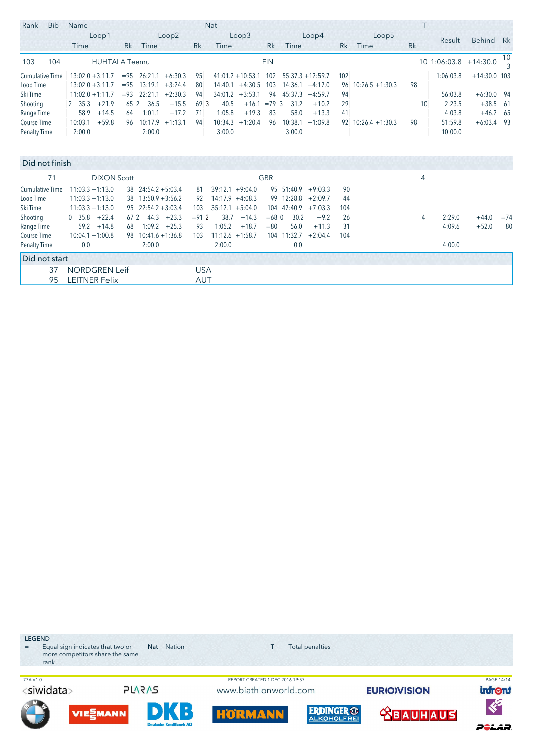| Rank | Bib | Name | | | | | Nat | | | | | | T | Result | Behind | Rk |
|---|---|---|---|---|---|---|---|---|---|---|---|---|---|---|---|---|
| | | Loop1 | | | Loop2 | | | Loop3 | | | Loop4 | | | Loop5 | | |
| | | Time | | Rk | Time | | Rk | Time | | Rk | Time | | Rk | Time | | Rk |
| 103 | 104 | HUHTALA Teemu | | | | | FIN | | | | | | 10 | 1:06:03.8 | +14:30.0 | 103 |
| Cumulative Time | | 13:02.0 | +3:11.7 | =95 | 26:21.1 | +6:30.3 | 95 | 41:01.2 | +10:53.1 | 102 | 55:37.3 | +12:59.7 | 102 | 1:06:03.8 | +14:30.0 | 103 |
| Loop Time | | 13:02.0 | +3:11.7 | =95 | 13:19.1 | +3:24.4 | 80 | 14:40.1 | +4:30.5 | 103 | 14:36.1 | +4:17.0 | 96 | 10:26.5 | +1:30.3 | 98 |
| Ski Time | | 11:02.0 | +1:11.7 | =93 | 22:21.1 | +2:30.3 | 94 | 34:01.2 | +3:53.1 | 94 | 45:37.3 | +4:59.7 | 94 | 56:03.8 | +6:30.0 | 94 |
| Shooting | | 2 35.3 | +21.9 | 65 | 2 36.5 | +15.5 | 69 | 3 40.5 | +16.1 | =79 | 3 31.2 | +10.2 | 29 | 10 2:23.5 | +38.5 | 61 |
| Range Time | | 58.9 | +14.5 | 64 | 1:01.1 | +17.2 | 71 | 1:05.8 | +19.3 | 83 | 58.0 | +13.3 | 41 | 4:03.8 | +46.2 | 65 |
| Course Time | | 10:03.1 | +59.8 | 96 | 10:17.9 | +1:13.1 | 94 | 10:34.3 | +1:20.4 | 96 | 10:38.1 | +1:09.8 | 92 | 10:26.4 +1:30.3 (98) / 51:59.8 | +6:03.4 | 93 |
| Penalty Time | | 2:00.0 | | | 2:00.0 | | | 3:00.0 | | | 3:00.0 | | | 10:00.0 | | |

## Did not finish

| | | | | | | | | | | | | | | | | |
|---|---|---|---|---|---|---|---|---|---|---|---|---|---|---|---|---|
| | 71 | DIXON Scott | | | | | GBR | | | | | | 4 | | | |
| Cumulative Time | | 11:03.3 | +1:13.0 | 38 | 24:54.2 | +5:03.4 | 81 | 39:12.1 | +9:04.0 | 95 | 51:40.9 | +9:03.3 | 90 | | | |
| Loop Time | | 11:03.3 | +1:13.0 | 38 | 13:50.9 | +3:56.2 | 92 | 14:17.9 | +4:08.3 | 99 | 12:28.8 | +2:09.7 | 44 | | | |
| Ski Time | | 11:03.3 | +1:13.0 | 95 | 22:54.2 | +3:03.4 | 103 | 35:12.1 | +5:04.0 | 104 | 47:40.9 | +7:03.3 | 104 | | | |
| Shooting | | 0 35.8 | +22.4 | 67 | 2 44.3 | +23.3 | =91 | 2 38.7 | +14.3 | =68 | 0 30.2 | +9.2 | 26 | 4 2:29.0 | +44.0 | =74 |
| Range Time | | 59.2 | +14.8 | 68 | 1:09.2 | +25.3 | 93 | 1:05.2 | +18.7 | =80 | 56.0 | +11.3 | 31 | 4:09.6 | +52.0 | 80 |
| Course Time | | 10:04.1 | +1:00.8 | 98 | 10:41.6 | +1:36.8 | 103 | 11:12.6 | +1:58.7 | 104 | 11:32.7 | +2:04.4 | 104 | | | |
| Penalty Time | | 0.0 | | | 2:00.0 | | | 2:00.0 | | | 0.0 | | | 4:00.0 | | |

## Did not start

| | | |
|---|---|---|
| 37 | NORDGREN Leif | USA |
| 95 | LEITNER Felix | AUT |

LEGEND

| | | | | | |
|---|---|---|---|---|---|
| = | Equal sign indicates that two or more competitors share the same rank | Nat | Nation | T | Total penalties |

77A V1.0 REPORT CREATED 1 DEC 2016 19:57

www.biathlonworld.com